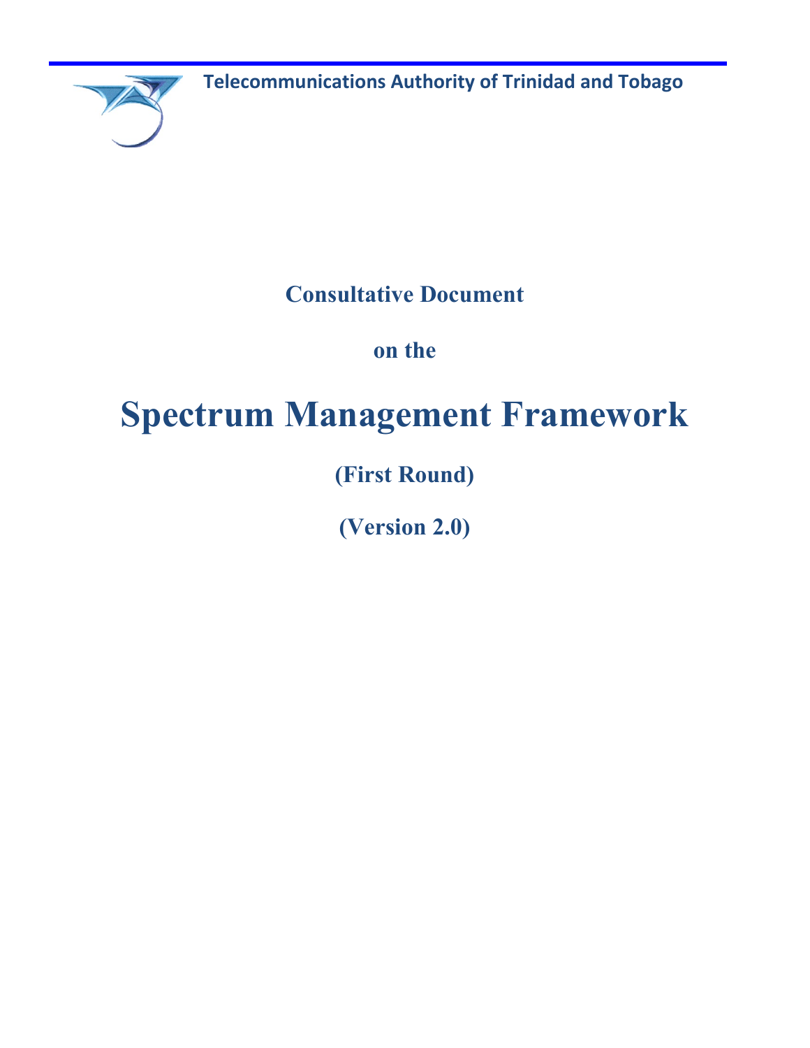**Telecommunications Authority of Trinidad and Tobago**

# Consultative Document

## on the

# Spectrum Management Framework

## (First Round)

## (Version 2.0)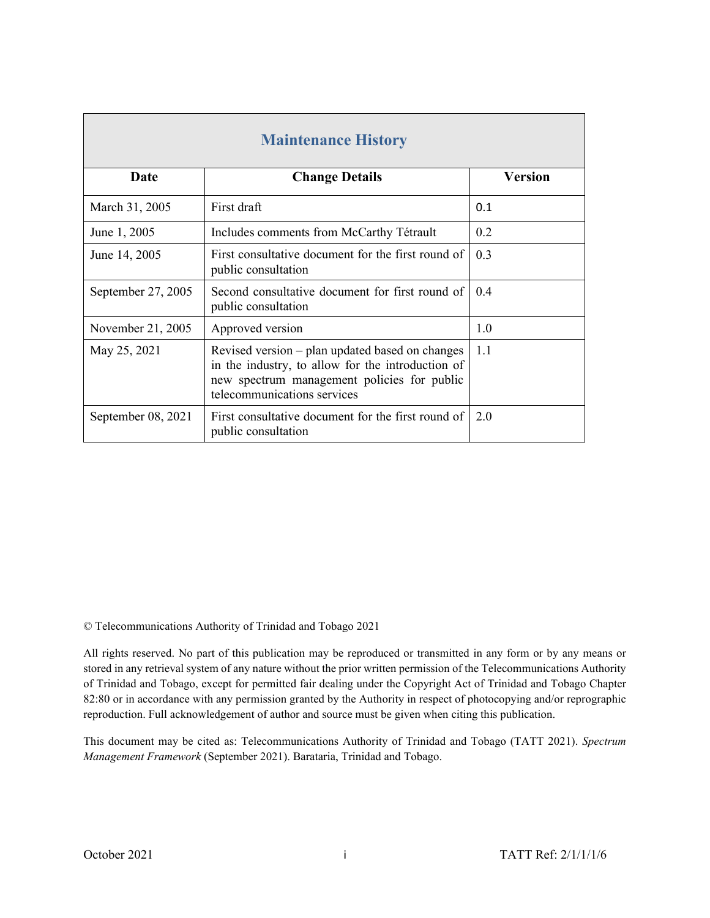## Maintenance History

| Date | Change Details | Version |
|---|---|---|
| March 31, 2005 | First draft | 0.1 |
| June 1, 2005 | Includes comments from McCarthy Tétrault | 0.2 |
| June 14, 2005 | First consultative document for the first round of public consultation | 0.3 |
| September 27, 2005 | Second consultative document for first round of public consultation | 0.4 |
| November 21, 2005 | Approved version | 1.0 |
| May 25, 2021 | Revised version – plan updated based on changes in the industry, to allow for the introduction of new spectrum management policies for public telecommunications services | 1.1 |
| September 08, 2021 | First consultative document for the first round of public consultation | 2.0 |

© Telecommunications Authority of Trinidad and Tobago 2021

All rights reserved. No part of this publication may be reproduced or transmitted in any form or by any means or stored in any retrieval system of any nature without the prior written permission of the Telecommunications Authority of Trinidad and Tobago, except for permitted fair dealing under the Copyright Act of Trinidad and Tobago Chapter 82:80 or in accordance with any permission granted by the Authority in respect of photocopying and/or reprographic reproduction. Full acknowledgement of author and source must be given when citing this publication.

This document may be cited as: Telecommunications Authority of Trinidad and Tobago (TATT 2021). *Spectrum Management Framework* (September 2021). Barataria, Trinidad and Tobago.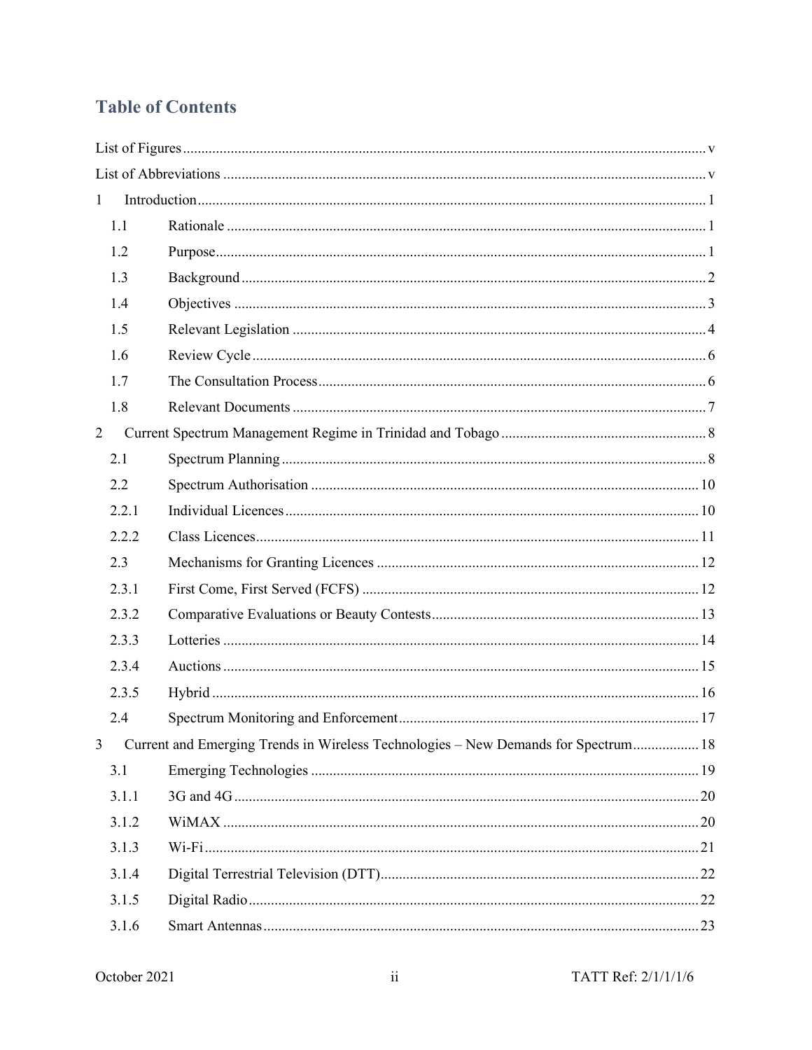# Table of Contents

List of Figures ..... v

List of Abbreviations ..... v

1 Introduction ..... 1

- 1.1 Rationale ..... 1
- 1.2 Purpose ..... 1
- 1.3 Background ..... 2
- 1.4 Objectives ..... 3
- 1.5 Relevant Legislation ..... 4
- 1.6 Review Cycle ..... 6
- 1.7 The Consultation Process ..... 6
- 1.8 Relevant Documents ..... 7

2 Current Spectrum Management Regime in Trinidad and Tobago ..... 8

- 2.1 Spectrum Planning ..... 8
- 2.2 Spectrum Authorisation ..... 10
- 2.2.1 Individual Licences ..... 10
- 2.2.2 Class Licences ..... 11
- 2.3 Mechanisms for Granting Licences ..... 12
- 2.3.1 First Come, First Served (FCFS) ..... 12
- 2.3.2 Comparative Evaluations or Beauty Contests ..... 13
- 2.3.3 Lotteries ..... 14
- 2.3.4 Auctions ..... 15
- 2.3.5 Hybrid ..... 16
- 2.4 Spectrum Monitoring and Enforcement ..... 17

3 Current and Emerging Trends in Wireless Technologies – New Demands for Spectrum ..... 18

- 3.1 Emerging Technologies ..... 19
- 3.1.1 3G and 4G ..... 20
- 3.1.2 WiMAX ..... 20
- 3.1.3 Wi-Fi ..... 21
- 3.1.4 Digital Terrestrial Television (DTT) ..... 22
- 3.1.5 Digital Radio ..... 22
- 3.1.6 Smart Antennas ..... 23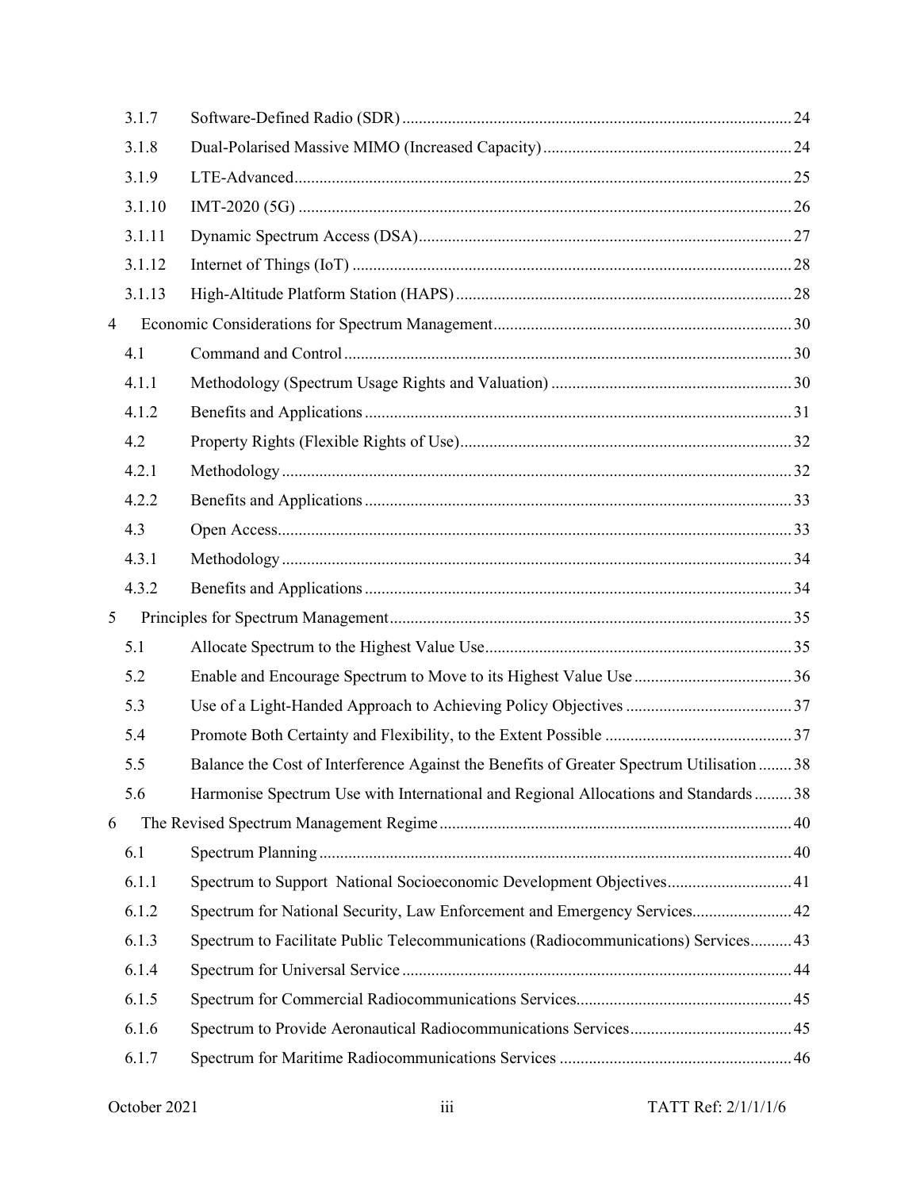| | | |
|---|---|---|
| 3.1.7 | Software-Defined Radio (SDR) | 24 |
| 3.1.8 | Dual-Polarised Massive MIMO (Increased Capacity) | 24 |
| 3.1.9 | LTE-Advanced | 25 |
| 3.1.10 | IMT-2020 (5G) | 26 |
| 3.1.11 | Dynamic Spectrum Access (DSA) | 27 |
| 3.1.12 | Internet of Things (IoT) | 28 |
| 3.1.13 | High-Altitude Platform Station (HAPS) | 28 |
| 4 | Economic Considerations for Spectrum Management | 30 |
| 4.1 | Command and Control | 30 |
| 4.1.1 | Methodology (Spectrum Usage Rights and Valuation) | 30 |
| 4.1.2 | Benefits and Applications | 31 |
| 4.2 | Property Rights (Flexible Rights of Use) | 32 |
| 4.2.1 | Methodology | 32 |
| 4.2.2 | Benefits and Applications | 33 |
| 4.3 | Open Access | 33 |
| 4.3.1 | Methodology | 34 |
| 4.3.2 | Benefits and Applications | 34 |
| 5 | Principles for Spectrum Management | 35 |
| 5.1 | Allocate Spectrum to the Highest Value Use | 35 |
| 5.2 | Enable and Encourage Spectrum to Move to its Highest Value Use | 36 |
| 5.3 | Use of a Light-Handed Approach to Achieving Policy Objectives | 37 |
| 5.4 | Promote Both Certainty and Flexibility, to the Extent Possible | 37 |
| 5.5 | Balance the Cost of Interference Against the Benefits of Greater Spectrum Utilisation | 38 |
| 5.6 | Harmonise Spectrum Use with International and Regional Allocations and Standards | 38 |
| 6 | The Revised Spectrum Management Regime | 40 |
| 6.1 | Spectrum Planning | 40 |
| 6.1.1 | Spectrum to Support National Socioeconomic Development Objectives | 41 |
| 6.1.2 | Spectrum for National Security, Law Enforcement and Emergency Services | 42 |
| 6.1.3 | Spectrum to Facilitate Public Telecommunications (Radiocommunications) Services | 43 |
| 6.1.4 | Spectrum for Universal Service | 44 |
| 6.1.5 | Spectrum for Commercial Radiocommunications Services | 45 |
| 6.1.6 | Spectrum to Provide Aeronautical Radiocommunications Services | 45 |
| 6.1.7 | Spectrum for Maritime Radiocommunications Services | 46 |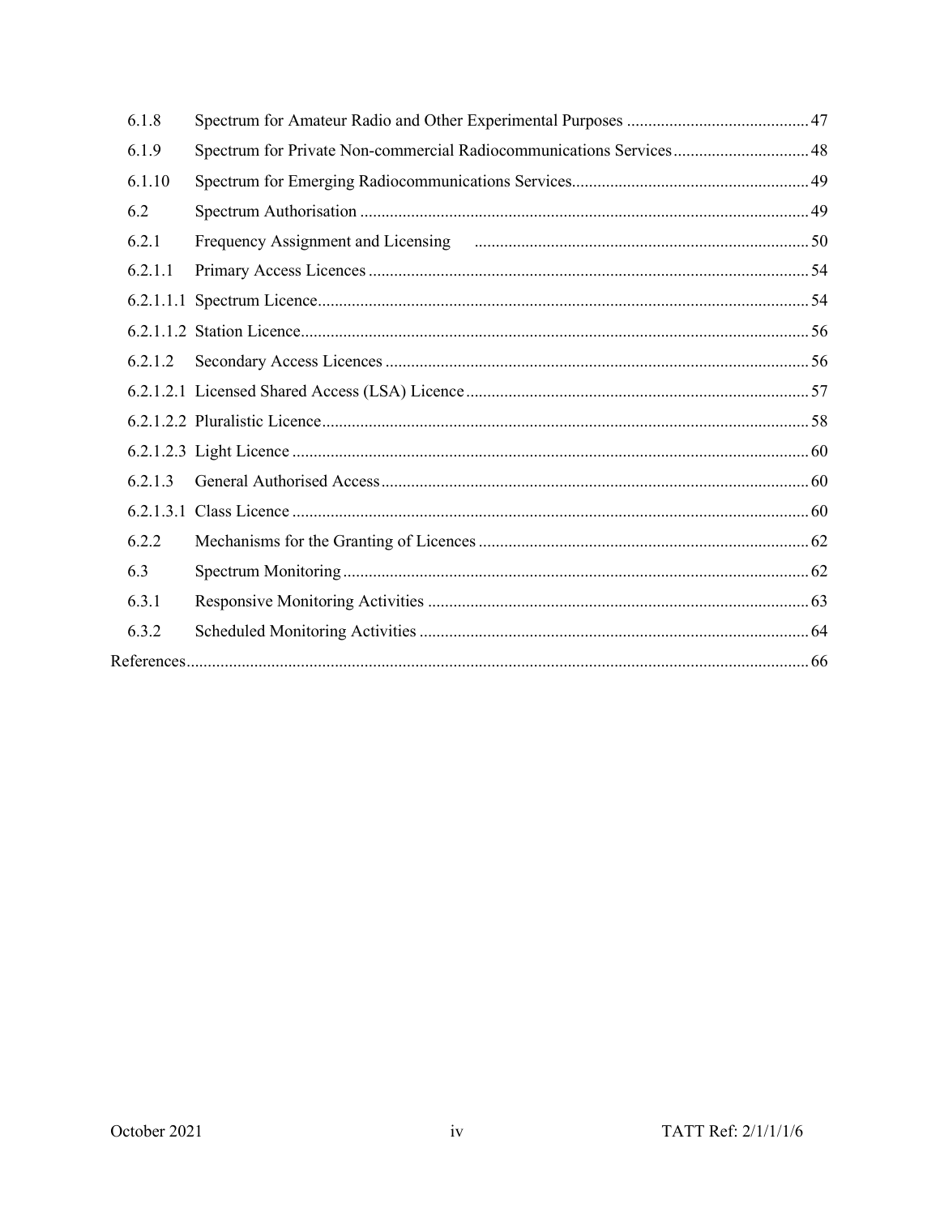| | | |
|---|---|---|
| 6.1.8 | Spectrum for Amateur Radio and Other Experimental Purposes | 47 |
| 6.1.9 | Spectrum for Private Non-commercial Radiocommunications Services | 48 |
| 6.1.10 | Spectrum for Emerging Radiocommunications Services | 49 |
| 6.2 | Spectrum Authorisation | 49 |
| 6.2.1 | Frequency Assignment and Licensing | 50 |
| 6.2.1.1 | Primary Access Licences | 54 |
| 6.2.1.1.1 | Spectrum Licence | 54 |
| 6.2.1.1.2 | Station Licence | 56 |
| 6.2.1.2 | Secondary Access Licences | 56 |
| 6.2.1.2.1 | Licensed Shared Access (LSA) Licence | 57 |
| 6.2.1.2.2 | Pluralistic Licence | 58 |
| 6.2.1.2.3 | Light Licence | 60 |
| 6.2.1.3 | General Authorised Access | 60 |
| 6.2.1.3.1 | Class Licence | 60 |
| 6.2.2 | Mechanisms for the Granting of Licences | 62 |
| 6.3 | Spectrum Monitoring | 62 |
| 6.3.1 | Responsive Monitoring Activities | 63 |
| 6.3.2 | Scheduled Monitoring Activities | 64 |
| References | | 66 |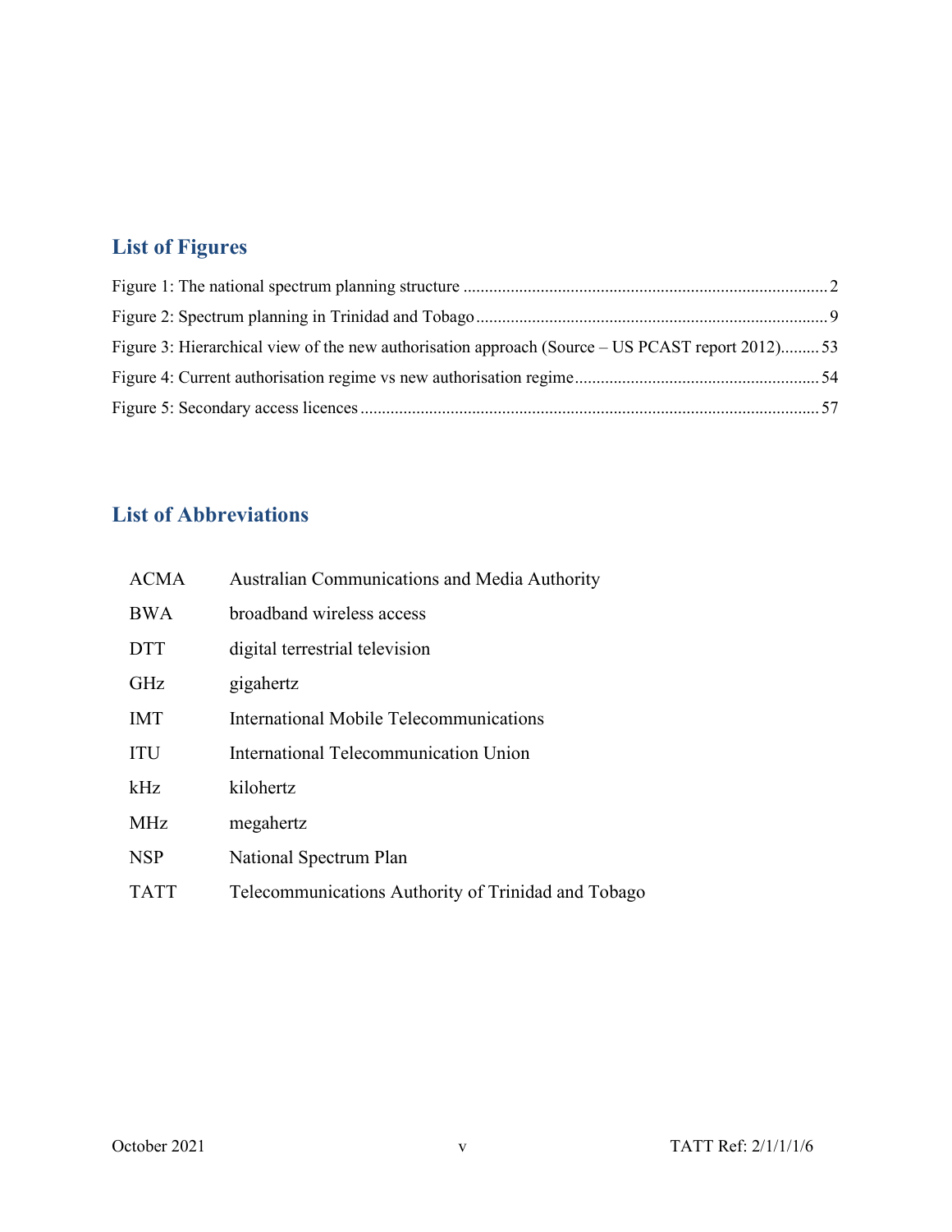## List of Figures

Figure 1: The national spectrum planning structure .................................................................................... 2

Figure 2: Spectrum planning in Trinidad and Tobago .................................................................................. 9

Figure 3: Hierarchical view of the new authorisation approach (Source – US PCAST report 2012)......... 53

Figure 4: Current authorisation regime vs new authorisation regime ......................................................... 54

Figure 5: Secondary access licences .......................................................................................................... 57

## List of Abbreviations

| | |
|---|---|
| ACMA | Australian Communications and Media Authority |
| BWA | broadband wireless access |
| DTT | digital terrestrial television |
| GHz | gigahertz |
| IMT | International Mobile Telecommunications |
| ITU | International Telecommunication Union |
| kHz | kilohertz |
| MHz | megahertz |
| NSP | National Spectrum Plan |
| TATT | Telecommunications Authority of Trinidad and Tobago |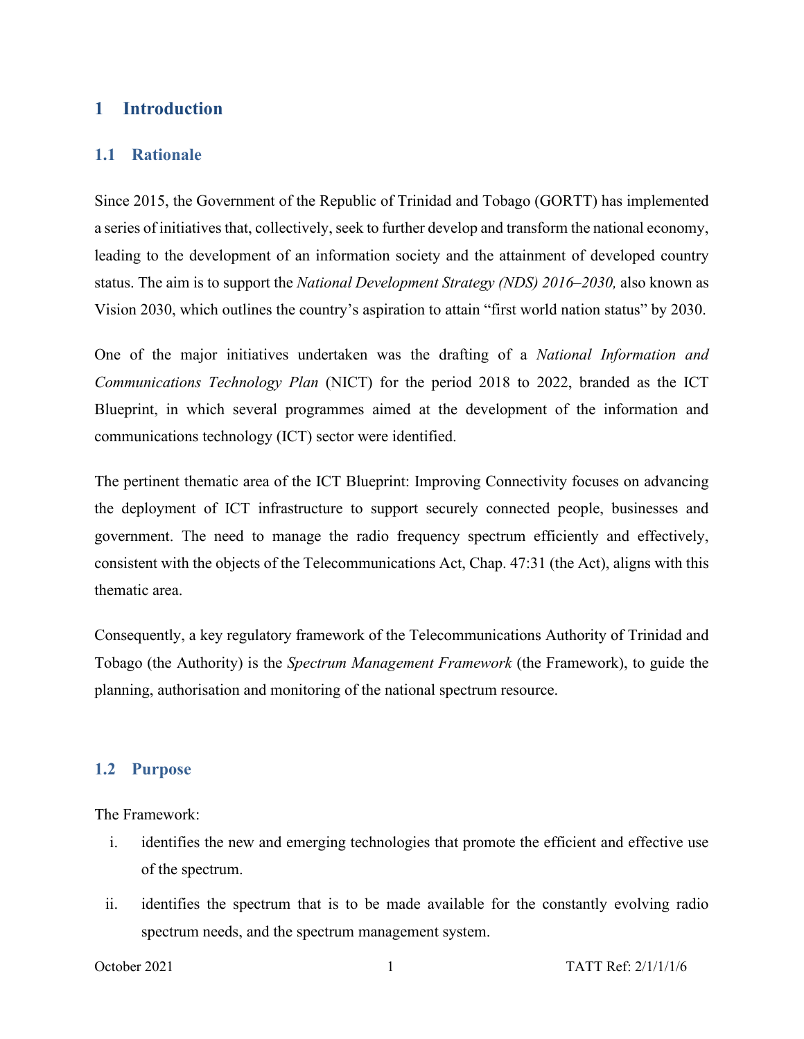# 1 Introduction

## 1.1 Rationale

Since 2015, the Government of the Republic of Trinidad and Tobago (GORTT) has implemented a series of initiatives that, collectively, seek to further develop and transform the national economy, leading to the development of an information society and the attainment of developed country status. The aim is to support the *National Development Strategy (NDS) 2016–2030,* also known as Vision 2030, which outlines the country's aspiration to attain "first world nation status" by 2030.

One of the major initiatives undertaken was the drafting of a *National Information and Communications Technology Plan* (NICT) for the period 2018 to 2022, branded as the ICT Blueprint, in which several programmes aimed at the development of the information and communications technology (ICT) sector were identified.

The pertinent thematic area of the ICT Blueprint: Improving Connectivity focuses on advancing the deployment of ICT infrastructure to support securely connected people, businesses and government. The need to manage the radio frequency spectrum efficiently and effectively, consistent with the objects of the Telecommunications Act, Chap. 47:31 (the Act), aligns with this thematic area.

Consequently, a key regulatory framework of the Telecommunications Authority of Trinidad and Tobago (the Authority) is the *Spectrum Management Framework* (the Framework), to guide the planning, authorisation and monitoring of the national spectrum resource.

## 1.2 Purpose

The Framework:

i. identifies the new and emerging technologies that promote the efficient and effective use of the spectrum.

ii. identifies the spectrum that is to be made available for the constantly evolving radio spectrum needs, and the spectrum management system.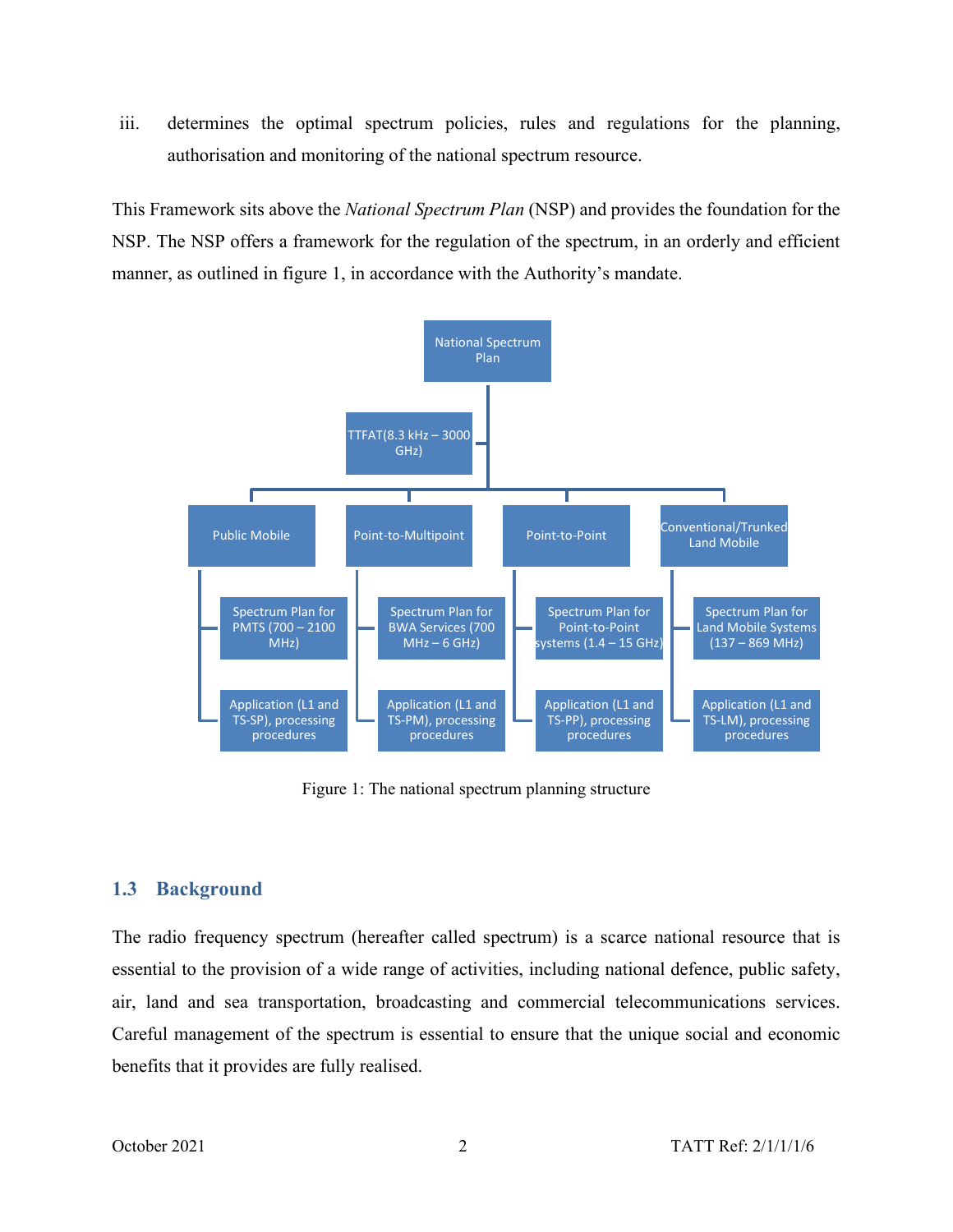iii. determines the optimal spectrum policies, rules and regulations for the planning, authorisation and monitoring of the national spectrum resource.

This Framework sits above the *National Spectrum Plan* (NSP) and provides the foundation for the NSP. The NSP offers a framework for the regulation of the spectrum, in an orderly and efficient manner, as outlined in figure 1, in accordance with the Authority's mandate.

- National Spectrum Plan
  - TTFAT(8.3 kHz – 3000 GHz)
  - Public Mobile
    - Spectrum Plan for PMTS (700 – 2100 MHz)
    - Application (L1 and TS-SP), processing procedures
  - Point-to-Multipoint
    - Spectrum Plan for BWA Services (700 MHz – 6 GHz)
    - Application (L1 and TS-PM), processing procedures
  - Point-to-Point
    - Spectrum Plan for Point-to-Point systems (1.4 – 15 GHz)
    - Application (L1 and TS-PP), processing procedures
  - Conventional/Trunked Land Mobile
    - Spectrum Plan for Land Mobile Systems (137 – 869 MHz)
    - Application (L1 and TS-LM), processing procedures

Figure 1: The national spectrum planning structure

## 1.3 Background

The radio frequency spectrum (hereafter called spectrum) is a scarce national resource that is essential to the provision of a wide range of activities, including national defence, public safety, air, land and sea transportation, broadcasting and commercial telecommunications services. Careful management of the spectrum is essential to ensure that the unique social and economic benefits that it provides are fully realised.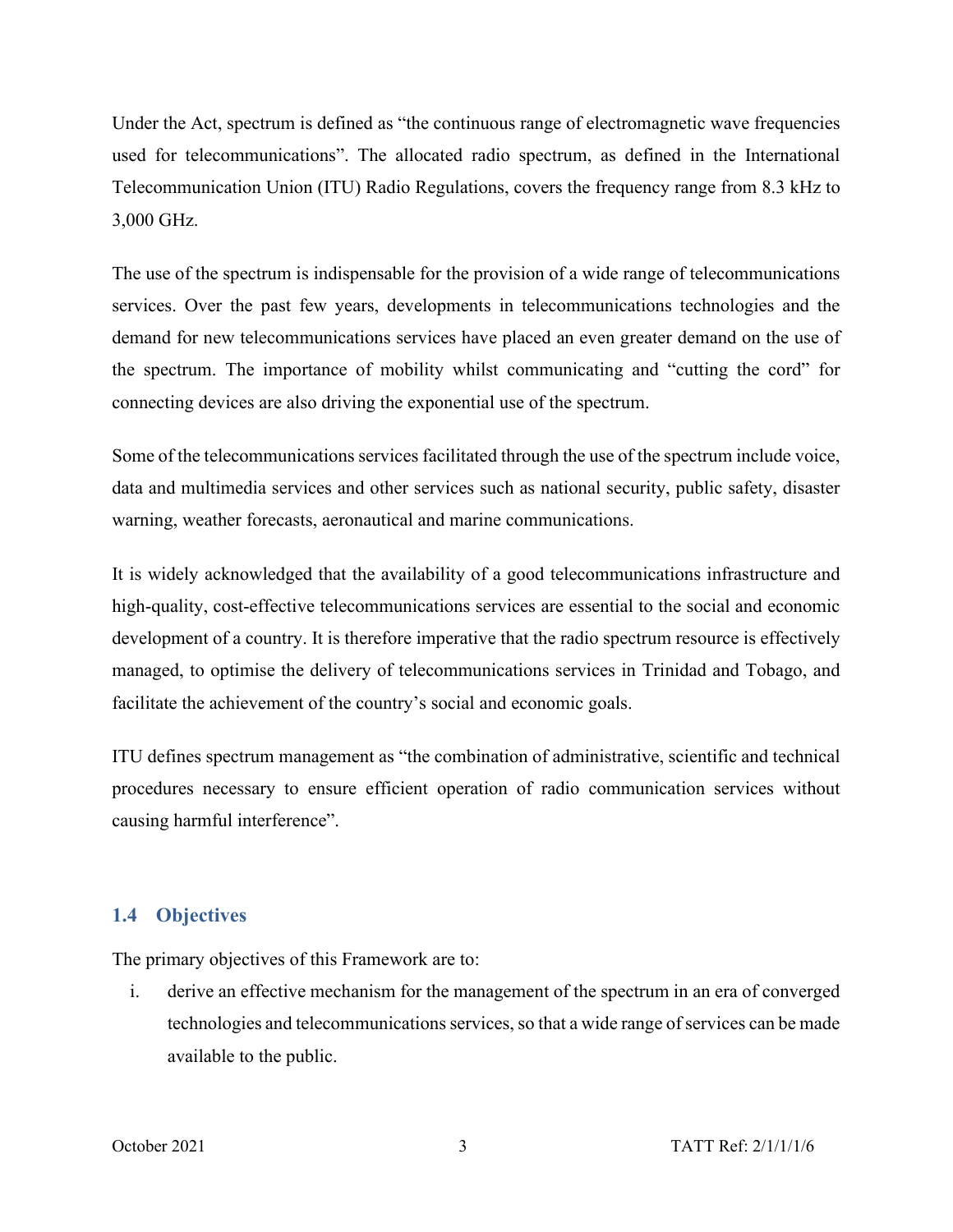Under the Act, spectrum is defined as "the continuous range of electromagnetic wave frequencies used for telecommunications". The allocated radio spectrum, as defined in the International Telecommunication Union (ITU) Radio Regulations, covers the frequency range from 8.3 kHz to 3,000 GHz.

The use of the spectrum is indispensable for the provision of a wide range of telecommunications services. Over the past few years, developments in telecommunications technologies and the demand for new telecommunications services have placed an even greater demand on the use of the spectrum. The importance of mobility whilst communicating and "cutting the cord" for connecting devices are also driving the exponential use of the spectrum.

Some of the telecommunications services facilitated through the use of the spectrum include voice, data and multimedia services and other services such as national security, public safety, disaster warning, weather forecasts, aeronautical and marine communications.

It is widely acknowledged that the availability of a good telecommunications infrastructure and high-quality, cost-effective telecommunications services are essential to the social and economic development of a country. It is therefore imperative that the radio spectrum resource is effectively managed, to optimise the delivery of telecommunications services in Trinidad and Tobago, and facilitate the achievement of the country's social and economic goals.

ITU defines spectrum management as "the combination of administrative, scientific and technical procedures necessary to ensure efficient operation of radio communication services without causing harmful interference".

## 1.4 Objectives

The primary objectives of this Framework are to:

i. derive an effective mechanism for the management of the spectrum in an era of converged technologies and telecommunications services, so that a wide range of services can be made available to the public.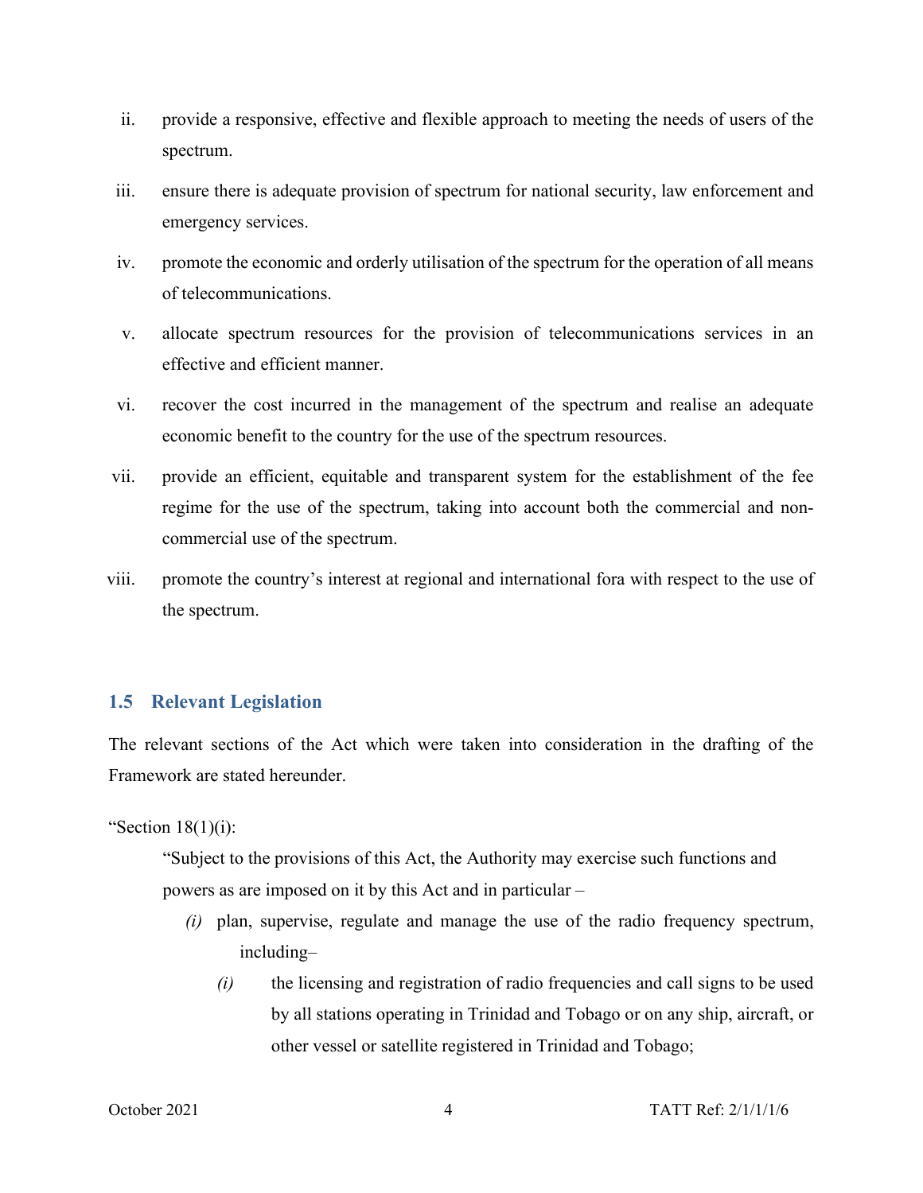ii. provide a responsive, effective and flexible approach to meeting the needs of users of the spectrum.

iii. ensure there is adequate provision of spectrum for national security, law enforcement and emergency services.

iv. promote the economic and orderly utilisation of the spectrum for the operation of all means of telecommunications.

v. allocate spectrum resources for the provision of telecommunications services in an effective and efficient manner.

vi. recover the cost incurred in the management of the spectrum and realise an adequate economic benefit to the country for the use of the spectrum resources.

vii. provide an efficient, equitable and transparent system for the establishment of the fee regime for the use of the spectrum, taking into account both the commercial and non-commercial use of the spectrum.

viii. promote the country's interest at regional and international fora with respect to the use of the spectrum.

## 1.5 Relevant Legislation

The relevant sections of the Act which were taken into consideration in the drafting of the Framework are stated hereunder.

"Section 18(1)(i):

> "Subject to the provisions of this Act, the Authority may exercise such functions and powers as are imposed on it by this Act and in particular –
>
> *(i)* plan, supervise, regulate and manage the use of the radio frequency spectrum, including–
>
> *(i)* the licensing and registration of radio frequencies and call signs to be used by all stations operating in Trinidad and Tobago or on any ship, aircraft, or other vessel or satellite registered in Trinidad and Tobago;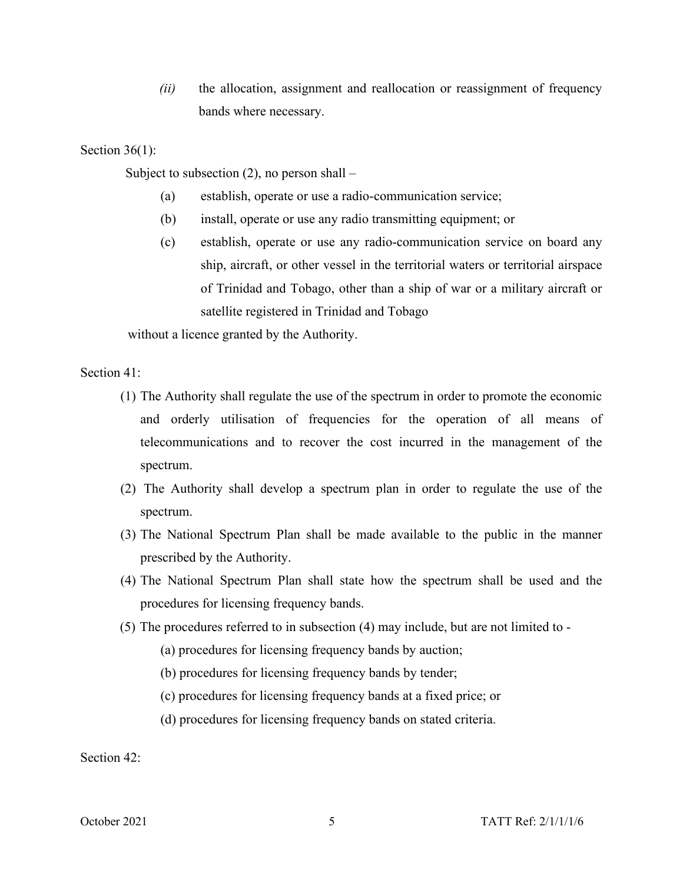*(ii)* the allocation, assignment and reallocation or reassignment of frequency bands where necessary.

Section 36(1):

Subject to subsection (2), no person shall –

(a) establish, operate or use a radio-communication service;

(b) install, operate or use any radio transmitting equipment; or

(c) establish, operate or use any radio-communication service on board any ship, aircraft, or other vessel in the territorial waters or territorial airspace of Trinidad and Tobago, other than a ship of war or a military aircraft or satellite registered in Trinidad and Tobago

without a licence granted by the Authority.

Section 41:

(1) The Authority shall regulate the use of the spectrum in order to promote the economic and orderly utilisation of frequencies for the operation of all means of telecommunications and to recover the cost incurred in the management of the spectrum.

(2) The Authority shall develop a spectrum plan in order to regulate the use of the spectrum.

(3) The National Spectrum Plan shall be made available to the public in the manner prescribed by the Authority.

(4) The National Spectrum Plan shall state how the spectrum shall be used and the procedures for licensing frequency bands.

(5) The procedures referred to in subsection (4) may include, but are not limited to -

(a) procedures for licensing frequency bands by auction;

(b) procedures for licensing frequency bands by tender;

(c) procedures for licensing frequency bands at a fixed price; or

(d) procedures for licensing frequency bands on stated criteria.

Section 42: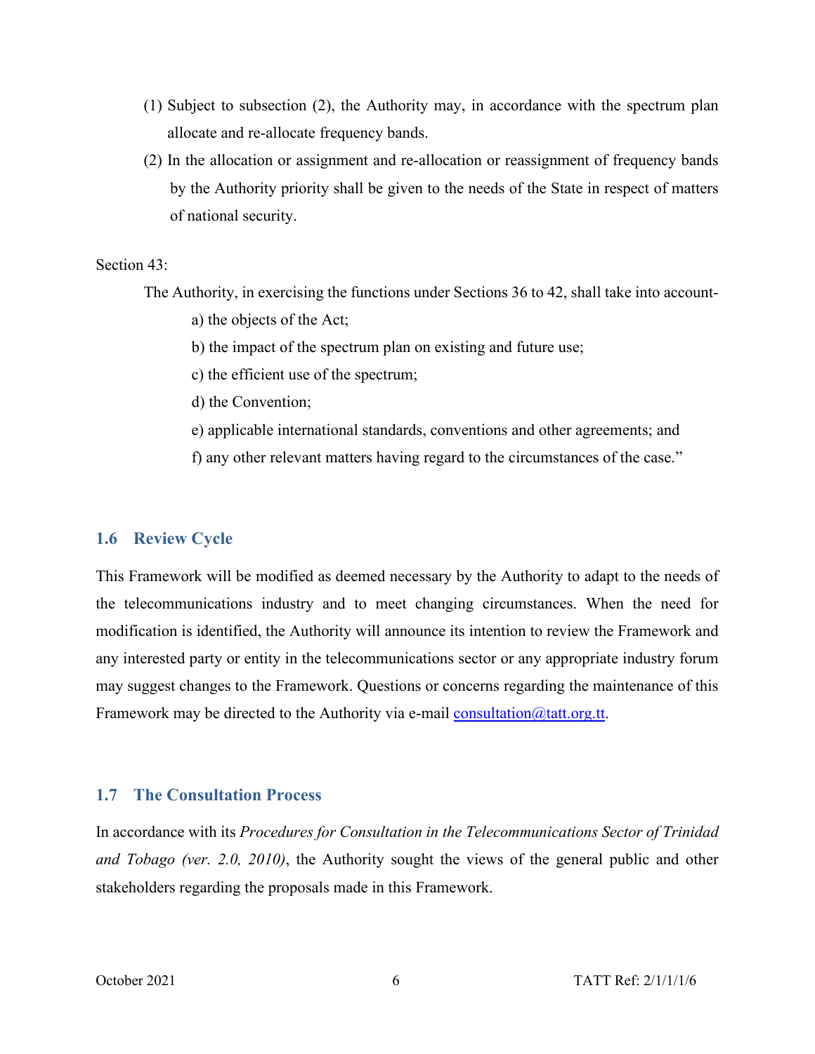(1) Subject to subsection (2), the Authority may, in accordance with the spectrum plan allocate and re-allocate frequency bands.

(2) In the allocation or assignment and re-allocation or reassignment of frequency bands by the Authority priority shall be given to the needs of the State in respect of matters of national security.

Section 43:

The Authority, in exercising the functions under Sections 36 to 42, shall take into account-

a) the objects of the Act;

b) the impact of the spectrum plan on existing and future use;

c) the efficient use of the spectrum;

d) the Convention;

e) applicable international standards, conventions and other agreements; and

f) any other relevant matters having regard to the circumstances of the case."

## 1.6 Review Cycle

This Framework will be modified as deemed necessary by the Authority to adapt to the needs of the telecommunications industry and to meet changing circumstances. When the need for modification is identified, the Authority will announce its intention to review the Framework and any interested party or entity in the telecommunications sector or any appropriate industry forum may suggest changes to the Framework. Questions or concerns regarding the maintenance of this Framework may be directed to the Authority via e-mail consultation@tatt.org.tt.

## 1.7 The Consultation Process

In accordance with its *Procedures for Consultation in the Telecommunications Sector of Trinidad and Tobago (ver. 2.0, 2010)*, the Authority sought the views of the general public and other stakeholders regarding the proposals made in this Framework.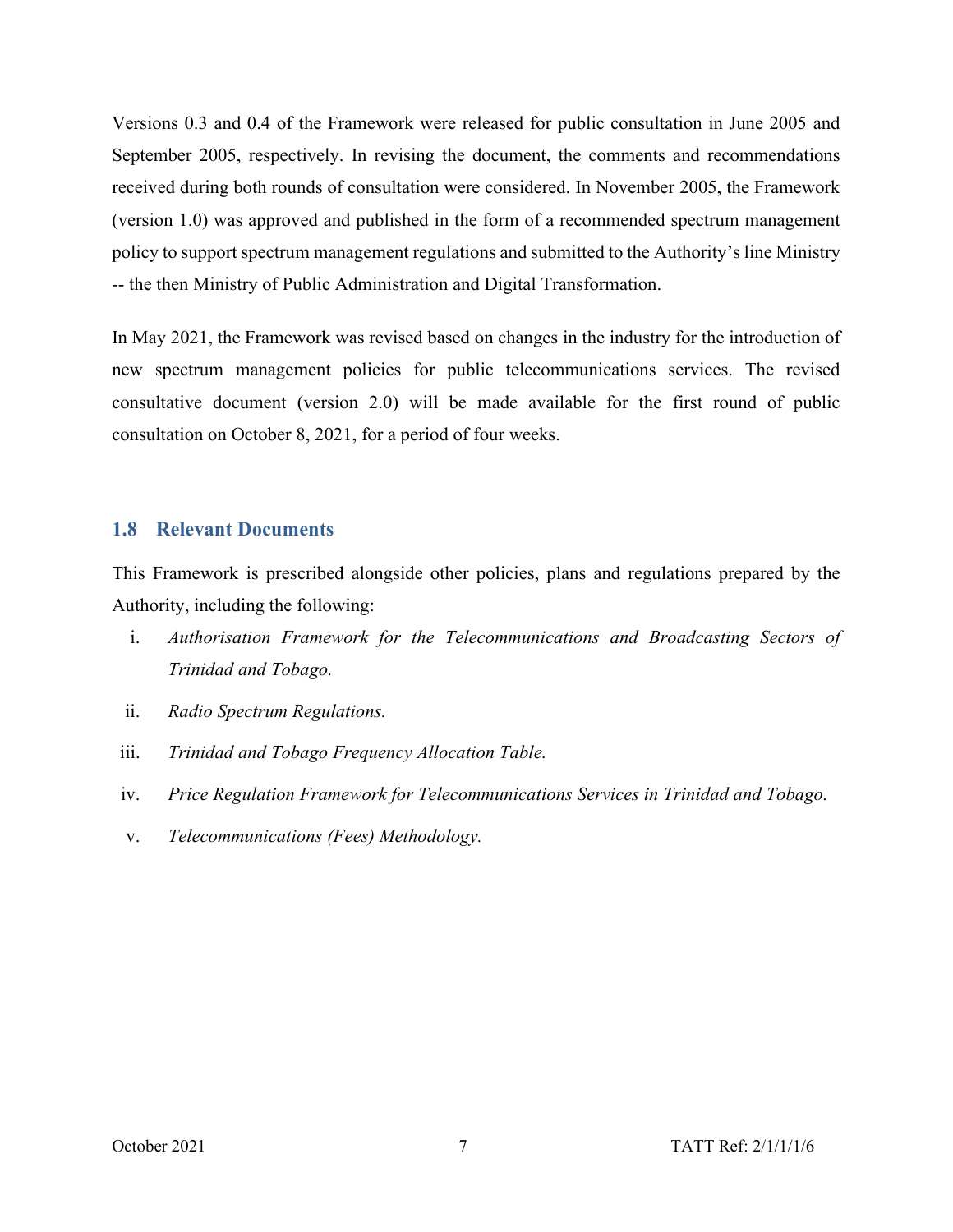Versions 0.3 and 0.4 of the Framework were released for public consultation in June 2005 and September 2005, respectively. In revising the document, the comments and recommendations received during both rounds of consultation were considered. In November 2005, the Framework (version 1.0) was approved and published in the form of a recommended spectrum management policy to support spectrum management regulations and submitted to the Authority's line Ministry -- the then Ministry of Public Administration and Digital Transformation.

In May 2021, the Framework was revised based on changes in the industry for the introduction of new spectrum management policies for public telecommunications services. The revised consultative document (version 2.0) will be made available for the first round of public consultation on October 8, 2021, for a period of four weeks.

## 1.8 Relevant Documents

This Framework is prescribed alongside other policies, plans and regulations prepared by the Authority, including the following:

i. *Authorisation Framework for the Telecommunications and Broadcasting Sectors of Trinidad and Tobago.*

ii. *Radio Spectrum Regulations.*

iii. *Trinidad and Tobago Frequency Allocation Table.*

iv. *Price Regulation Framework for Telecommunications Services in Trinidad and Tobago.*

v. *Telecommunications (Fees) Methodology.*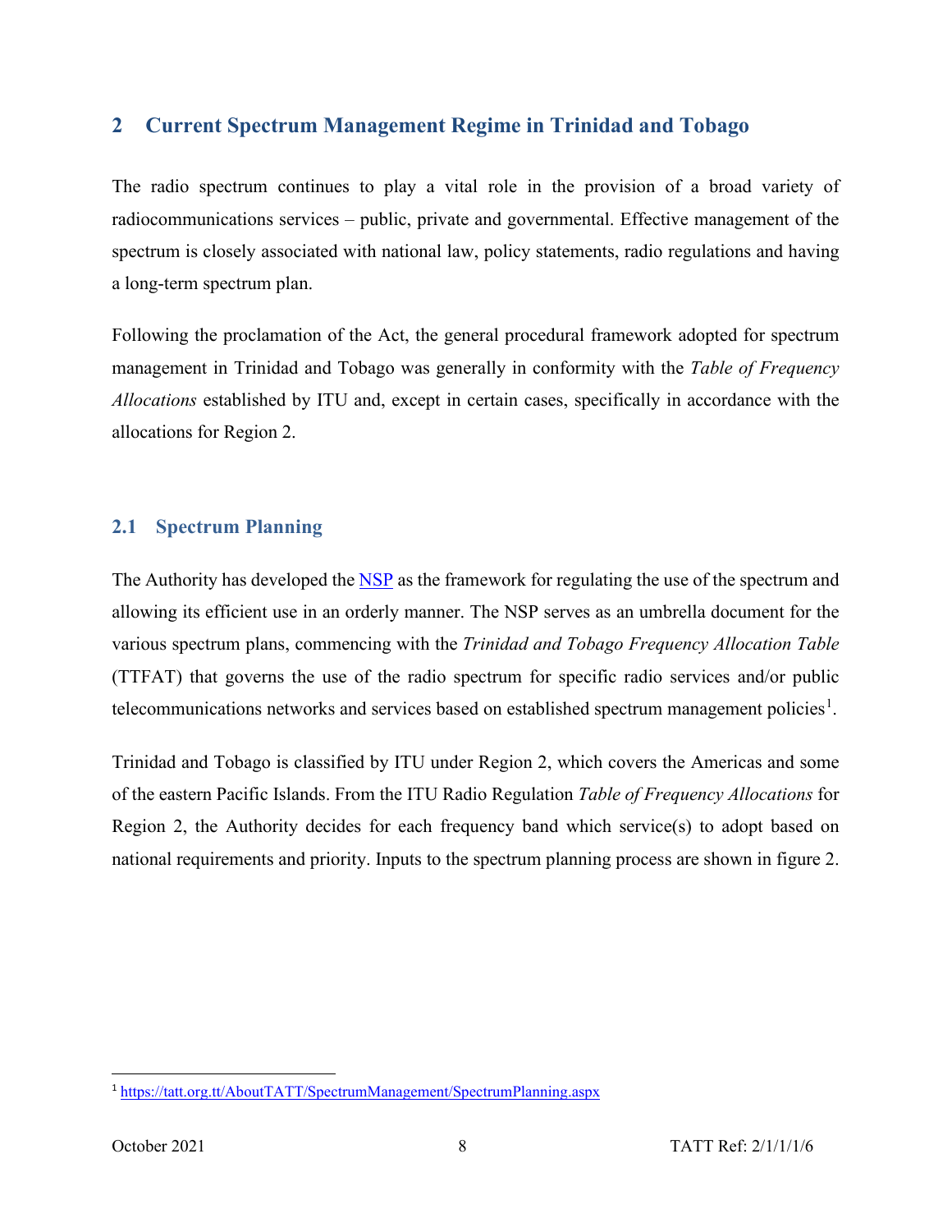## 2 Current Spectrum Management Regime in Trinidad and Tobago

The radio spectrum continues to play a vital role in the provision of a broad variety of radiocommunications services – public, private and governmental. Effective management of the spectrum is closely associated with national law, policy statements, radio regulations and having a long-term spectrum plan.

Following the proclamation of the Act, the general procedural framework adopted for spectrum management in Trinidad and Tobago was generally in conformity with the *Table of Frequency Allocations* established by ITU and, except in certain cases, specifically in accordance with the allocations for Region 2.

### 2.1 Spectrum Planning

The Authority has developed the NSP as the framework for regulating the use of the spectrum and allowing its efficient use in an orderly manner. The NSP serves as an umbrella document for the various spectrum plans, commencing with the *Trinidad and Tobago Frequency Allocation Table* (TTFAT) that governs the use of the radio spectrum for specific radio services and/or public telecommunications networks and services based on established spectrum management policies[1].

Trinidad and Tobago is classified by ITU under Region 2, which covers the Americas and some of the eastern Pacific Islands. From the ITU Radio Regulation *Table of Frequency Allocations* for Region 2, the Authority decides for each frequency band which service(s) to adopt based on national requirements and priority. Inputs to the spectrum planning process are shown in figure 2.

---

[1] https://tatt.org.tt/AboutTATT/SpectrumManagement/SpectrumPlanning.aspx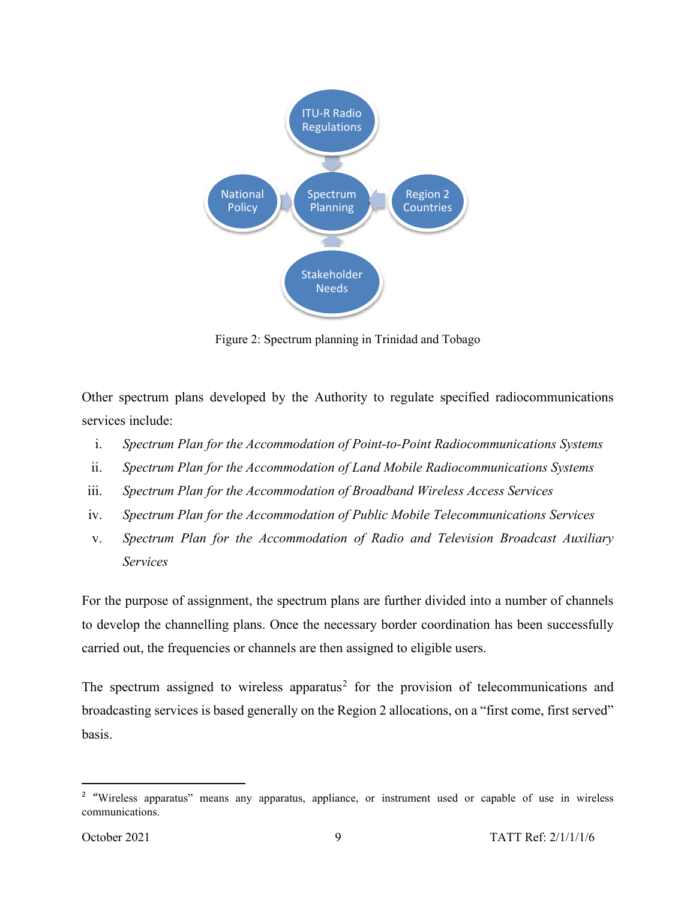ITU-R Radio Regulations

National Policy

Spectrum Planning

Region 2 Countries

Stakeholder Needs

Figure 2: Spectrum planning in Trinidad and Tobago

Other spectrum plans developed by the Authority to regulate specified radiocommunications services include:

i. *Spectrum Plan for the Accommodation of Point-to-Point Radiocommunications Systems*
ii. *Spectrum Plan for the Accommodation of Land Mobile Radiocommunications Systems*
iii. *Spectrum Plan for the Accommodation of Broadband Wireless Access Services*
iv. *Spectrum Plan for the Accommodation of Public Mobile Telecommunications Services*
v. *Spectrum Plan for the Accommodation of Radio and Television Broadcast Auxiliary Services*

For the purpose of assignment, the spectrum plans are further divided into a number of channels to develop the channelling plans. Once the necessary border coordination has been successfully carried out, the frequencies or channels are then assigned to eligible users.

The spectrum assigned to wireless apparatus[2] for the provision of telecommunications and broadcasting services is based generally on the Region 2 allocations, on a "first come, first served" basis.

[2] "Wireless apparatus" means any apparatus, appliance, or instrument used or capable of use in wireless communications.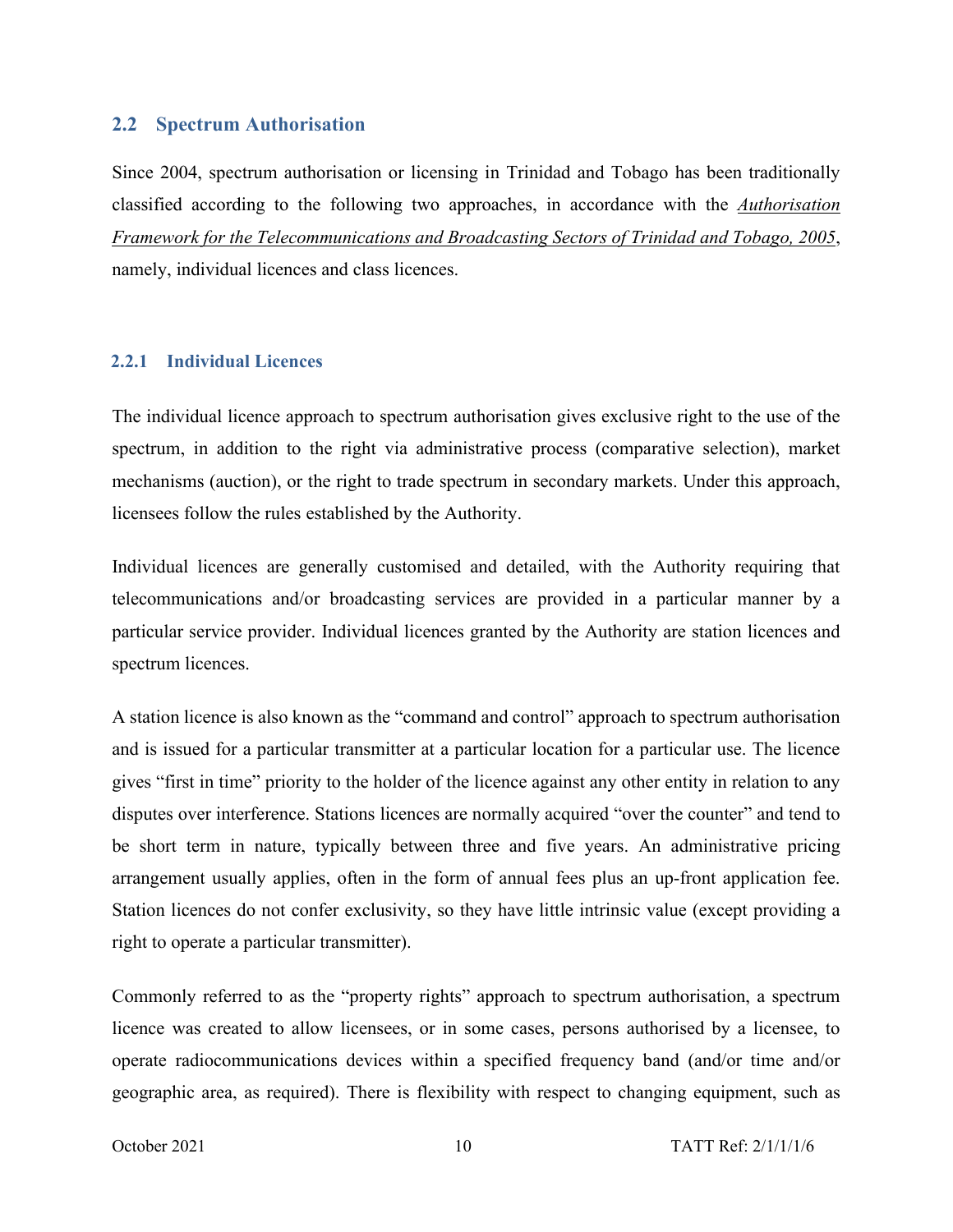## 2.2 Spectrum Authorisation

Since 2004, spectrum authorisation or licensing in Trinidad and Tobago has been traditionally classified according to the following two approaches, in accordance with the *Authorisation Framework for the Telecommunications and Broadcasting Sectors of Trinidad and Tobago, 2005*, namely, individual licences and class licences.

### 2.2.1 Individual Licences

The individual licence approach to spectrum authorisation gives exclusive right to the use of the spectrum, in addition to the right via administrative process (comparative selection), market mechanisms (auction), or the right to trade spectrum in secondary markets. Under this approach, licensees follow the rules established by the Authority.

Individual licences are generally customised and detailed, with the Authority requiring that telecommunications and/or broadcasting services are provided in a particular manner by a particular service provider. Individual licences granted by the Authority are station licences and spectrum licences.

A station licence is also known as the "command and control" approach to spectrum authorisation and is issued for a particular transmitter at a particular location for a particular use. The licence gives "first in time" priority to the holder of the licence against any other entity in relation to any disputes over interference. Stations licences are normally acquired "over the counter" and tend to be short term in nature, typically between three and five years. An administrative pricing arrangement usually applies, often in the form of annual fees plus an up-front application fee. Station licences do not confer exclusivity, so they have little intrinsic value (except providing a right to operate a particular transmitter).

Commonly referred to as the "property rights" approach to spectrum authorisation, a spectrum licence was created to allow licensees, or in some cases, persons authorised by a licensee, to operate radiocommunications devices within a specified frequency band (and/or time and/or geographic area, as required). There is flexibility with respect to changing equipment, such as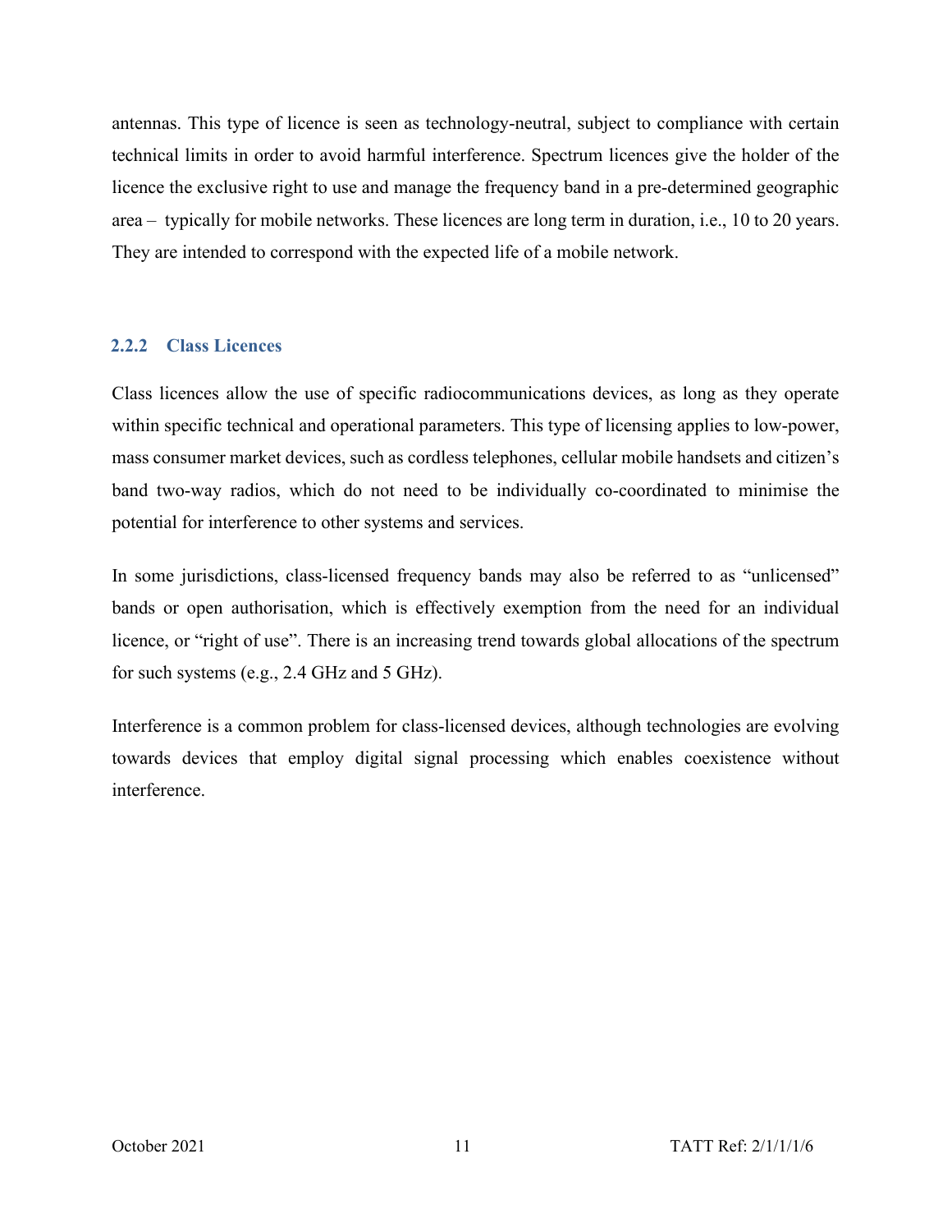antennas. This type of licence is seen as technology-neutral, subject to compliance with certain technical limits in order to avoid harmful interference. Spectrum licences give the holder of the licence the exclusive right to use and manage the frequency band in a pre-determined geographic area – typically for mobile networks. These licences are long term in duration, i.e., 10 to 20 years. They are intended to correspond with the expected life of a mobile network.

### 2.2.2 Class Licences

Class licences allow the use of specific radiocommunications devices, as long as they operate within specific technical and operational parameters. This type of licensing applies to low-power, mass consumer market devices, such as cordless telephones, cellular mobile handsets and citizen's band two-way radios, which do not need to be individually co-coordinated to minimise the potential for interference to other systems and services.

In some jurisdictions, class-licensed frequency bands may also be referred to as "unlicensed" bands or open authorisation, which is effectively exemption from the need for an individual licence, or "right of use". There is an increasing trend towards global allocations of the spectrum for such systems (e.g., 2.4 GHz and 5 GHz).

Interference is a common problem for class-licensed devices, although technologies are evolving towards devices that employ digital signal processing which enables coexistence without interference.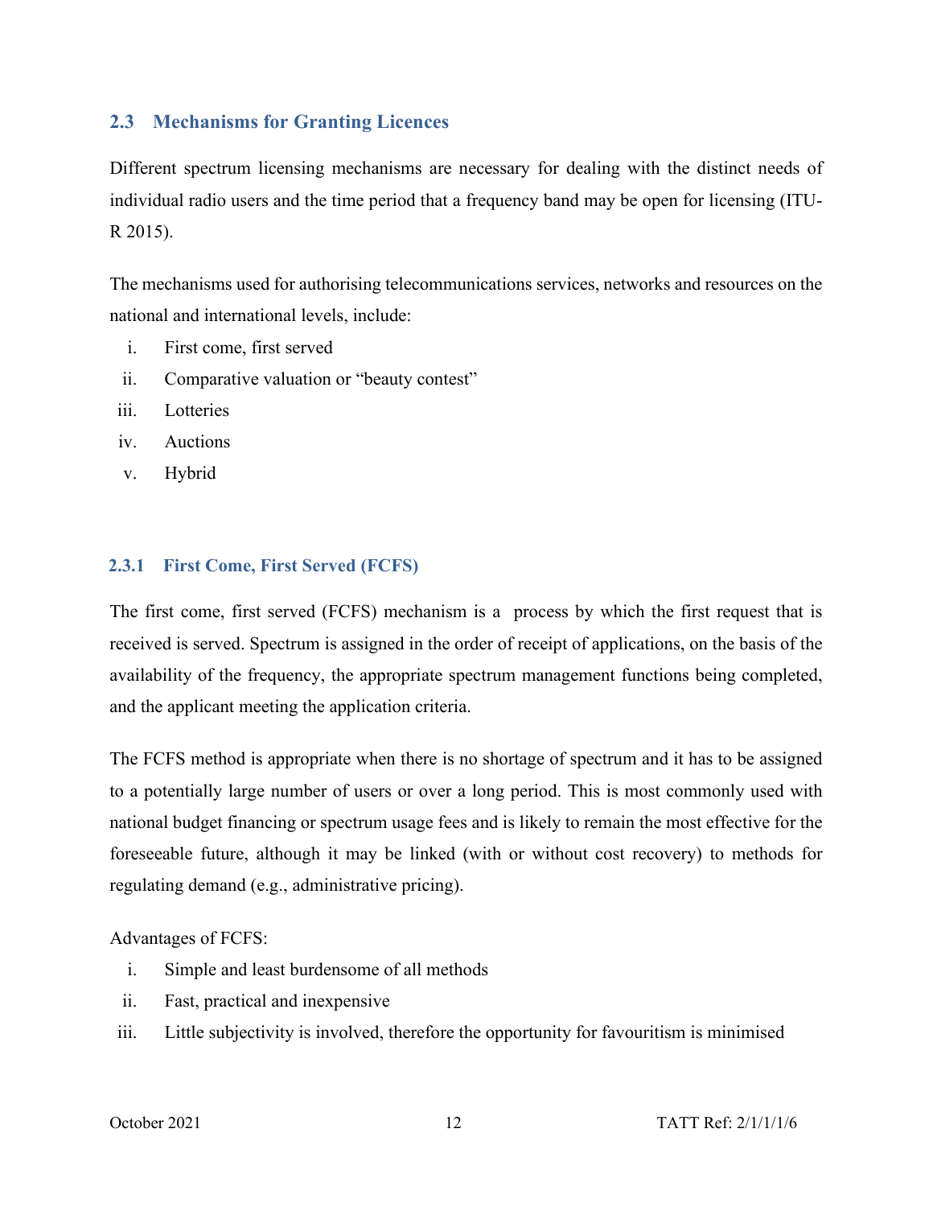## 2.3 Mechanisms for Granting Licences

Different spectrum licensing mechanisms are necessary for dealing with the distinct needs of individual radio users and the time period that a frequency band may be open for licensing (ITU-R 2015).

The mechanisms used for authorising telecommunications services, networks and resources on the national and international levels, include:

i. First come, first served
ii. Comparative valuation or "beauty contest"
iii. Lotteries
iv. Auctions
v. Hybrid

### 2.3.1 First Come, First Served (FCFS)

The first come, first served (FCFS) mechanism is a process by which the first request that is received is served. Spectrum is assigned in the order of receipt of applications, on the basis of the availability of the frequency, the appropriate spectrum management functions being completed, and the applicant meeting the application criteria.

The FCFS method is appropriate when there is no shortage of spectrum and it has to be assigned to a potentially large number of users or over a long period. This is most commonly used with national budget financing or spectrum usage fees and is likely to remain the most effective for the foreseeable future, although it may be linked (with or without cost recovery) to methods for regulating demand (e.g., administrative pricing).

Advantages of FCFS:

i. Simple and least burdensome of all methods
ii. Fast, practical and inexpensive
iii. Little subjectivity is involved, therefore the opportunity for favouritism is minimised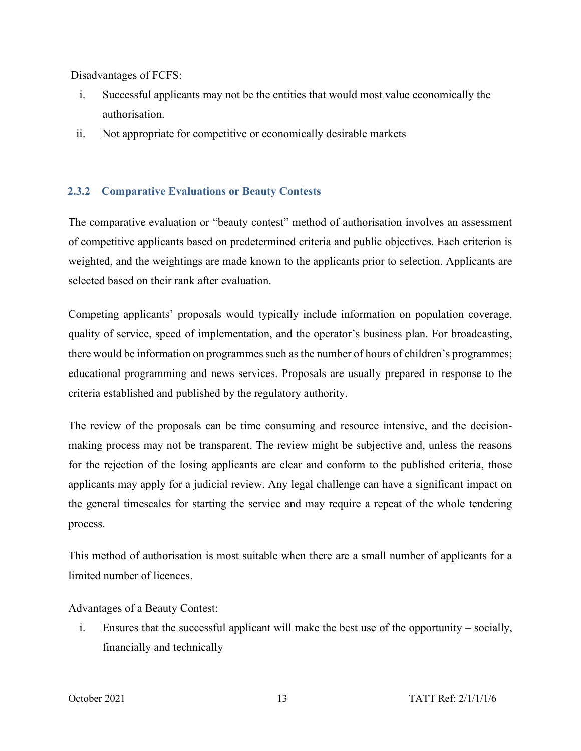Disadvantages of FCFS:

i. Successful applicants may not be the entities that would most value economically the authorisation.
ii. Not appropriate for competitive or economically desirable markets

### 2.3.2 Comparative Evaluations or Beauty Contests

The comparative evaluation or "beauty contest" method of authorisation involves an assessment of competitive applicants based on predetermined criteria and public objectives. Each criterion is weighted, and the weightings are made known to the applicants prior to selection. Applicants are selected based on their rank after evaluation.

Competing applicants' proposals would typically include information on population coverage, quality of service, speed of implementation, and the operator's business plan. For broadcasting, there would be information on programmes such as the number of hours of children's programmes; educational programming and news services. Proposals are usually prepared in response to the criteria established and published by the regulatory authority.

The review of the proposals can be time consuming and resource intensive, and the decision-making process may not be transparent. The review might be subjective and, unless the reasons for the rejection of the losing applicants are clear and conform to the published criteria, those applicants may apply for a judicial review. Any legal challenge can have a significant impact on the general timescales for starting the service and may require a repeat of the whole tendering process.

This method of authorisation is most suitable when there are a small number of applicants for a limited number of licences.

Advantages of a Beauty Contest:

i. Ensures that the successful applicant will make the best use of the opportunity – socially, financially and technically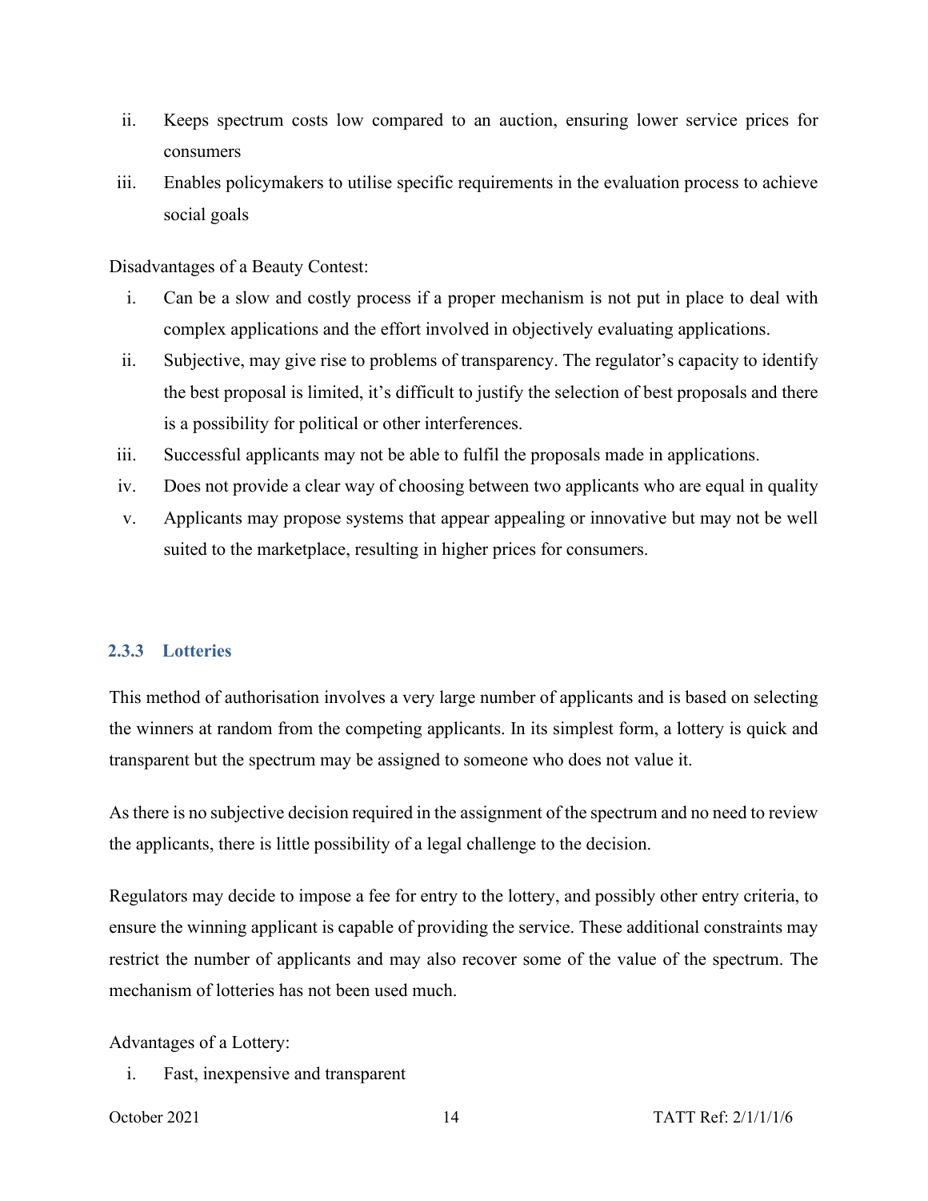ii. Keeps spectrum costs low compared to an auction, ensuring lower service prices for consumers
iii. Enables policymakers to utilise specific requirements in the evaluation process to achieve social goals

Disadvantages of a Beauty Contest:

i. Can be a slow and costly process if a proper mechanism is not put in place to deal with complex applications and the effort involved in objectively evaluating applications.
ii. Subjective, may give rise to problems of transparency. The regulator's capacity to identify the best proposal is limited, it's difficult to justify the selection of best proposals and there is a possibility for political or other interferences.
iii. Successful applicants may not be able to fulfil the proposals made in applications.
iv. Does not provide a clear way of choosing between two applicants who are equal in quality
v. Applicants may propose systems that appear appealing or innovative but may not be well suited to the marketplace, resulting in higher prices for consumers.

### 2.3.3 Lotteries

This method of authorisation involves a very large number of applicants and is based on selecting the winners at random from the competing applicants. In its simplest form, a lottery is quick and transparent but the spectrum may be assigned to someone who does not value it.

As there is no subjective decision required in the assignment of the spectrum and no need to review the applicants, there is little possibility of a legal challenge to the decision.

Regulators may decide to impose a fee for entry to the lottery, and possibly other entry criteria, to ensure the winning applicant is capable of providing the service. These additional constraints may restrict the number of applicants and may also recover some of the value of the spectrum. The mechanism of lotteries has not been used much.

Advantages of a Lottery:

i. Fast, inexpensive and transparent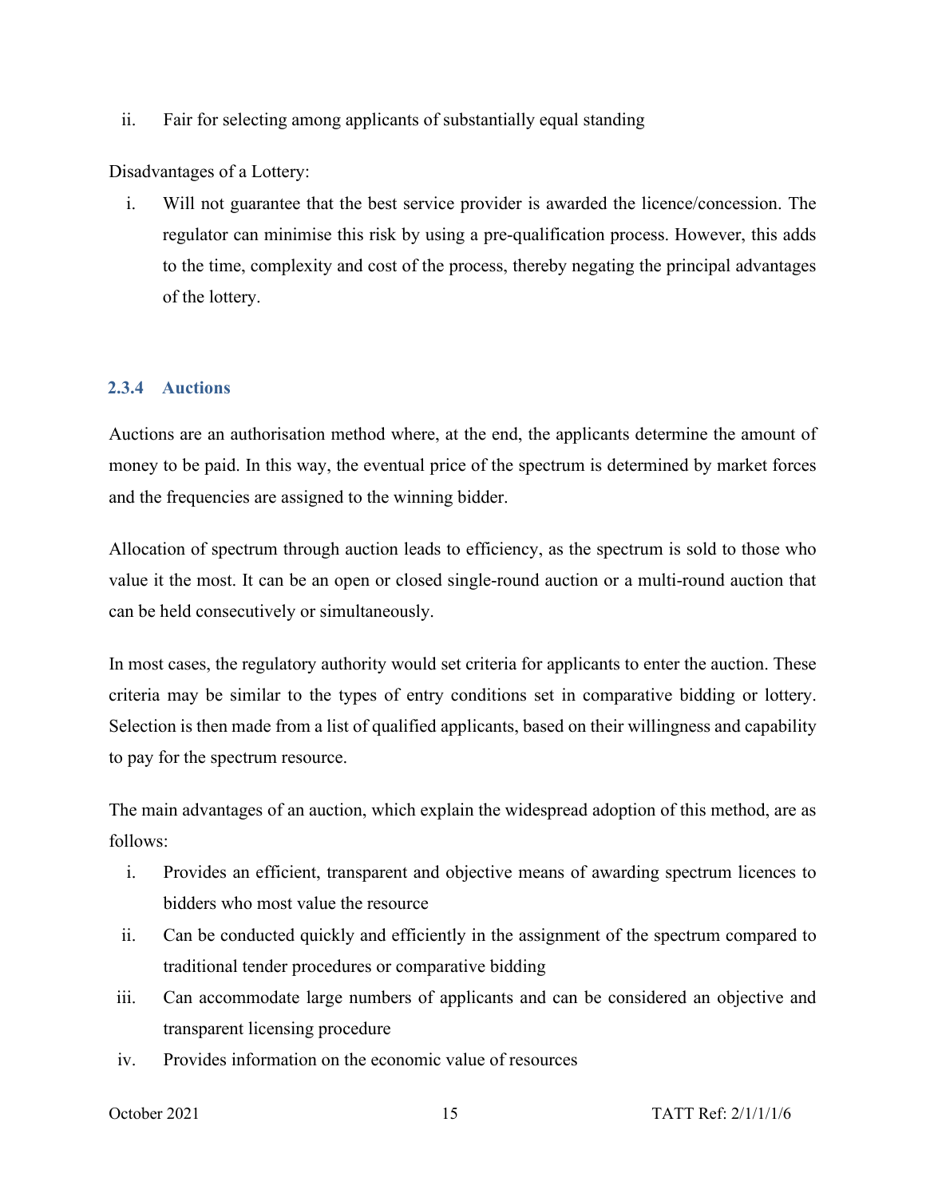ii. Fair for selecting among applicants of substantially equal standing

Disadvantages of a Lottery:

i. Will not guarantee that the best service provider is awarded the licence/concession. The regulator can minimise this risk by using a pre-qualification process. However, this adds to the time, complexity and cost of the process, thereby negating the principal advantages of the lottery.

### 2.3.4 Auctions

Auctions are an authorisation method where, at the end, the applicants determine the amount of money to be paid. In this way, the eventual price of the spectrum is determined by market forces and the frequencies are assigned to the winning bidder.

Allocation of spectrum through auction leads to efficiency, as the spectrum is sold to those who value it the most. It can be an open or closed single-round auction or a multi-round auction that can be held consecutively or simultaneously.

In most cases, the regulatory authority would set criteria for applicants to enter the auction. These criteria may be similar to the types of entry conditions set in comparative bidding or lottery. Selection is then made from a list of qualified applicants, based on their willingness and capability to pay for the spectrum resource.

The main advantages of an auction, which explain the widespread adoption of this method, are as follows:

i. Provides an efficient, transparent and objective means of awarding spectrum licences to bidders who most value the resource
ii. Can be conducted quickly and efficiently in the assignment of the spectrum compared to traditional tender procedures or comparative bidding
iii. Can accommodate large numbers of applicants and can be considered an objective and transparent licensing procedure
iv. Provides information on the economic value of resources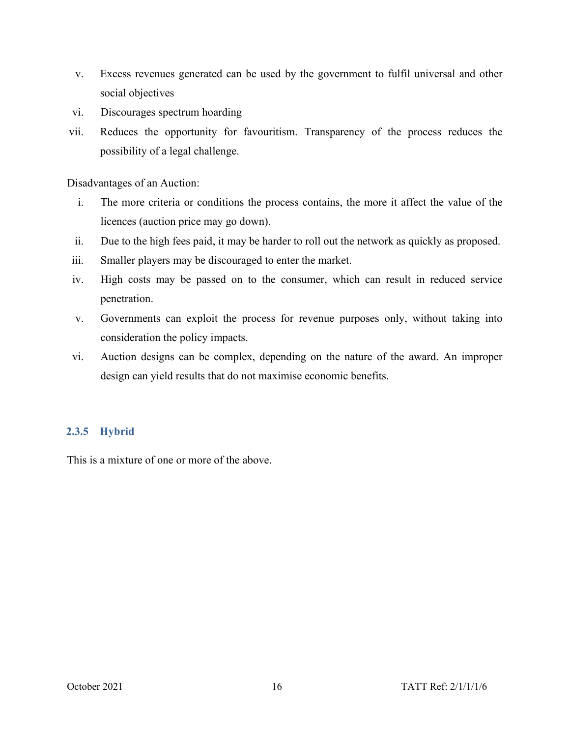v. Excess revenues generated can be used by the government to fulfil universal and other social objectives
vi. Discourages spectrum hoarding
vii. Reduces the opportunity for favouritism. Transparency of the process reduces the possibility of a legal challenge.

Disadvantages of an Auction:

i. The more criteria or conditions the process contains, the more it affect the value of the licences (auction price may go down).
ii. Due to the high fees paid, it may be harder to roll out the network as quickly as proposed.
iii. Smaller players may be discouraged to enter the market.
iv. High costs may be passed on to the consumer, which can result in reduced service penetration.
v. Governments can exploit the process for revenue purposes only, without taking into consideration the policy impacts.
vi. Auction designs can be complex, depending on the nature of the award. An improper design can yield results that do not maximise economic benefits.

### 2.3.5 Hybrid

This is a mixture of one or more of the above.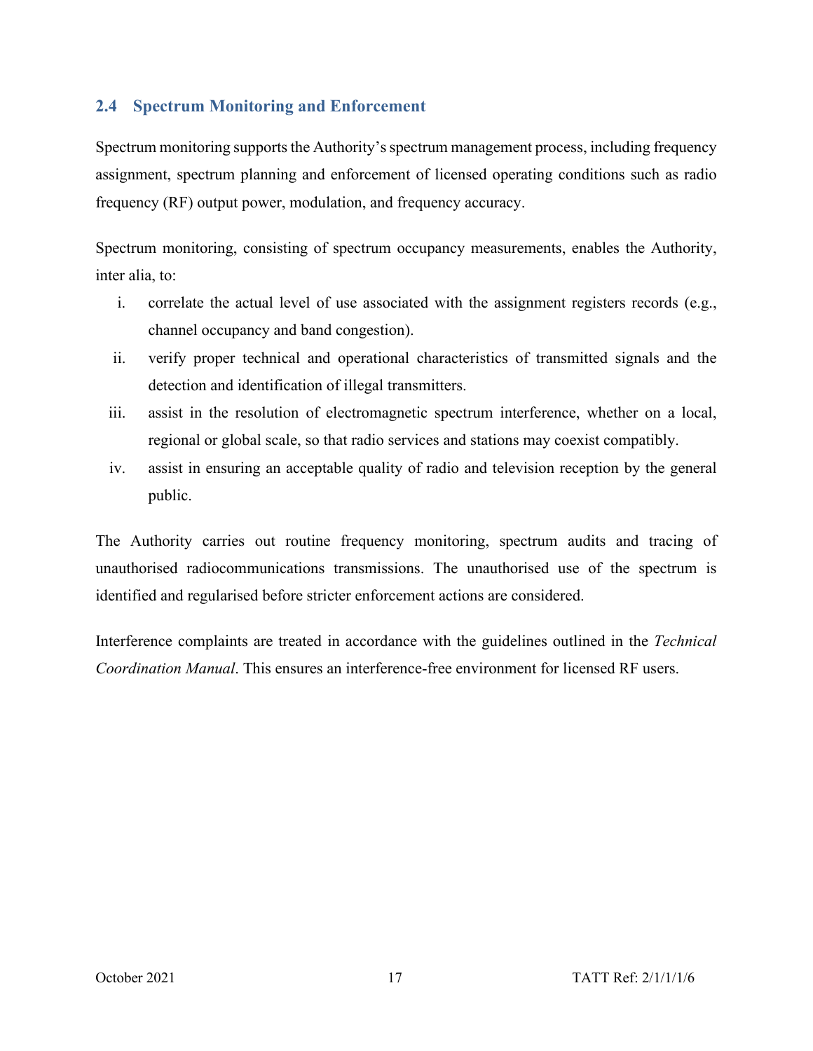## 2.4 Spectrum Monitoring and Enforcement

Spectrum monitoring supports the Authority's spectrum management process, including frequency assignment, spectrum planning and enforcement of licensed operating conditions such as radio frequency (RF) output power, modulation, and frequency accuracy.

Spectrum monitoring, consisting of spectrum occupancy measurements, enables the Authority, inter alia, to:

i. correlate the actual level of use associated with the assignment registers records (e.g., channel occupancy and band congestion).
ii. verify proper technical and operational characteristics of transmitted signals and the detection and identification of illegal transmitters.
iii. assist in the resolution of electromagnetic spectrum interference, whether on a local, regional or global scale, so that radio services and stations may coexist compatibly.
iv. assist in ensuring an acceptable quality of radio and television reception by the general public.

The Authority carries out routine frequency monitoring, spectrum audits and tracing of unauthorised radiocommunications transmissions. The unauthorised use of the spectrum is identified and regularised before stricter enforcement actions are considered.

Interference complaints are treated in accordance with the guidelines outlined in the *Technical Coordination Manual*. This ensures an interference-free environment for licensed RF users.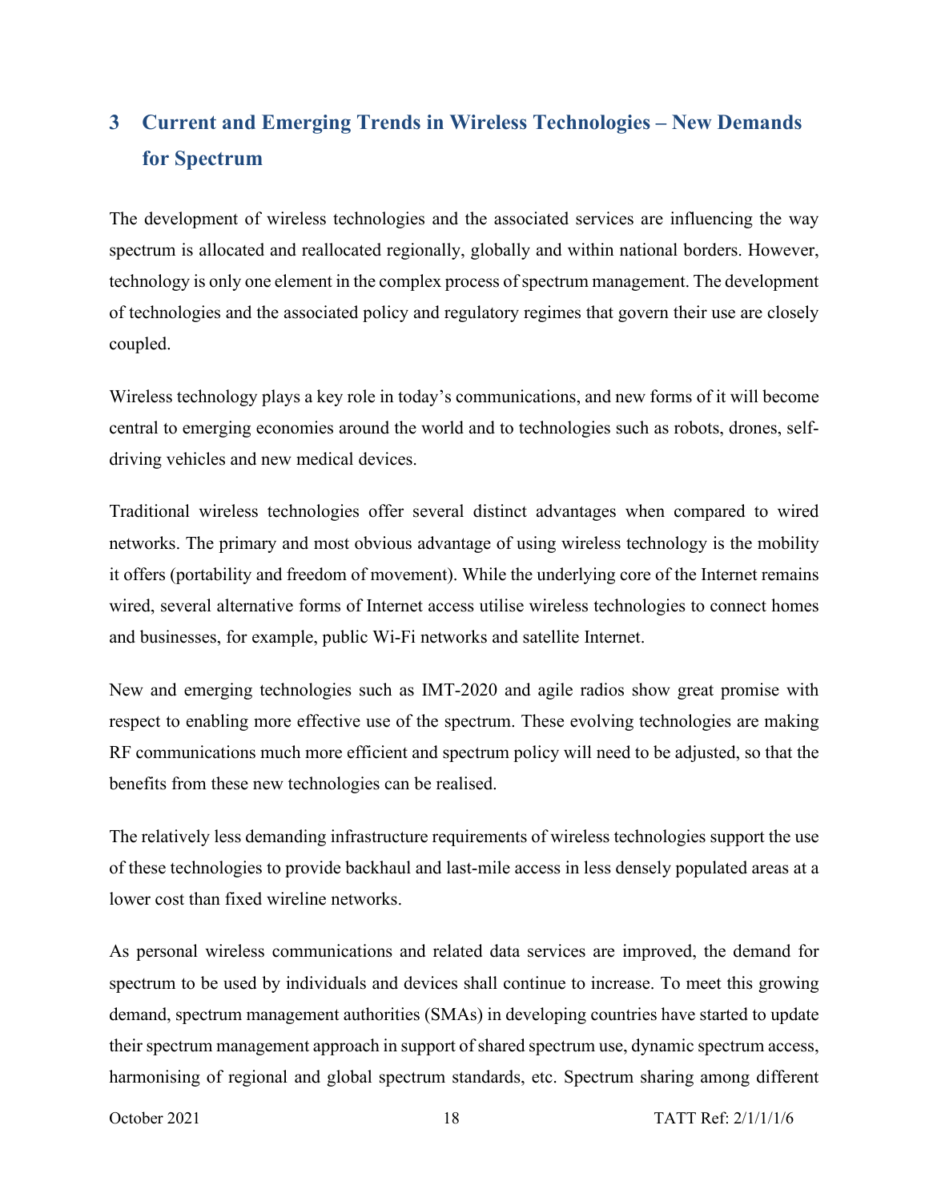# 3 Current and Emerging Trends in Wireless Technologies – New Demands for Spectrum

The development of wireless technologies and the associated services are influencing the way spectrum is allocated and reallocated regionally, globally and within national borders. However, technology is only one element in the complex process of spectrum management. The development of technologies and the associated policy and regulatory regimes that govern their use are closely coupled.

Wireless technology plays a key role in today's communications, and new forms of it will become central to emerging economies around the world and to technologies such as robots, drones, self-driving vehicles and new medical devices.

Traditional wireless technologies offer several distinct advantages when compared to wired networks. The primary and most obvious advantage of using wireless technology is the mobility it offers (portability and freedom of movement). While the underlying core of the Internet remains wired, several alternative forms of Internet access utilise wireless technologies to connect homes and businesses, for example, public Wi-Fi networks and satellite Internet.

New and emerging technologies such as IMT-2020 and agile radios show great promise with respect to enabling more effective use of the spectrum. These evolving technologies are making RF communications much more efficient and spectrum policy will need to be adjusted, so that the benefits from these new technologies can be realised.

The relatively less demanding infrastructure requirements of wireless technologies support the use of these technologies to provide backhaul and last-mile access in less densely populated areas at a lower cost than fixed wireline networks.

As personal wireless communications and related data services are improved, the demand for spectrum to be used by individuals and devices shall continue to increase. To meet this growing demand, spectrum management authorities (SMAs) in developing countries have started to update their spectrum management approach in support of shared spectrum use, dynamic spectrum access, harmonising of regional and global spectrum standards, etc. Spectrum sharing among different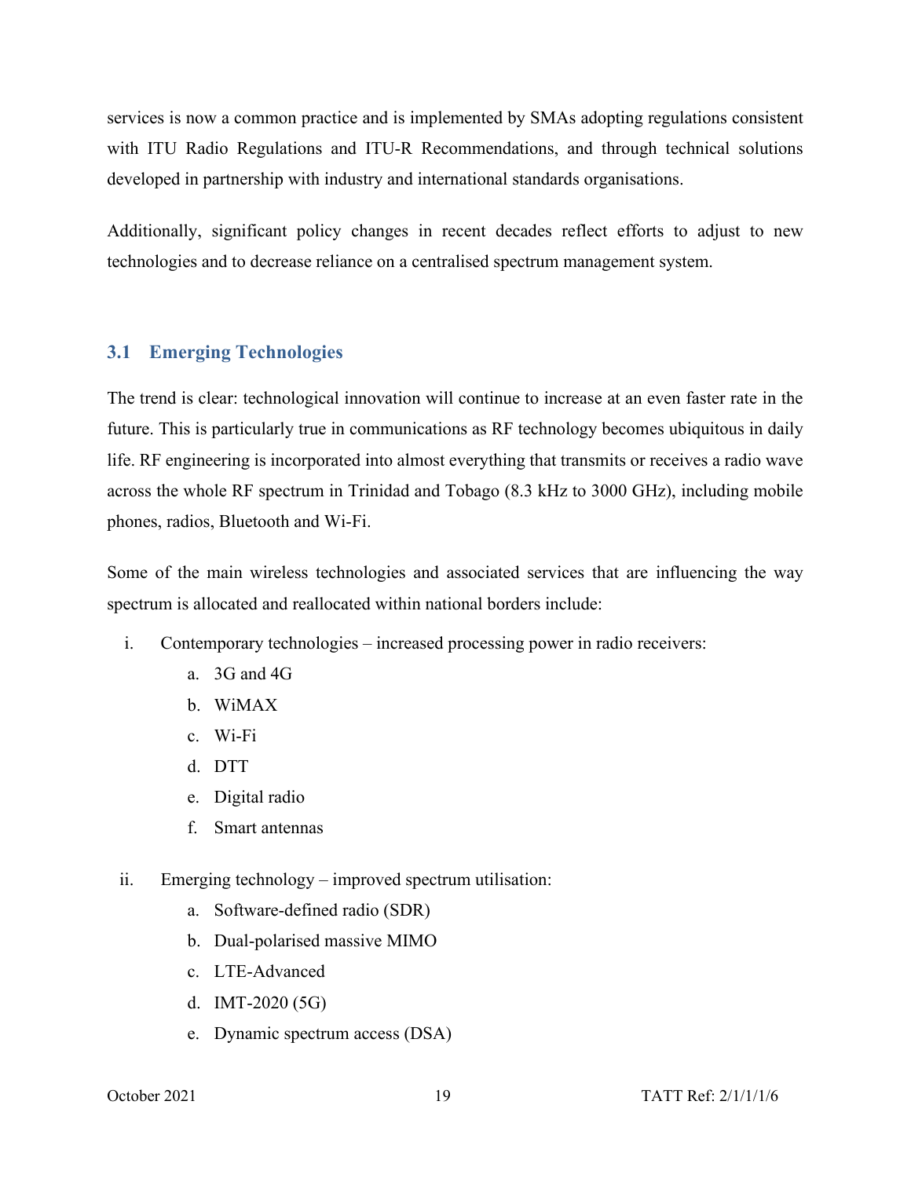services is now a common practice and is implemented by SMAs adopting regulations consistent with ITU Radio Regulations and ITU-R Recommendations, and through technical solutions developed in partnership with industry and international standards organisations.

Additionally, significant policy changes in recent decades reflect efforts to adjust to new technologies and to decrease reliance on a centralised spectrum management system.

## 3.1 Emerging Technologies

The trend is clear: technological innovation will continue to increase at an even faster rate in the future. This is particularly true in communications as RF technology becomes ubiquitous in daily life. RF engineering is incorporated into almost everything that transmits or receives a radio wave across the whole RF spectrum in Trinidad and Tobago (8.3 kHz to 3000 GHz), including mobile phones, radios, Bluetooth and Wi-Fi.

Some of the main wireless technologies and associated services that are influencing the way spectrum is allocated and reallocated within national borders include:

i. Contemporary technologies – increased processing power in radio receivers:
   a. 3G and 4G
   b. WiMAX
   c. Wi-Fi
   d. DTT
   e. Digital radio
   f. Smart antennas

ii. Emerging technology – improved spectrum utilisation:
   a. Software-defined radio (SDR)
   b. Dual-polarised massive MIMO
   c. LTE-Advanced
   d. IMT-2020 (5G)
   e. Dynamic spectrum access (DSA)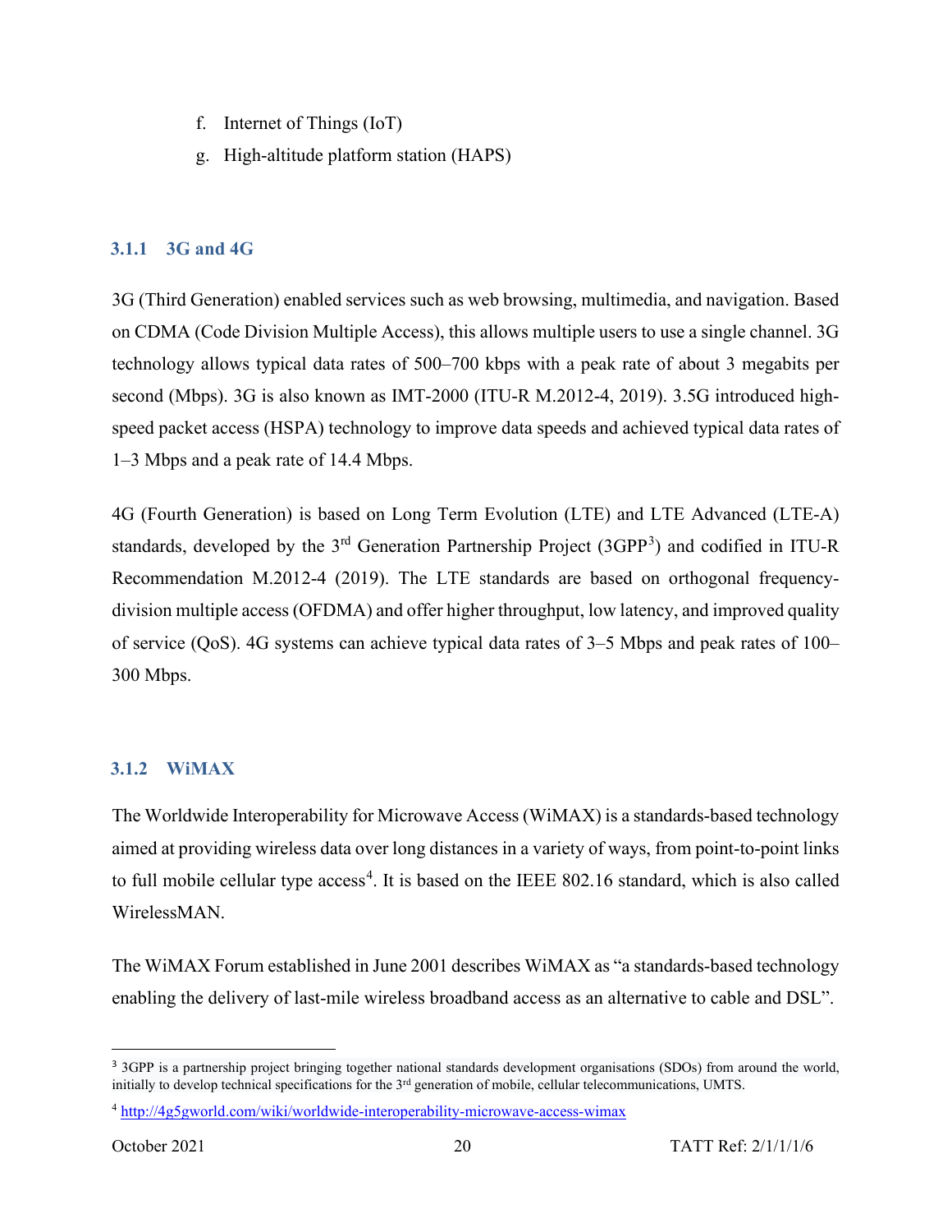f. Internet of Things (IoT)
g. High-altitude platform station (HAPS)

### 3.1.1 3G and 4G

3G (Third Generation) enabled services such as web browsing, multimedia, and navigation. Based on CDMA (Code Division Multiple Access), this allows multiple users to use a single channel. 3G technology allows typical data rates of 500–700 kbps with a peak rate of about 3 megabits per second (Mbps). 3G is also known as IMT-2000 (ITU-R M.2012-4, 2019). 3.5G introduced high-speed packet access (HSPA) technology to improve data speeds and achieved typical data rates of 1–3 Mbps and a peak rate of 14.4 Mbps.

4G (Fourth Generation) is based on Long Term Evolution (LTE) and LTE Advanced (LTE-A) standards, developed by the 3rd Generation Partnership Project (3GPP[3]) and codified in ITU-R Recommendation M.2012-4 (2019). The LTE standards are based on orthogonal frequency-division multiple access (OFDMA) and offer higher throughput, low latency, and improved quality of service (QoS). 4G systems can achieve typical data rates of 3–5 Mbps and peak rates of 100–300 Mbps.

### 3.1.2 WiMAX

The Worldwide Interoperability for Microwave Access (WiMAX) is a standards-based technology aimed at providing wireless data over long distances in a variety of ways, from point-to-point links to full mobile cellular type access[4]. It is based on the IEEE 802.16 standard, which is also called WirelessMAN.

The WiMAX Forum established in June 2001 describes WiMAX as "a standards-based technology enabling the delivery of last-mile wireless broadband access as an alternative to cable and DSL".

---

[3] 3GPP is a partnership project bringing together national standards development organisations (SDOs) from around the world, initially to develop technical specifications for the 3rd generation of mobile, cellular telecommunications, UMTS.

[4] http://4g5gworld.com/wiki/worldwide-interoperability-microwave-access-wimax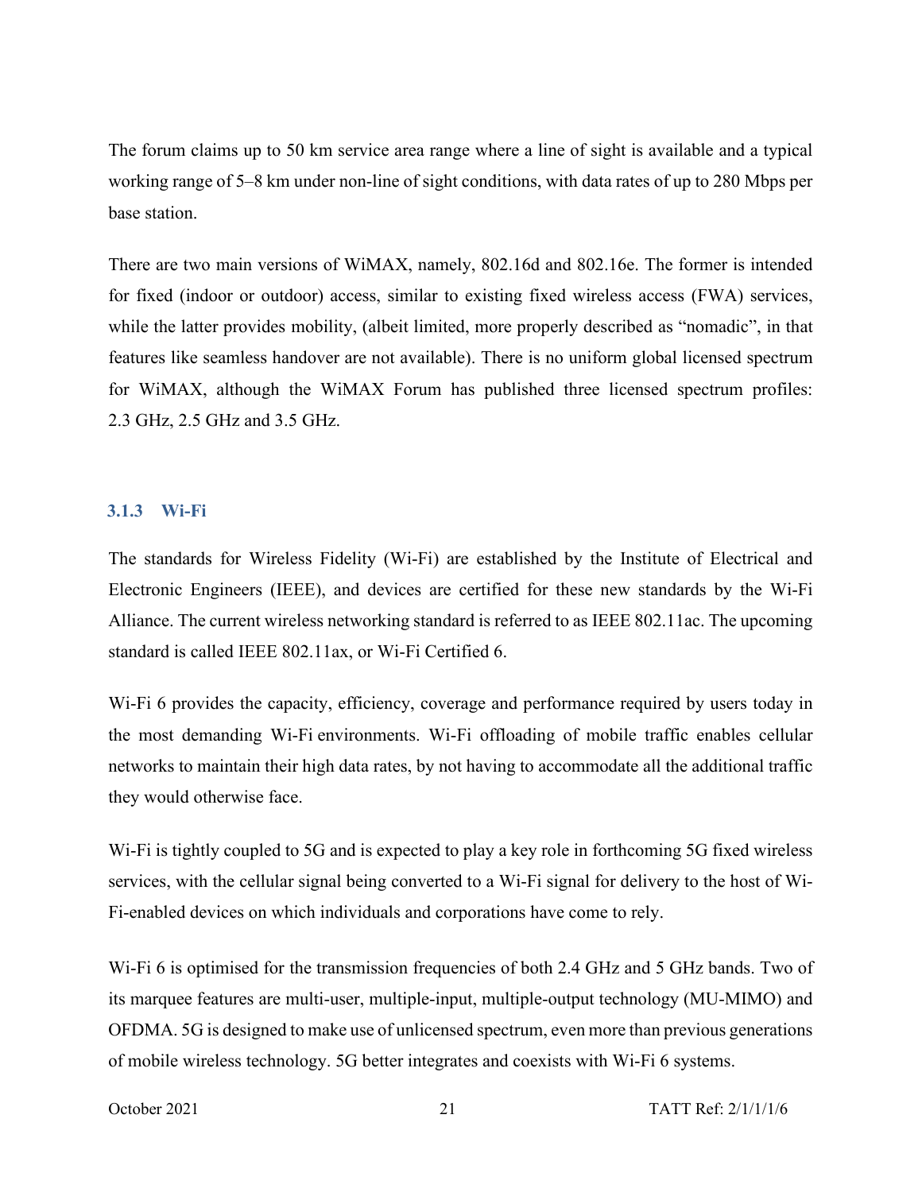The forum claims up to 50 km service area range where a line of sight is available and a typical working range of 5–8 km under non-line of sight conditions, with data rates of up to 280 Mbps per base station.

There are two main versions of WiMAX, namely, 802.16d and 802.16e. The former is intended for fixed (indoor or outdoor) access, similar to existing fixed wireless access (FWA) services, while the latter provides mobility, (albeit limited, more properly described as "nomadic", in that features like seamless handover are not available). There is no uniform global licensed spectrum for WiMAX, although the WiMAX Forum has published three licensed spectrum profiles: 2.3 GHz, 2.5 GHz and 3.5 GHz.

### 3.1.3 Wi-Fi

The standards for Wireless Fidelity (Wi-Fi) are established by the Institute of Electrical and Electronic Engineers (IEEE), and devices are certified for these new standards by the Wi-Fi Alliance. The current wireless networking standard is referred to as IEEE 802.11ac. The upcoming standard is called IEEE 802.11ax, or Wi-Fi Certified 6.

Wi-Fi 6 provides the capacity, efficiency, coverage and performance required by users today in the most demanding Wi-Fi environments. Wi-Fi offloading of mobile traffic enables cellular networks to maintain their high data rates, by not having to accommodate all the additional traffic they would otherwise face.

Wi-Fi is tightly coupled to 5G and is expected to play a key role in forthcoming 5G fixed wireless services, with the cellular signal being converted to a Wi-Fi signal for delivery to the host of Wi-Fi-enabled devices on which individuals and corporations have come to rely.

Wi-Fi 6 is optimised for the transmission frequencies of both 2.4 GHz and 5 GHz bands. Two of its marquee features are multi-user, multiple-input, multiple-output technology (MU-MIMO) and OFDMA. 5G is designed to make use of unlicensed spectrum, even more than previous generations of mobile wireless technology. 5G better integrates and coexists with Wi-Fi 6 systems.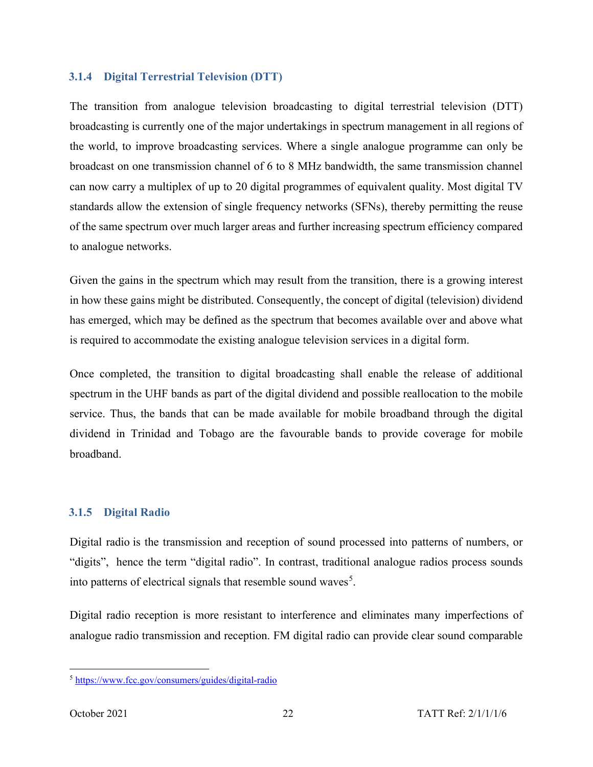### 3.1.4 Digital Terrestrial Television (DTT)

The transition from analogue television broadcasting to digital terrestrial television (DTT) broadcasting is currently one of the major undertakings in spectrum management in all regions of the world, to improve broadcasting services. Where a single analogue programme can only be broadcast on one transmission channel of 6 to 8 MHz bandwidth, the same transmission channel can now carry a multiplex of up to 20 digital programmes of equivalent quality. Most digital TV standards allow the extension of single frequency networks (SFNs), thereby permitting the reuse of the same spectrum over much larger areas and further increasing spectrum efficiency compared to analogue networks.

Given the gains in the spectrum which may result from the transition, there is a growing interest in how these gains might be distributed. Consequently, the concept of digital (television) dividend has emerged, which may be defined as the spectrum that becomes available over and above what is required to accommodate the existing analogue television services in a digital form.

Once completed, the transition to digital broadcasting shall enable the release of additional spectrum in the UHF bands as part of the digital dividend and possible reallocation to the mobile service. Thus, the bands that can be made available for mobile broadband through the digital dividend in Trinidad and Tobago are the favourable bands to provide coverage for mobile broadband.

### 3.1.5 Digital Radio

Digital radio is the transmission and reception of sound processed into patterns of numbers, or "digits", hence the term "digital radio". In contrast, traditional analogue radios process sounds into patterns of electrical signals that resemble sound waves[5].

Digital radio reception is more resistant to interference and eliminates many imperfections of analogue radio transmission and reception. FM digital radio can provide clear sound comparable

[5] https://www.fcc.gov/consumers/guides/digital-radio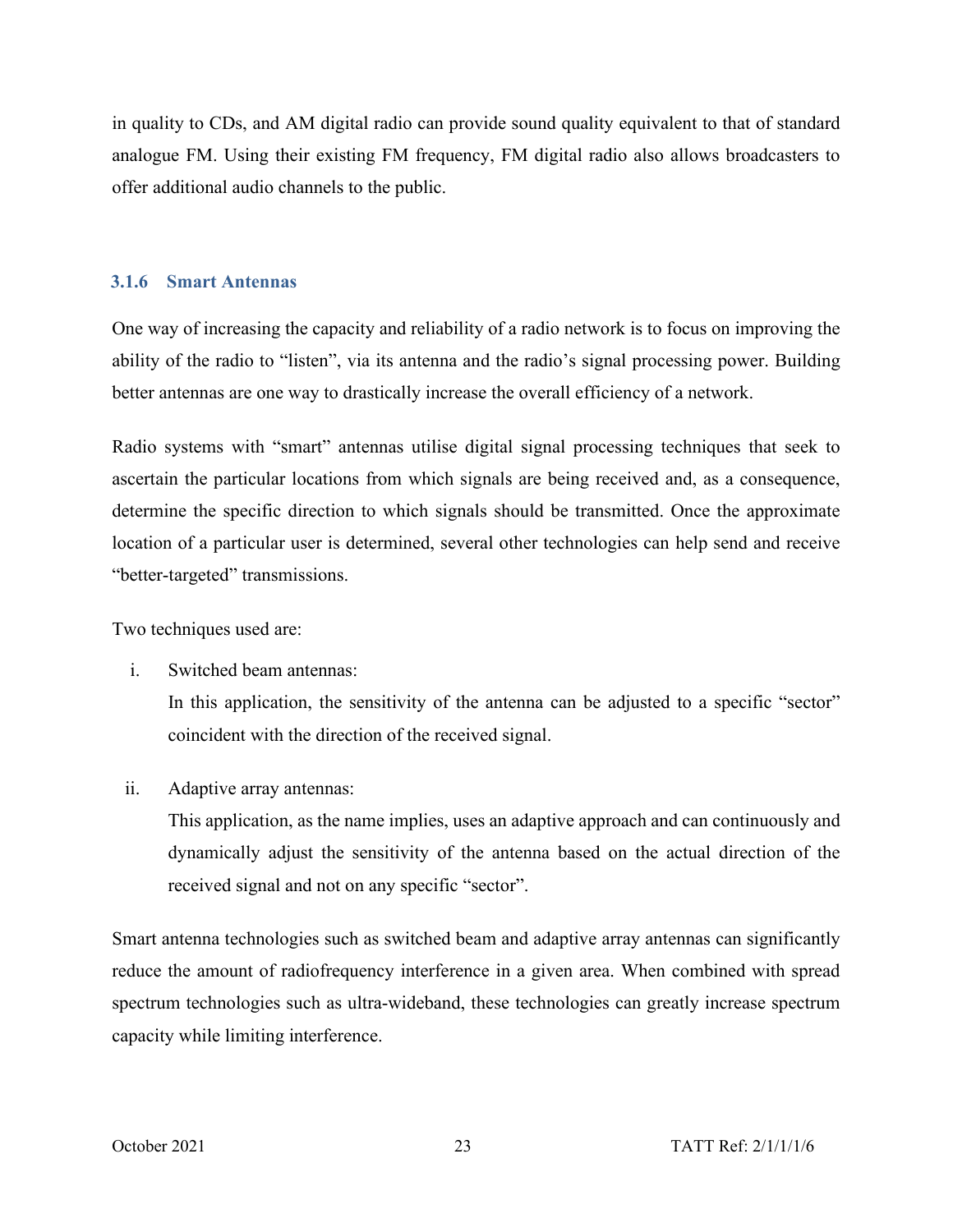in quality to CDs, and AM digital radio can provide sound quality equivalent to that of standard analogue FM. Using their existing FM frequency, FM digital radio also allows broadcasters to offer additional audio channels to the public.

### 3.1.6 Smart Antennas

One way of increasing the capacity and reliability of a radio network is to focus on improving the ability of the radio to "listen", via its antenna and the radio's signal processing power. Building better antennas are one way to drastically increase the overall efficiency of a network.

Radio systems with "smart" antennas utilise digital signal processing techniques that seek to ascertain the particular locations from which signals are being received and, as a consequence, determine the specific direction to which signals should be transmitted. Once the approximate location of a particular user is determined, several other technologies can help send and receive "better-targeted" transmissions.

Two techniques used are:

i. Switched beam antennas:
   In this application, the sensitivity of the antenna can be adjusted to a specific "sector" coincident with the direction of the received signal.

ii. Adaptive array antennas:
   This application, as the name implies, uses an adaptive approach and can continuously and dynamically adjust the sensitivity of the antenna based on the actual direction of the received signal and not on any specific "sector".

Smart antenna technologies such as switched beam and adaptive array antennas can significantly reduce the amount of radiofrequency interference in a given area. When combined with spread spectrum technologies such as ultra-wideband, these technologies can greatly increase spectrum capacity while limiting interference.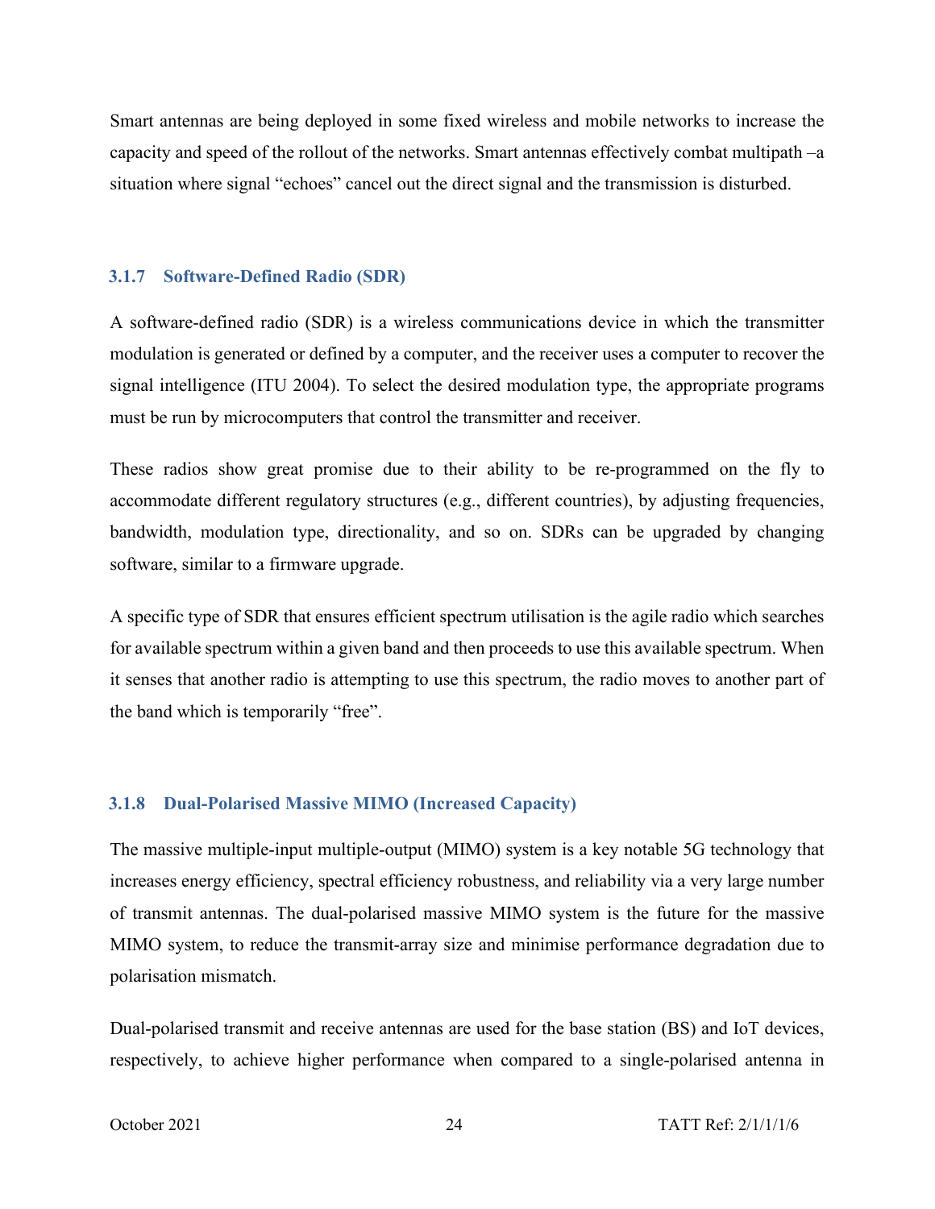Smart antennas are being deployed in some fixed wireless and mobile networks to increase the capacity and speed of the rollout of the networks. Smart antennas effectively combat multipath –a situation where signal "echoes" cancel out the direct signal and the transmission is disturbed.

### 3.1.7 Software-Defined Radio (SDR)

A software-defined radio (SDR) is a wireless communications device in which the transmitter modulation is generated or defined by a computer, and the receiver uses a computer to recover the signal intelligence (ITU 2004). To select the desired modulation type, the appropriate programs must be run by microcomputers that control the transmitter and receiver.

These radios show great promise due to their ability to be re-programmed on the fly to accommodate different regulatory structures (e.g., different countries), by adjusting frequencies, bandwidth, modulation type, directionality, and so on. SDRs can be upgraded by changing software, similar to a firmware upgrade.

A specific type of SDR that ensures efficient spectrum utilisation is the agile radio which searches for available spectrum within a given band and then proceeds to use this available spectrum. When it senses that another radio is attempting to use this spectrum, the radio moves to another part of the band which is temporarily "free".

### 3.1.8 Dual-Polarised Massive MIMO (Increased Capacity)

The massive multiple-input multiple-output (MIMO) system is a key notable 5G technology that increases energy efficiency, spectral efficiency robustness, and reliability via a very large number of transmit antennas. The dual-polarised massive MIMO system is the future for the massive MIMO system, to reduce the transmit-array size and minimise performance degradation due to polarisation mismatch.

Dual-polarised transmit and receive antennas are used for the base station (BS) and IoT devices, respectively, to achieve higher performance when compared to a single-polarised antenna in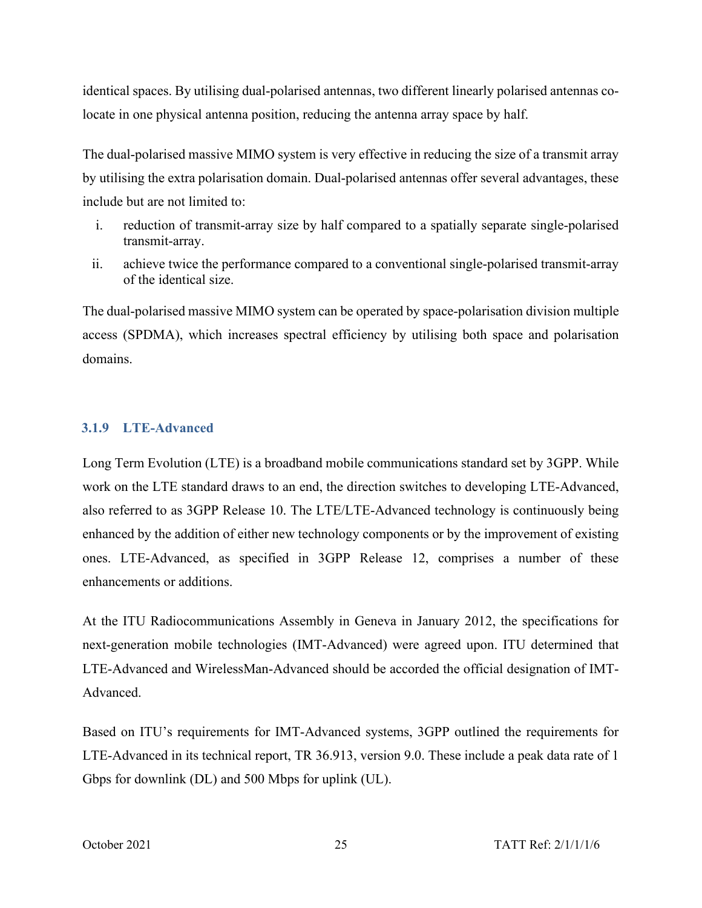identical spaces. By utilising dual-polarised antennas, two different linearly polarised antennas co-locate in one physical antenna position, reducing the antenna array space by half.

The dual-polarised massive MIMO system is very effective in reducing the size of a transmit array by utilising the extra polarisation domain. Dual-polarised antennas offer several advantages, these include but are not limited to:

i. reduction of transmit-array size by half compared to a spatially separate single-polarised transmit-array.
ii. achieve twice the performance compared to a conventional single-polarised transmit-array of the identical size.

The dual-polarised massive MIMO system can be operated by space-polarisation division multiple access (SPDMA), which increases spectral efficiency by utilising both space and polarisation domains.

### 3.1.9 LTE-Advanced

Long Term Evolution (LTE) is a broadband mobile communications standard set by 3GPP. While work on the LTE standard draws to an end, the direction switches to developing LTE-Advanced, also referred to as 3GPP Release 10. The LTE/LTE-Advanced technology is continuously being enhanced by the addition of either new technology components or by the improvement of existing ones. LTE-Advanced, as specified in 3GPP Release 12, comprises a number of these enhancements or additions.

At the ITU Radiocommunications Assembly in Geneva in January 2012, the specifications for next-generation mobile technologies (IMT-Advanced) were agreed upon. ITU determined that LTE-Advanced and WirelessMan-Advanced should be accorded the official designation of IMT-Advanced.

Based on ITU's requirements for IMT-Advanced systems, 3GPP outlined the requirements for LTE-Advanced in its technical report, TR 36.913, version 9.0. These include a peak data rate of 1 Gbps for downlink (DL) and 500 Mbps for uplink (UL).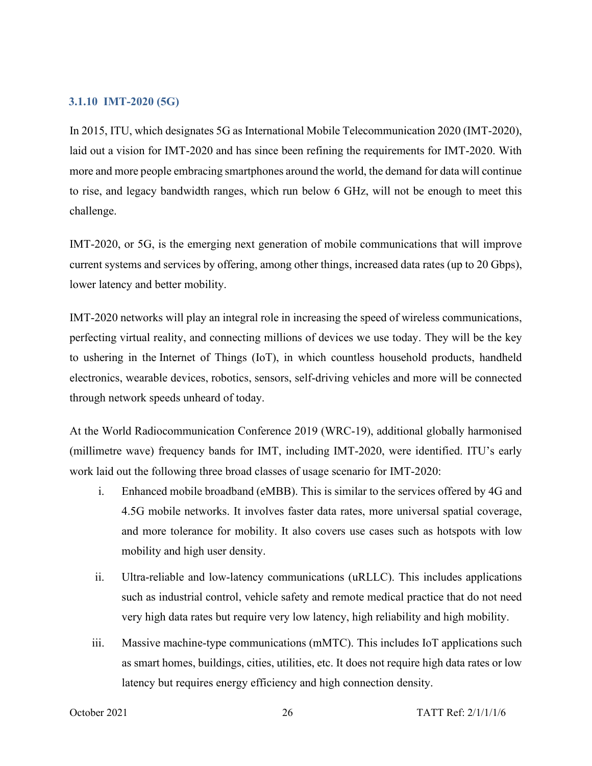### 3.1.10 IMT-2020 (5G)

In 2015, ITU, which designates 5G as International Mobile Telecommunication 2020 (IMT-2020), laid out a vision for IMT-2020 and has since been refining the requirements for IMT-2020. With more and more people embracing smartphones around the world, the demand for data will continue to rise, and legacy bandwidth ranges, which run below 6 GHz, will not be enough to meet this challenge.

IMT-2020, or 5G, is the emerging next generation of mobile communications that will improve current systems and services by offering, among other things, increased data rates (up to 20 Gbps), lower latency and better mobility.

IMT-2020 networks will play an integral role in increasing the speed of wireless communications, perfecting virtual reality, and connecting millions of devices we use today. They will be the key to ushering in the Internet of Things (IoT), in which countless household products, handheld electronics, wearable devices, robotics, sensors, self-driving vehicles and more will be connected through network speeds unheard of today.

At the World Radiocommunication Conference 2019 (WRC-19), additional globally harmonised (millimetre wave) frequency bands for IMT, including IMT-2020, were identified. ITU's early work laid out the following three broad classes of usage scenario for IMT-2020:

i. Enhanced mobile broadband (eMBB). This is similar to the services offered by 4G and 4.5G mobile networks. It involves faster data rates, more universal spatial coverage, and more tolerance for mobility. It also covers use cases such as hotspots with low mobility and high user density.

ii. Ultra-reliable and low-latency communications (uRLLC). This includes applications such as industrial control, vehicle safety and remote medical practice that do not need very high data rates but require very low latency, high reliability and high mobility.

iii. Massive machine-type communications (mMTC). This includes IoT applications such as smart homes, buildings, cities, utilities, etc. It does not require high data rates or low latency but requires energy efficiency and high connection density.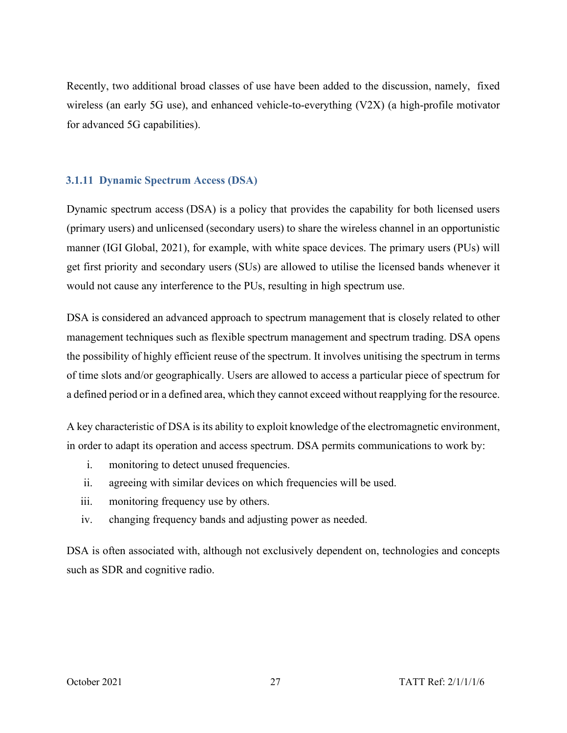Recently, two additional broad classes of use have been added to the discussion, namely, fixed wireless (an early 5G use), and enhanced vehicle-to-everything (V2X) (a high-profile motivator for advanced 5G capabilities).

### 3.1.11 Dynamic Spectrum Access (DSA)

Dynamic spectrum access (DSA) is a policy that provides the capability for both licensed users (primary users) and unlicensed (secondary users) to share the wireless channel in an opportunistic manner (IGI Global, 2021), for example, with white space devices. The primary users (PUs) will get first priority and secondary users (SUs) are allowed to utilise the licensed bands whenever it would not cause any interference to the PUs, resulting in high spectrum use.

DSA is considered an advanced approach to spectrum management that is closely related to other management techniques such as flexible spectrum management and spectrum trading. DSA opens the possibility of highly efficient reuse of the spectrum. It involves unitising the spectrum in terms of time slots and/or geographically. Users are allowed to access a particular piece of spectrum for a defined period or in a defined area, which they cannot exceed without reapplying for the resource.

A key characteristic of DSA is its ability to exploit knowledge of the electromagnetic environment, in order to adapt its operation and access spectrum. DSA permits communications to work by:

i. monitoring to detect unused frequencies.
ii. agreeing with similar devices on which frequencies will be used.
iii. monitoring frequency use by others.
iv. changing frequency bands and adjusting power as needed.

DSA is often associated with, although not exclusively dependent on, technologies and concepts such as SDR and cognitive radio.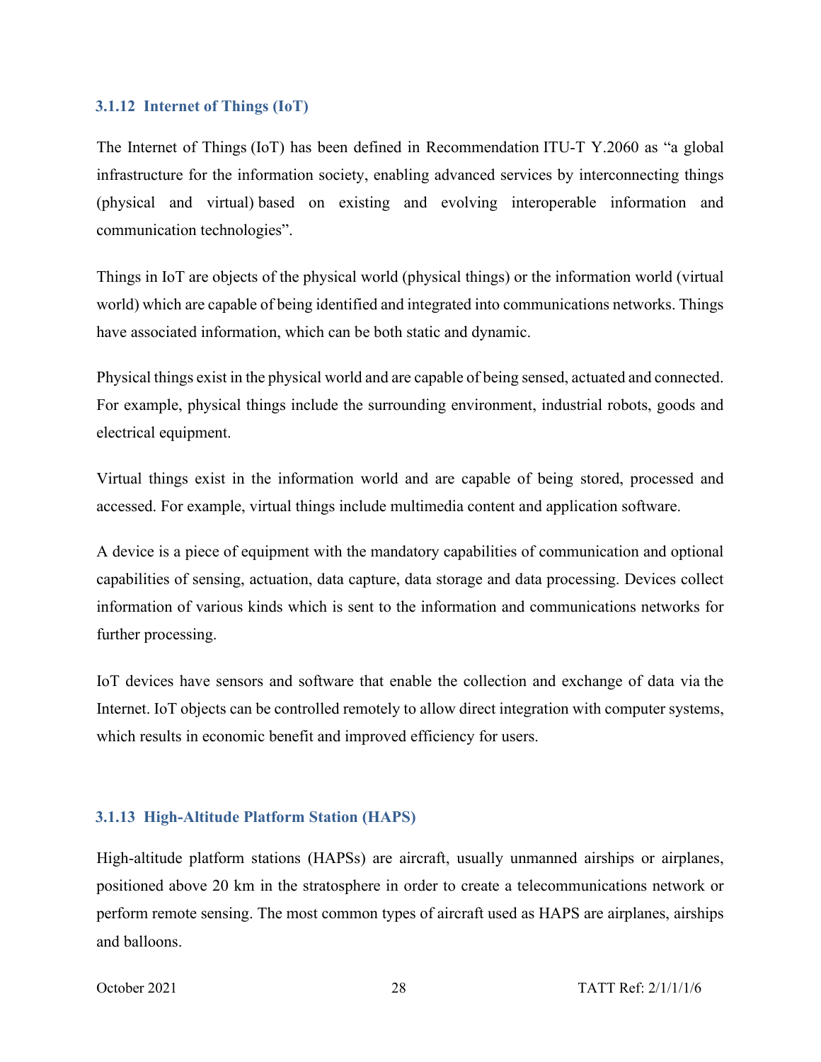### 3.1.12 Internet of Things (IoT)

The Internet of Things (IoT) has been defined in Recommendation ITU-T Y.2060 as "a global infrastructure for the information society, enabling advanced services by interconnecting things (physical and virtual) based on existing and evolving interoperable information and communication technologies".

Things in IoT are objects of the physical world (physical things) or the information world (virtual world) which are capable of being identified and integrated into communications networks. Things have associated information, which can be both static and dynamic.

Physical things exist in the physical world and are capable of being sensed, actuated and connected. For example, physical things include the surrounding environment, industrial robots, goods and electrical equipment.

Virtual things exist in the information world and are capable of being stored, processed and accessed. For example, virtual things include multimedia content and application software.

A device is a piece of equipment with the mandatory capabilities of communication and optional capabilities of sensing, actuation, data capture, data storage and data processing. Devices collect information of various kinds which is sent to the information and communications networks for further processing.

IoT devices have sensors and software that enable the collection and exchange of data via the Internet. IoT objects can be controlled remotely to allow direct integration with computer systems, which results in economic benefit and improved efficiency for users.

### 3.1.13 High-Altitude Platform Station (HAPS)

High-altitude platform stations (HAPSs) are aircraft, usually unmanned airships or airplanes, positioned above 20 km in the stratosphere in order to create a telecommunications network or perform remote sensing. The most common types of aircraft used as HAPS are airplanes, airships and balloons.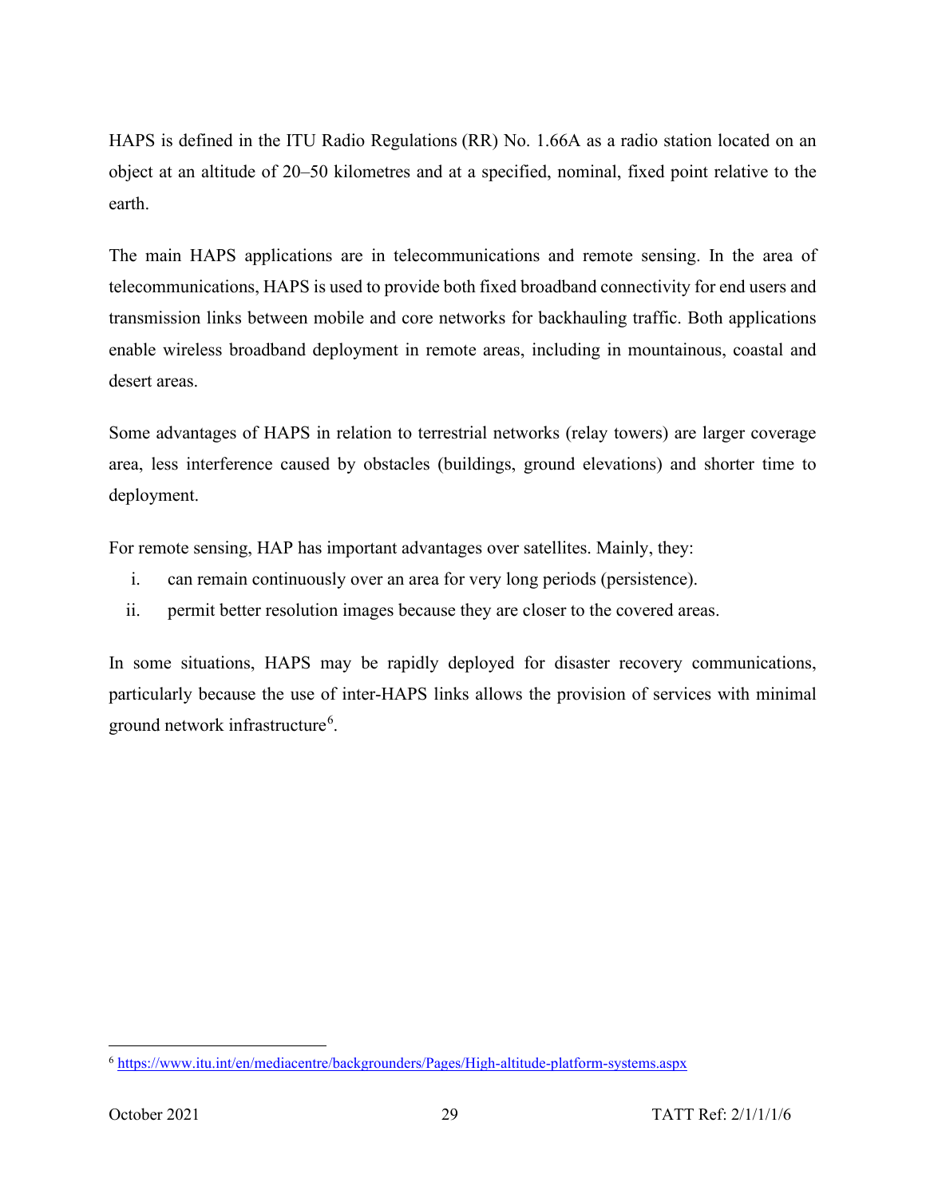HAPS is defined in the ITU Radio Regulations (RR) No. 1.66A as a radio station located on an object at an altitude of 20–50 kilometres and at a specified, nominal, fixed point relative to the earth.

The main HAPS applications are in telecommunications and remote sensing. In the area of telecommunications, HAPS is used to provide both fixed broadband connectivity for end users and transmission links between mobile and core networks for backhauling traffic. Both applications enable wireless broadband deployment in remote areas, including in mountainous, coastal and desert areas.

Some advantages of HAPS in relation to terrestrial networks (relay towers) are larger coverage area, less interference caused by obstacles (buildings, ground elevations) and shorter time to deployment.

For remote sensing, HAP has important advantages over satellites. Mainly, they:

i. can remain continuously over an area for very long periods (persistence).
ii. permit better resolution images because they are closer to the covered areas.

In some situations, HAPS may be rapidly deployed for disaster recovery communications, particularly because the use of inter-HAPS links allows the provision of services with minimal ground network infrastructure[6].

[6] https://www.itu.int/en/mediacentre/backgrounders/Pages/High-altitude-platform-systems.aspx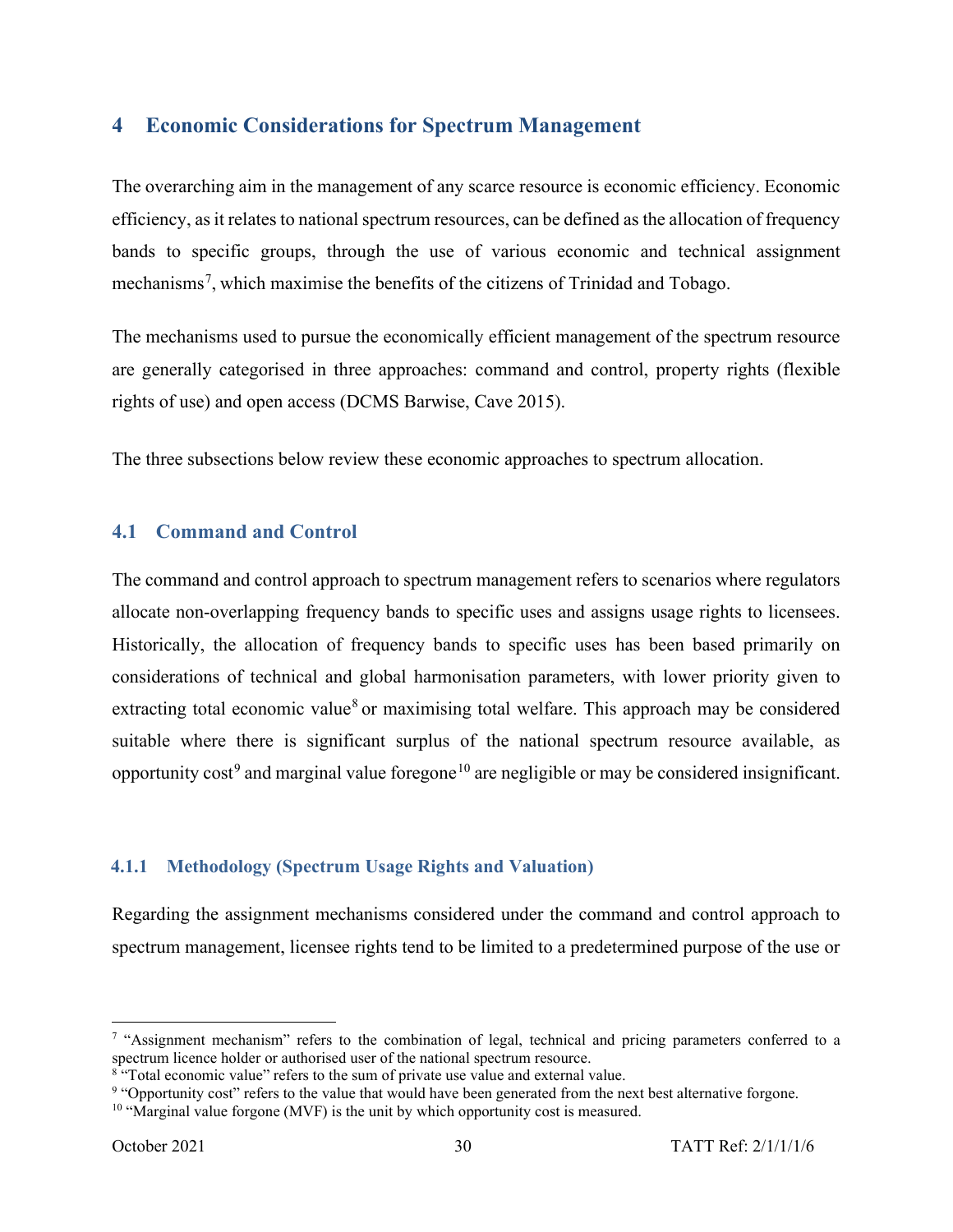# 4 Economic Considerations for Spectrum Management

The overarching aim in the management of any scarce resource is economic efficiency. Economic efficiency, as it relates to national spectrum resources, can be defined as the allocation of frequency bands to specific groups, through the use of various economic and technical assignment mechanisms[7], which maximise the benefits of the citizens of Trinidad and Tobago.

The mechanisms used to pursue the economically efficient management of the spectrum resource are generally categorised in three approaches: command and control, property rights (flexible rights of use) and open access (DCMS Barwise, Cave 2015).

The three subsections below review these economic approaches to spectrum allocation.

## 4.1 Command and Control

The command and control approach to spectrum management refers to scenarios where regulators allocate non-overlapping frequency bands to specific uses and assigns usage rights to licensees. Historically, the allocation of frequency bands to specific uses has been based primarily on considerations of technical and global harmonisation parameters, with lower priority given to extracting total economic value[8] or maximising total welfare. This approach may be considered suitable where there is significant surplus of the national spectrum resource available, as opportunity cost[9] and marginal value foregone[10] are negligible or may be considered insignificant.

### 4.1.1 Methodology (Spectrum Usage Rights and Valuation)

Regarding the assignment mechanisms considered under the command and control approach to spectrum management, licensee rights tend to be limited to a predetermined purpose of the use or

---

[7] "Assignment mechanism" refers to the combination of legal, technical and pricing parameters conferred to a spectrum licence holder or authorised user of the national spectrum resource.
[8] "Total economic value" refers to the sum of private use value and external value.
[9] "Opportunity cost" refers to the value that would have been generated from the next best alternative forgone.
[10] "Marginal value forgone (MVF) is the unit by which opportunity cost is measured.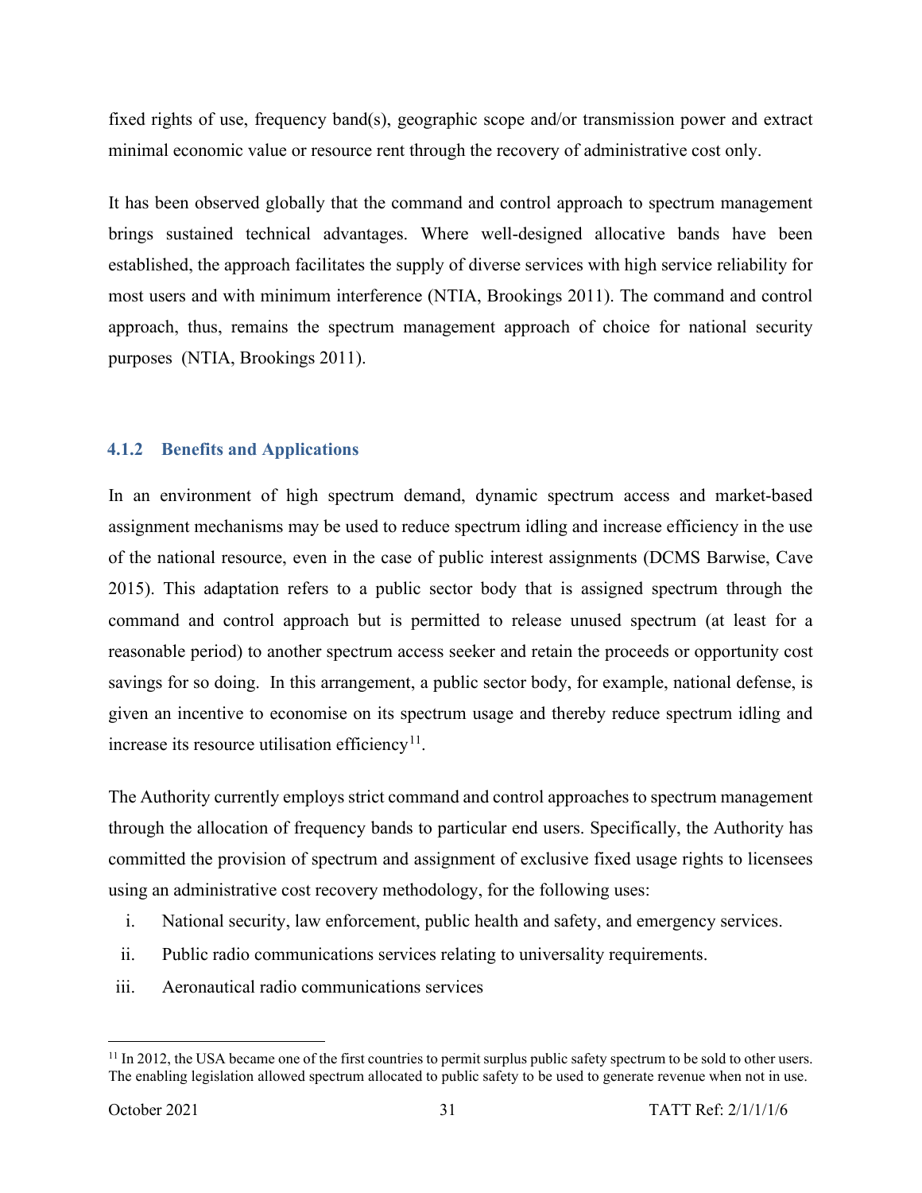fixed rights of use, frequency band(s), geographic scope and/or transmission power and extract minimal economic value or resource rent through the recovery of administrative cost only.

It has been observed globally that the command and control approach to spectrum management brings sustained technical advantages. Where well-designed allocative bands have been established, the approach facilitates the supply of diverse services with high service reliability for most users and with minimum interference (NTIA, Brookings 2011). The command and control approach, thus, remains the spectrum management approach of choice for national security purposes (NTIA, Brookings 2011).

### 4.1.2 Benefits and Applications

In an environment of high spectrum demand, dynamic spectrum access and market-based assignment mechanisms may be used to reduce spectrum idling and increase efficiency in the use of the national resource, even in the case of public interest assignments (DCMS Barwise, Cave 2015). This adaptation refers to a public sector body that is assigned spectrum through the command and control approach but is permitted to release unused spectrum (at least for a reasonable period) to another spectrum access seeker and retain the proceeds or opportunity cost savings for so doing. In this arrangement, a public sector body, for example, national defense, is given an incentive to economise on its spectrum usage and thereby reduce spectrum idling and increase its resource utilisation efficiency[11].

The Authority currently employs strict command and control approaches to spectrum management through the allocation of frequency bands to particular end users. Specifically, the Authority has committed the provision of spectrum and assignment of exclusive fixed usage rights to licensees using an administrative cost recovery methodology, for the following uses:

i. National security, law enforcement, public health and safety, and emergency services.
ii. Public radio communications services relating to universality requirements.
iii. Aeronautical radio communications services

[11] In 2012, the USA became one of the first countries to permit surplus public safety spectrum to be sold to other users. The enabling legislation allowed spectrum allocated to public safety to be used to generate revenue when not in use.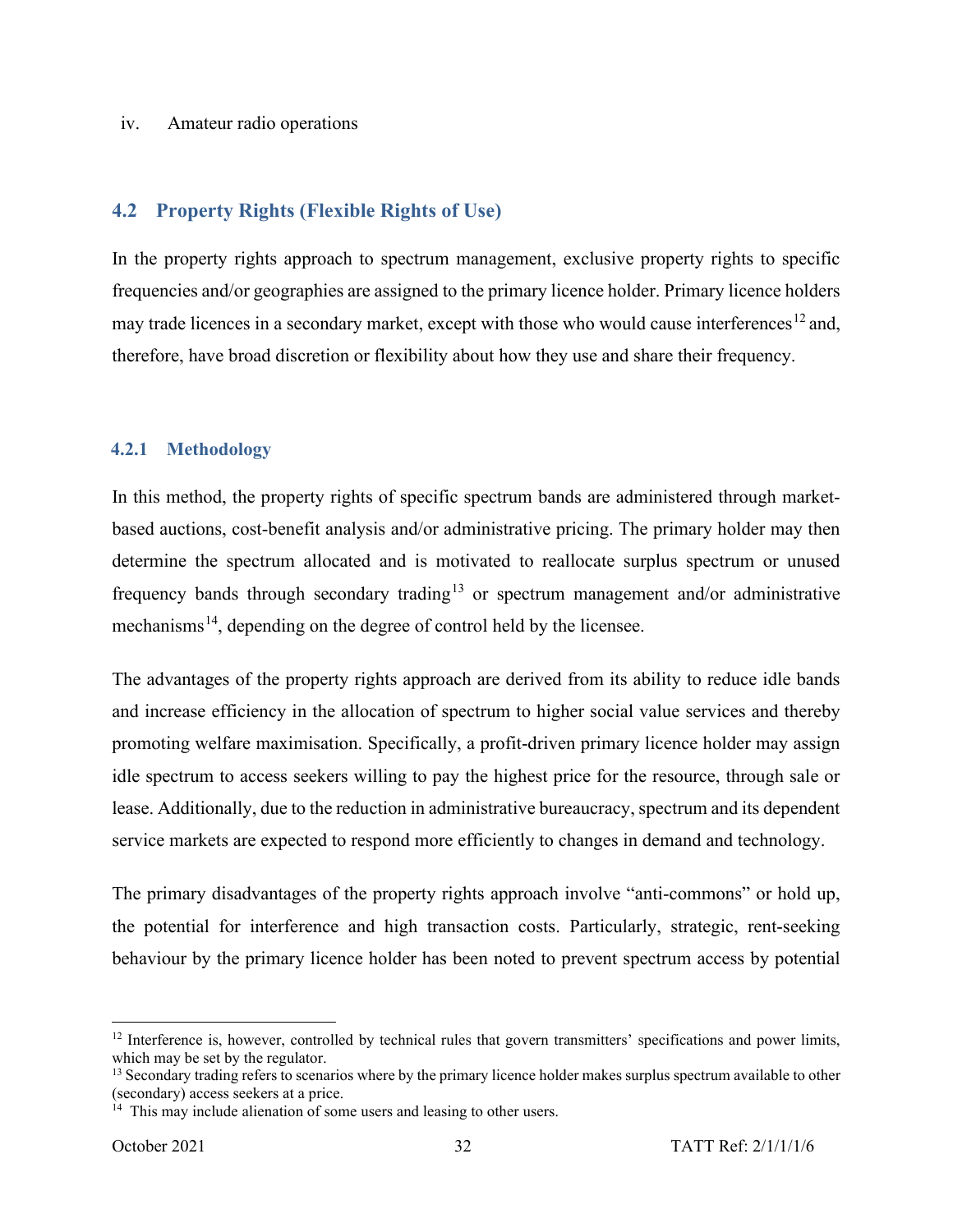iv. Amateur radio operations

## 4.2 Property Rights (Flexible Rights of Use)

In the property rights approach to spectrum management, exclusive property rights to specific frequencies and/or geographies are assigned to the primary licence holder. Primary licence holders may trade licences in a secondary market, except with those who would cause interferences[12] and, therefore, have broad discretion or flexibility about how they use and share their frequency.

### 4.2.1 Methodology

In this method, the property rights of specific spectrum bands are administered through market-based auctions, cost-benefit analysis and/or administrative pricing. The primary holder may then determine the spectrum allocated and is motivated to reallocate surplus spectrum or unused frequency bands through secondary trading[13] or spectrum management and/or administrative mechanisms[14], depending on the degree of control held by the licensee.

The advantages of the property rights approach are derived from its ability to reduce idle bands and increase efficiency in the allocation of spectrum to higher social value services and thereby promoting welfare maximisation. Specifically, a profit-driven primary licence holder may assign idle spectrum to access seekers willing to pay the highest price for the resource, through sale or lease. Additionally, due to the reduction in administrative bureaucracy, spectrum and its dependent service markets are expected to respond more efficiently to changes in demand and technology.

The primary disadvantages of the property rights approach involve "anti-commons" or hold up, the potential for interference and high transaction costs. Particularly, strategic, rent-seeking behaviour by the primary licence holder has been noted to prevent spectrum access by potential

---

[12] Interference is, however, controlled by technical rules that govern transmitters' specifications and power limits, which may be set by the regulator.

[13] Secondary trading refers to scenarios where by the primary licence holder makes surplus spectrum available to other (secondary) access seekers at a price.

[14] This may include alienation of some users and leasing to other users.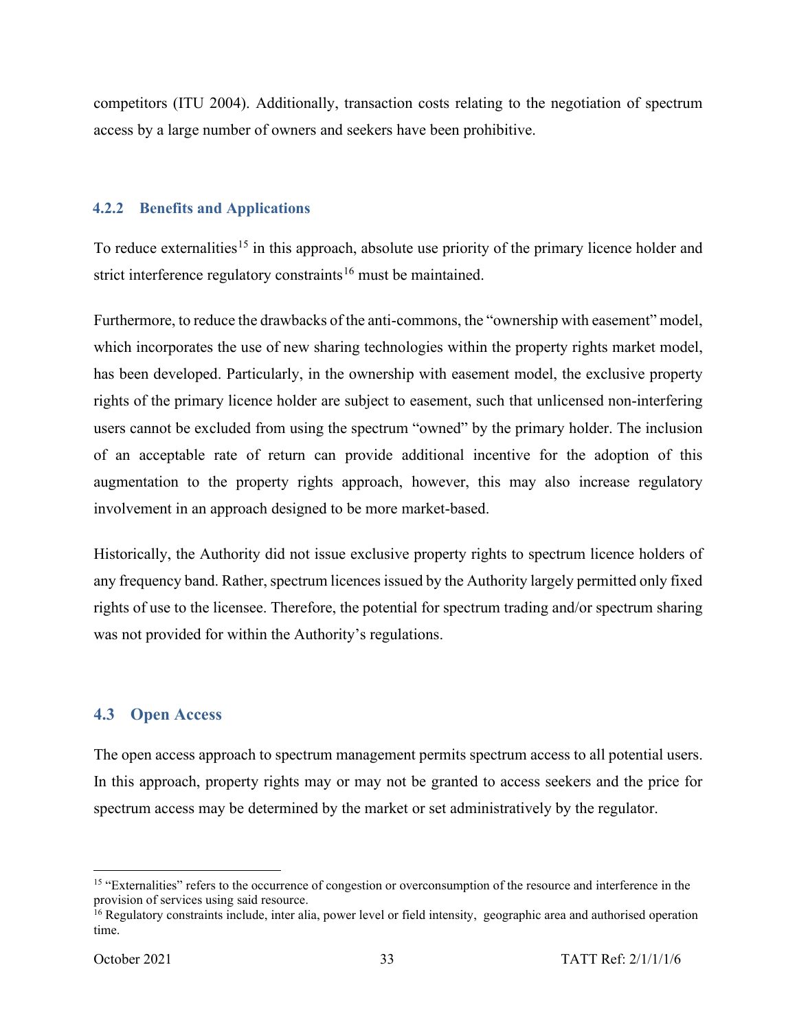competitors (ITU 2004). Additionally, transaction costs relating to the negotiation of spectrum access by a large number of owners and seekers have been prohibitive.

### 4.2.2 Benefits and Applications

To reduce externalities[15] in this approach, absolute use priority of the primary licence holder and strict interference regulatory constraints[16] must be maintained.

Furthermore, to reduce the drawbacks of the anti-commons, the "ownership with easement" model, which incorporates the use of new sharing technologies within the property rights market model, has been developed. Particularly, in the ownership with easement model, the exclusive property rights of the primary licence holder are subject to easement, such that unlicensed non-interfering users cannot be excluded from using the spectrum "owned" by the primary holder. The inclusion of an acceptable rate of return can provide additional incentive for the adoption of this augmentation to the property rights approach, however, this may also increase regulatory involvement in an approach designed to be more market-based.

Historically, the Authority did not issue exclusive property rights to spectrum licence holders of any frequency band. Rather, spectrum licences issued by the Authority largely permitted only fixed rights of use to the licensee. Therefore, the potential for spectrum trading and/or spectrum sharing was not provided for within the Authority's regulations.

## 4.3 Open Access

The open access approach to spectrum management permits spectrum access to all potential users. In this approach, property rights may or may not be granted to access seekers and the price for spectrum access may be determined by the market or set administratively by the regulator.

---

[15] "Externalities" refers to the occurrence of congestion or overconsumption of the resource and interference in the provision of services using said resource.

[16] Regulatory constraints include, inter alia, power level or field intensity, geographic area and authorised operation time.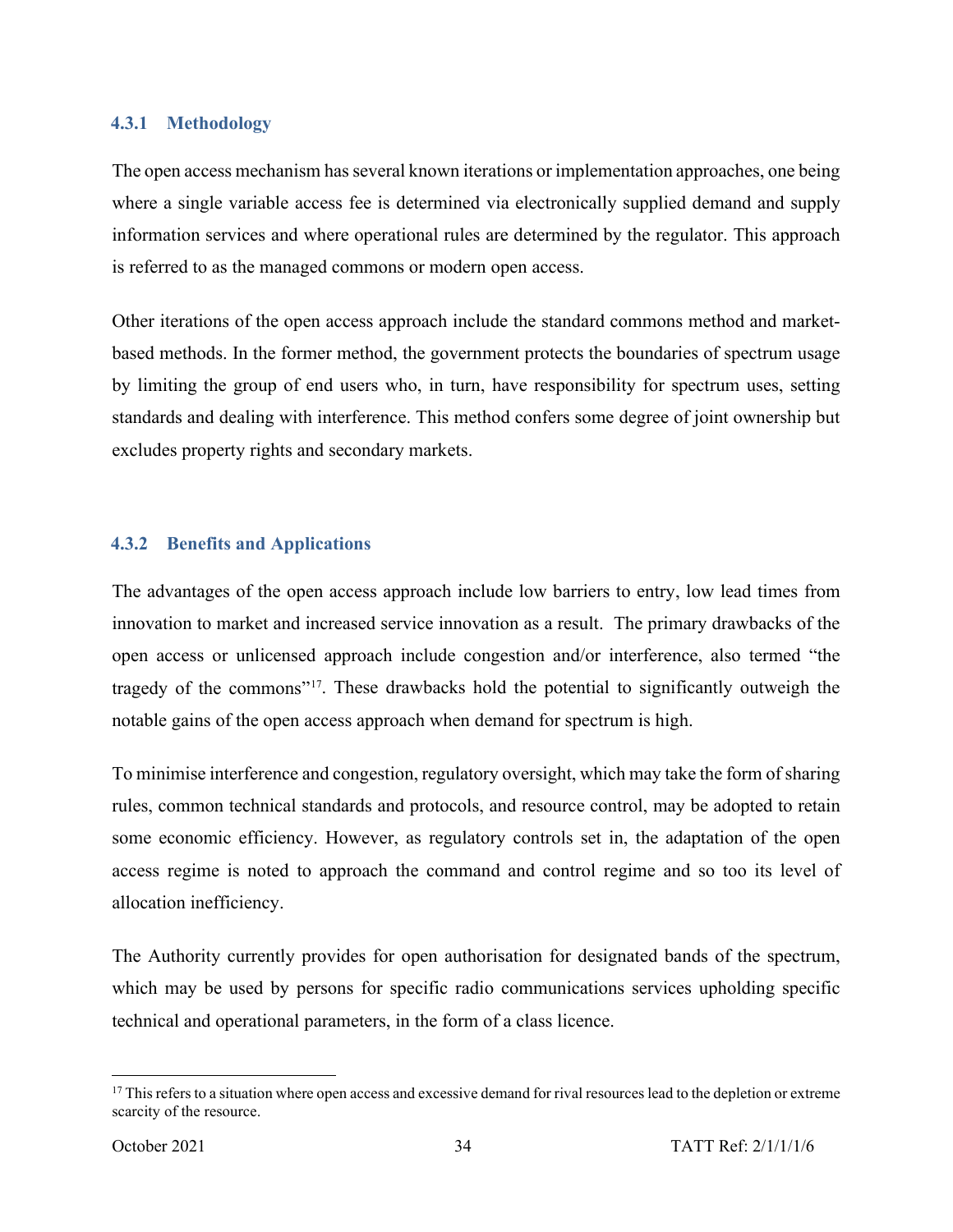### 4.3.1 Methodology

The open access mechanism has several known iterations or implementation approaches, one being where a single variable access fee is determined via electronically supplied demand and supply information services and where operational rules are determined by the regulator. This approach is referred to as the managed commons or modern open access.

Other iterations of the open access approach include the standard commons method and market-based methods. In the former method, the government protects the boundaries of spectrum usage by limiting the group of end users who, in turn, have responsibility for spectrum uses, setting standards and dealing with interference. This method confers some degree of joint ownership but excludes property rights and secondary markets.

### 4.3.2 Benefits and Applications

The advantages of the open access approach include low barriers to entry, low lead times from innovation to market and increased service innovation as a result. The primary drawbacks of the open access or unlicensed approach include congestion and/or interference, also termed "the tragedy of the commons"[17]. These drawbacks hold the potential to significantly outweigh the notable gains of the open access approach when demand for spectrum is high.

To minimise interference and congestion, regulatory oversight, which may take the form of sharing rules, common technical standards and protocols, and resource control, may be adopted to retain some economic efficiency. However, as regulatory controls set in, the adaptation of the open access regime is noted to approach the command and control regime and so too its level of allocation inefficiency.

The Authority currently provides for open authorisation for designated bands of the spectrum, which may be used by persons for specific radio communications services upholding specific technical and operational parameters, in the form of a class licence.

[17] This refers to a situation where open access and excessive demand for rival resources lead to the depletion or extreme scarcity of the resource.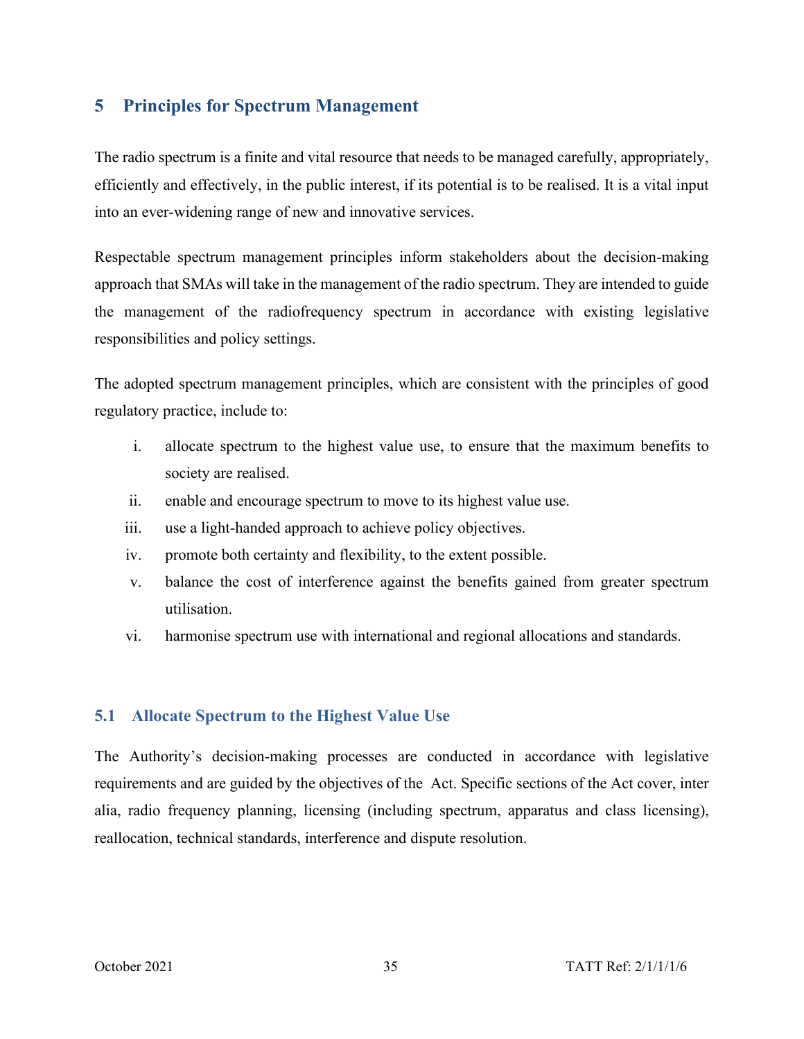## 5 Principles for Spectrum Management

The radio spectrum is a finite and vital resource that needs to be managed carefully, appropriately, efficiently and effectively, in the public interest, if its potential is to be realised. It is a vital input into an ever-widening range of new and innovative services.

Respectable spectrum management principles inform stakeholders about the decision-making approach that SMAs will take in the management of the radio spectrum. They are intended to guide the management of the radiofrequency spectrum in accordance with existing legislative responsibilities and policy settings.

The adopted spectrum management principles, which are consistent with the principles of good regulatory practice, include to:

i. allocate spectrum to the highest value use, to ensure that the maximum benefits to society are realised.
ii. enable and encourage spectrum to move to its highest value use.
iii. use a light-handed approach to achieve policy objectives.
iv. promote both certainty and flexibility, to the extent possible.
v. balance the cost of interference against the benefits gained from greater spectrum utilisation.
vi. harmonise spectrum use with international and regional allocations and standards.

### 5.1 Allocate Spectrum to the Highest Value Use

The Authority's decision-making processes are conducted in accordance with legislative requirements and are guided by the objectives of the Act. Specific sections of the Act cover, inter alia, radio frequency planning, licensing (including spectrum, apparatus and class licensing), reallocation, technical standards, interference and dispute resolution.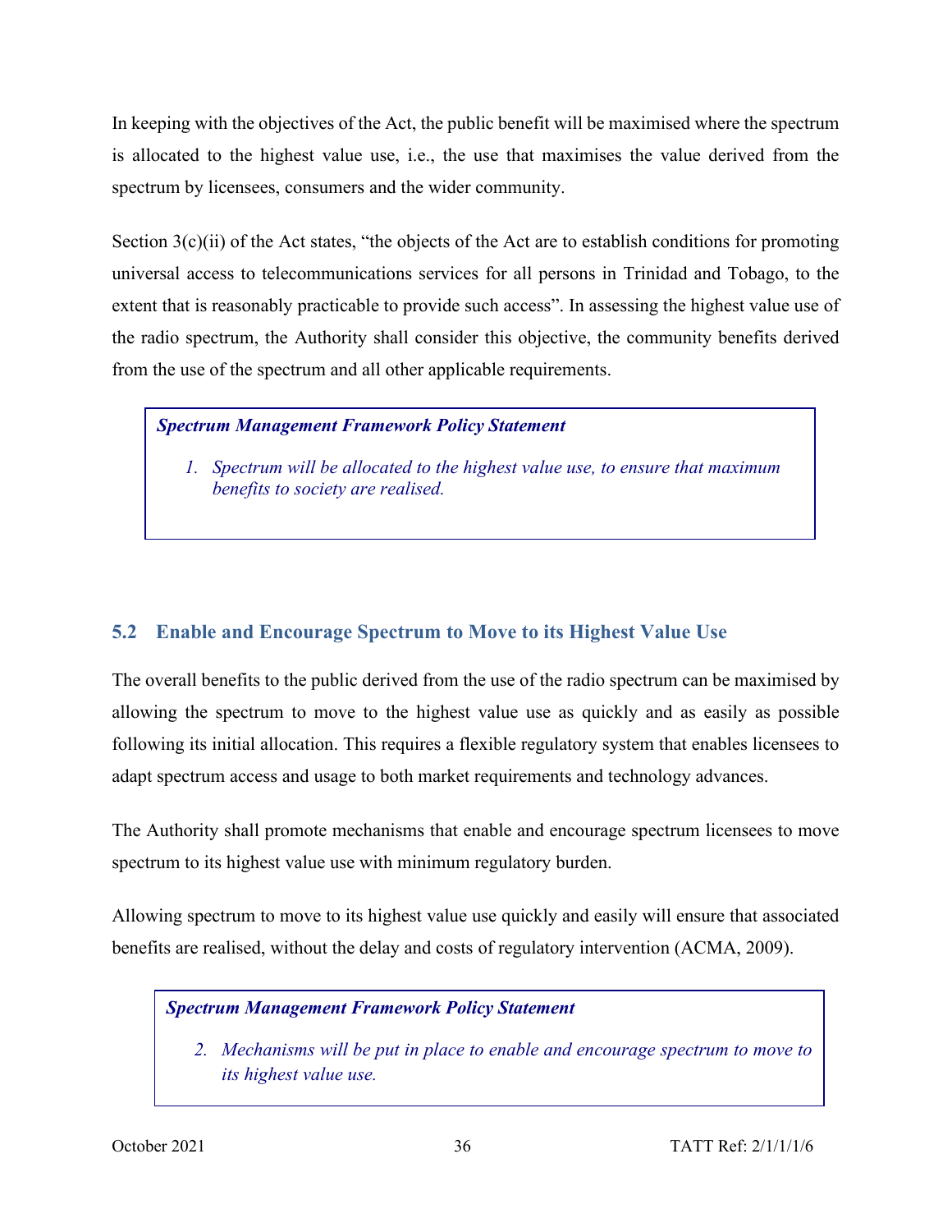In keeping with the objectives of the Act, the public benefit will be maximised where the spectrum is allocated to the highest value use, i.e., the use that maximises the value derived from the spectrum by licensees, consumers and the wider community.

Section 3(c)(ii) of the Act states, "the objects of the Act are to establish conditions for promoting universal access to telecommunications services for all persons in Trinidad and Tobago, to the extent that is reasonably practicable to provide such access". In assessing the highest value use of the radio spectrum, the Authority shall consider this objective, the community benefits derived from the use of the spectrum and all other applicable requirements.

> ***Spectrum Management Framework Policy Statement***
>
> 1. *Spectrum will be allocated to the highest value use, to ensure that maximum benefits to society are realised.*

## 5.2 Enable and Encourage Spectrum to Move to its Highest Value Use

The overall benefits to the public derived from the use of the radio spectrum can be maximised by allowing the spectrum to move to the highest value use as quickly and as easily as possible following its initial allocation. This requires a flexible regulatory system that enables licensees to adapt spectrum access and usage to both market requirements and technology advances.

The Authority shall promote mechanisms that enable and encourage spectrum licensees to move spectrum to its highest value use with minimum regulatory burden.

Allowing spectrum to move to its highest value use quickly and easily will ensure that associated benefits are realised, without the delay and costs of regulatory intervention (ACMA, 2009).

> ***Spectrum Management Framework Policy Statement***
>
> 2. *Mechanisms will be put in place to enable and encourage spectrum to move to its highest value use.*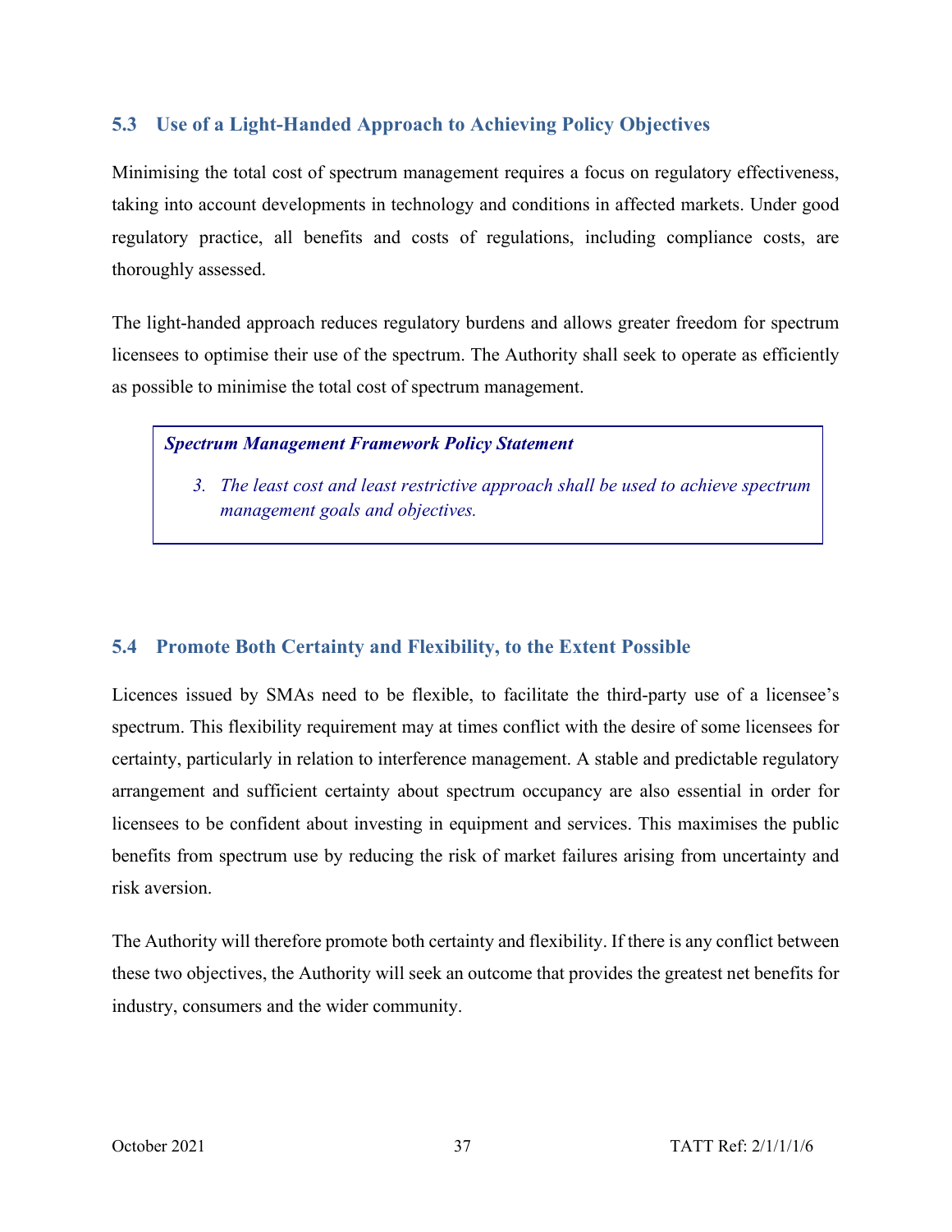### 5.3 Use of a Light-Handed Approach to Achieving Policy Objectives

Minimising the total cost of spectrum management requires a focus on regulatory effectiveness, taking into account developments in technology and conditions in affected markets. Under good regulatory practice, all benefits and costs of regulations, including compliance costs, are thoroughly assessed.

The light-handed approach reduces regulatory burdens and allows greater freedom for spectrum licensees to optimise their use of the spectrum. The Authority shall seek to operate as efficiently as possible to minimise the total cost of spectrum management.

> ***Spectrum Management Framework Policy Statement***
>
> 3. *The least cost and least restrictive approach shall be used to achieve spectrum management goals and objectives.*

### 5.4 Promote Both Certainty and Flexibility, to the Extent Possible

Licences issued by SMAs need to be flexible, to facilitate the third-party use of a licensee's spectrum. This flexibility requirement may at times conflict with the desire of some licensees for certainty, particularly in relation to interference management. A stable and predictable regulatory arrangement and sufficient certainty about spectrum occupancy are also essential in order for licensees to be confident about investing in equipment and services. This maximises the public benefits from spectrum use by reducing the risk of market failures arising from uncertainty and risk aversion.

The Authority will therefore promote both certainty and flexibility. If there is any conflict between these two objectives, the Authority will seek an outcome that provides the greatest net benefits for industry, consumers and the wider community.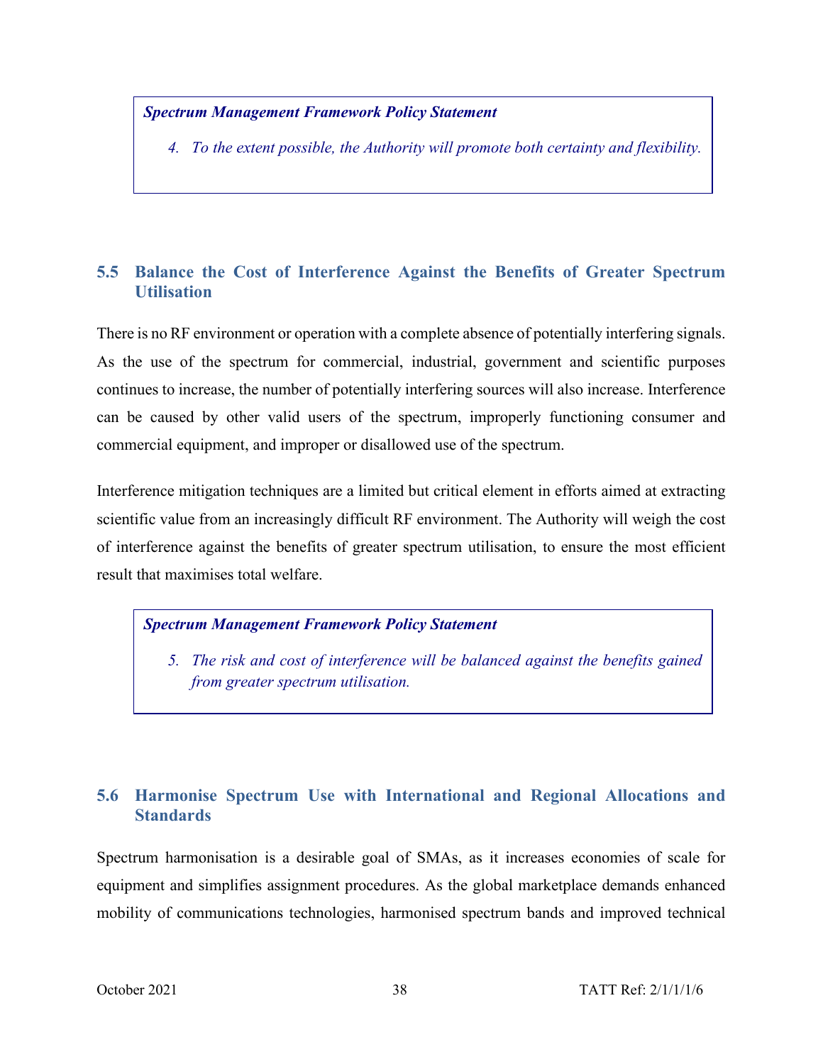> ***Spectrum Management Framework Policy Statement***
>
> *4. To the extent possible, the Authority will promote both certainty and flexibility.*

## 5.5 Balance the Cost of Interference Against the Benefits of Greater Spectrum Utilisation

There is no RF environment or operation with a complete absence of potentially interfering signals. As the use of the spectrum for commercial, industrial, government and scientific purposes continues to increase, the number of potentially interfering sources will also increase. Interference can be caused by other valid users of the spectrum, improperly functioning consumer and commercial equipment, and improper or disallowed use of the spectrum.

Interference mitigation techniques are a limited but critical element in efforts aimed at extracting scientific value from an increasingly difficult RF environment. The Authority will weigh the cost of interference against the benefits of greater spectrum utilisation, to ensure the most efficient result that maximises total welfare.

> ***Spectrum Management Framework Policy Statement***
>
> *5. The risk and cost of interference will be balanced against the benefits gained from greater spectrum utilisation.*

## 5.6 Harmonise Spectrum Use with International and Regional Allocations and Standards

Spectrum harmonisation is a desirable goal of SMAs, as it increases economies of scale for equipment and simplifies assignment procedures. As the global marketplace demands enhanced mobility of communications technologies, harmonised spectrum bands and improved technical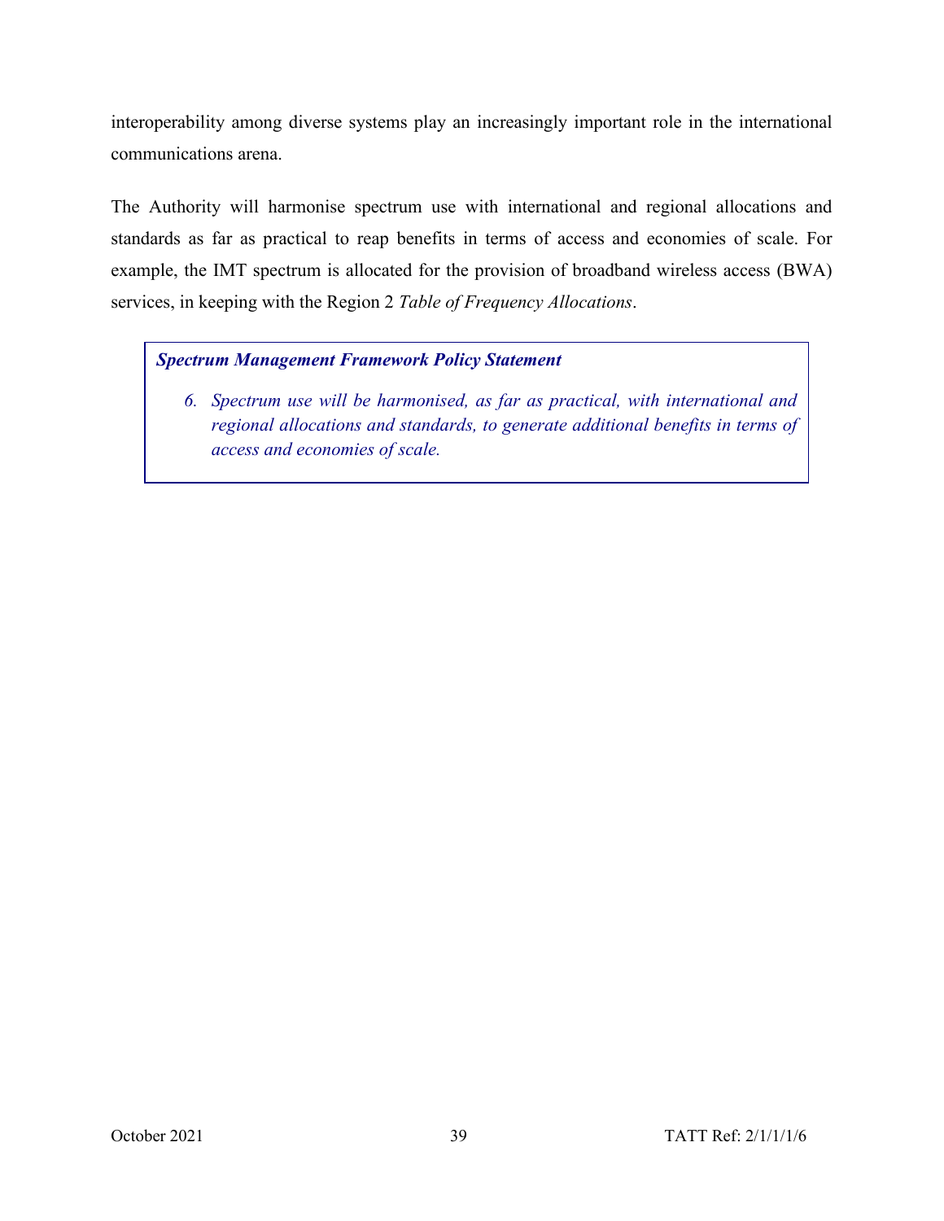interoperability among diverse systems play an increasingly important role in the international communications arena.

The Authority will harmonise spectrum use with international and regional allocations and standards as far as practical to reap benefits in terms of access and economies of scale. For example, the IMT spectrum is allocated for the provision of broadband wireless access (BWA) services, in keeping with the Region 2 *Table of Frequency Allocations*.

> ***Spectrum Management Framework Policy Statement***
>
> *6. Spectrum use will be harmonised, as far as practical, with international and regional allocations and standards, to generate additional benefits in terms of access and economies of scale.*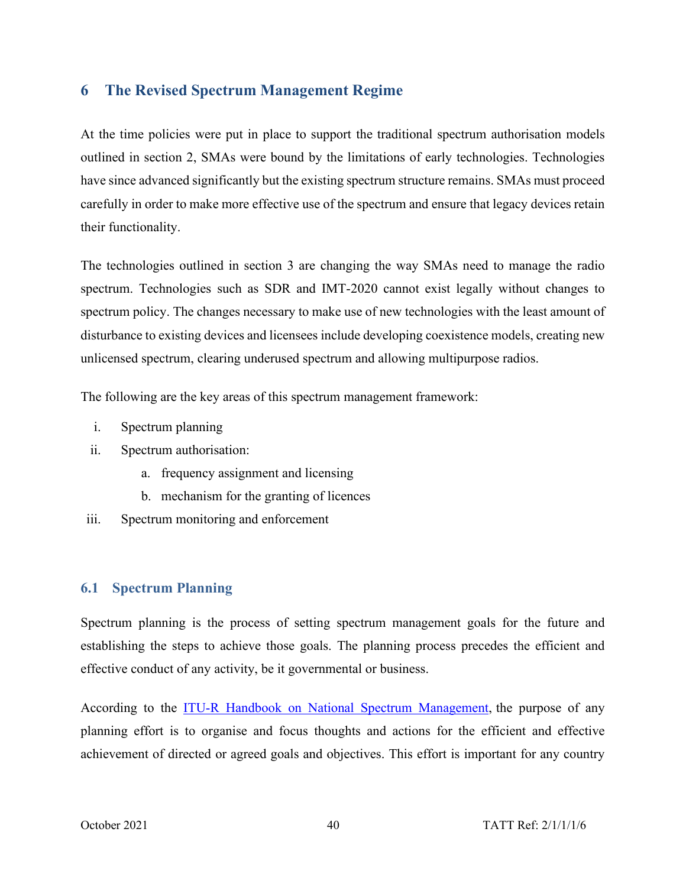# 6 The Revised Spectrum Management Regime

At the time policies were put in place to support the traditional spectrum authorisation models outlined in section 2, SMAs were bound by the limitations of early technologies. Technologies have since advanced significantly but the existing spectrum structure remains. SMAs must proceed carefully in order to make more effective use of the spectrum and ensure that legacy devices retain their functionality.

The technologies outlined in section 3 are changing the way SMAs need to manage the radio spectrum. Technologies such as SDR and IMT-2020 cannot exist legally without changes to spectrum policy. The changes necessary to make use of new technologies with the least amount of disturbance to existing devices and licensees include developing coexistence models, creating new unlicensed spectrum, clearing underused spectrum and allowing multipurpose radios.

The following are the key areas of this spectrum management framework:

i. Spectrum planning
ii. Spectrum authorisation:
   a. frequency assignment and licensing
   b. mechanism for the granting of licences
iii. Spectrum monitoring and enforcement

## 6.1 Spectrum Planning

Spectrum planning is the process of setting spectrum management goals for the future and establishing the steps to achieve those goals. The planning process precedes the efficient and effective conduct of any activity, be it governmental or business.

According to the [ITU-R Handbook on National Spectrum Management](), the purpose of any planning effort is to organise and focus thoughts and actions for the efficient and effective achievement of directed or agreed goals and objectives. This effort is important for any country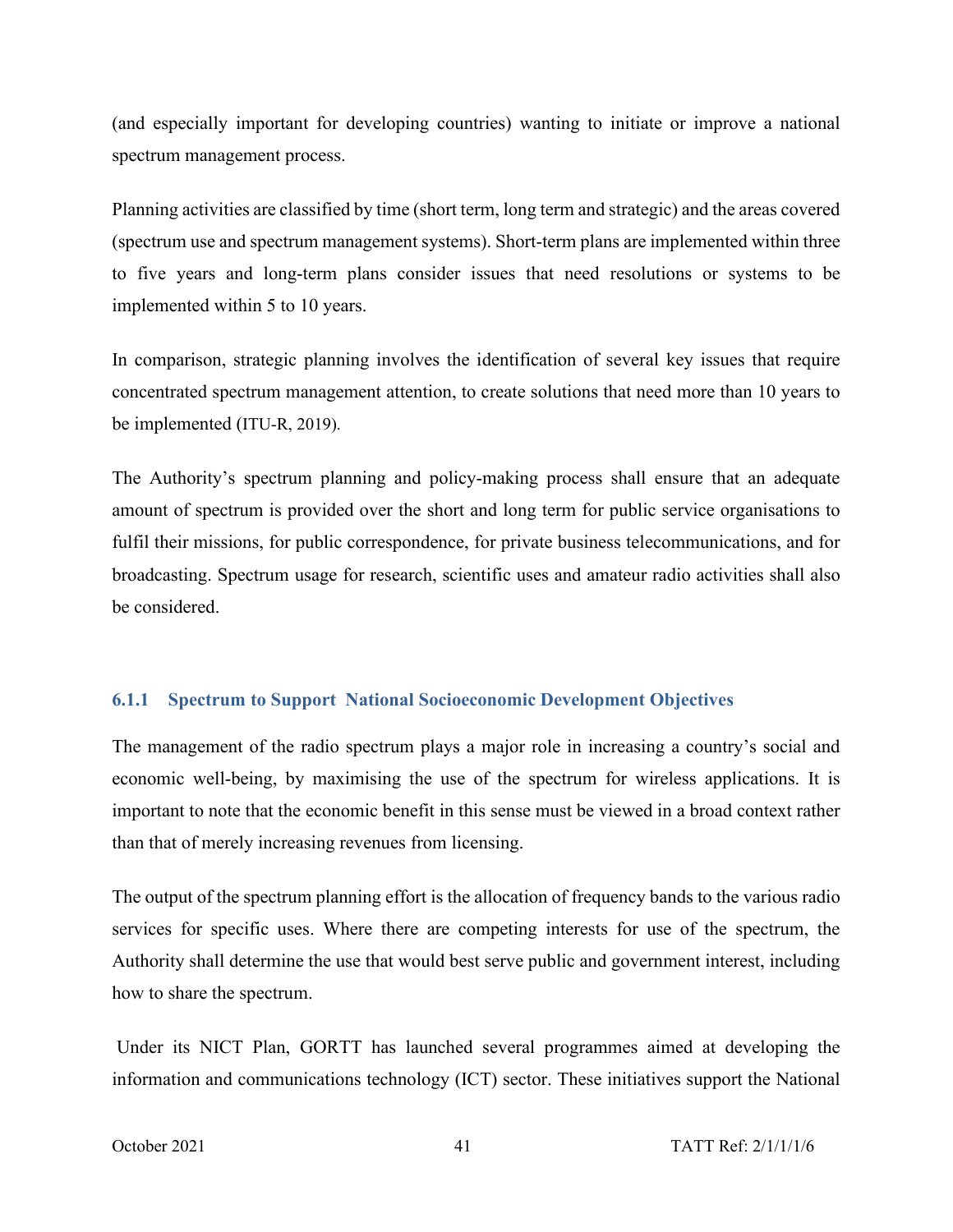(and especially important for developing countries) wanting to initiate or improve a national spectrum management process.

Planning activities are classified by time (short term, long term and strategic) and the areas covered (spectrum use and spectrum management systems). Short-term plans are implemented within three to five years and long-term plans consider issues that need resolutions or systems to be implemented within 5 to 10 years.

In comparison, strategic planning involves the identification of several key issues that require concentrated spectrum management attention, to create solutions that need more than 10 years to be implemented (ITU-R, 2019).

The Authority's spectrum planning and policy-making process shall ensure that an adequate amount of spectrum is provided over the short and long term for public service organisations to fulfil their missions, for public correspondence, for private business telecommunications, and for broadcasting. Spectrum usage for research, scientific uses and amateur radio activities shall also be considered.

### 6.1.1 Spectrum to Support National Socioeconomic Development Objectives

The management of the radio spectrum plays a major role in increasing a country's social and economic well-being, by maximising the use of the spectrum for wireless applications. It is important to note that the economic benefit in this sense must be viewed in a broad context rather than that of merely increasing revenues from licensing.

The output of the spectrum planning effort is the allocation of frequency bands to the various radio services for specific uses. Where there are competing interests for use of the spectrum, the Authority shall determine the use that would best serve public and government interest, including how to share the spectrum.

Under its NICT Plan, GORTT has launched several programmes aimed at developing the information and communications technology (ICT) sector. These initiatives support the National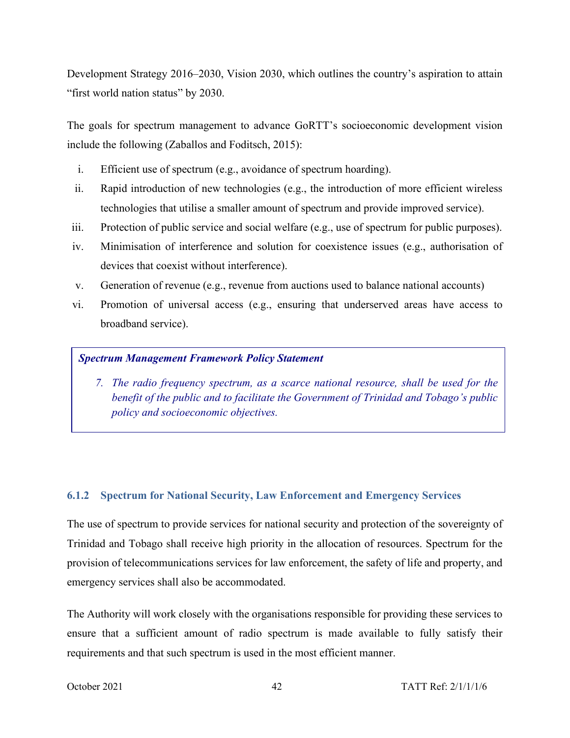Development Strategy 2016–2030, Vision 2030, which outlines the country's aspiration to attain "first world nation status" by 2030.

The goals for spectrum management to advance GoRTT's socioeconomic development vision include the following (Zaballos and Foditsch, 2015):

i. Efficient use of spectrum (e.g., avoidance of spectrum hoarding).
ii. Rapid introduction of new technologies (e.g., the introduction of more efficient wireless technologies that utilise a smaller amount of spectrum and provide improved service).
iii. Protection of public service and social welfare (e.g., use of spectrum for public purposes).
iv. Minimisation of interference and solution for coexistence issues (e.g., authorisation of devices that coexist without interference).
v. Generation of revenue (e.g., revenue from auctions used to balance national accounts)
vi. Promotion of universal access (e.g., ensuring that underserved areas have access to broadband service).

> ***Spectrum Management Framework Policy Statement***
>
> 7. *The radio frequency spectrum, as a scarce national resource, shall be used for the benefit of the public and to facilitate the Government of Trinidad and Tobago's public policy and socioeconomic objectives.*

### 6.1.2 Spectrum for National Security, Law Enforcement and Emergency Services

The use of spectrum to provide services for national security and protection of the sovereignty of Trinidad and Tobago shall receive high priority in the allocation of resources. Spectrum for the provision of telecommunications services for law enforcement, the safety of life and property, and emergency services shall also be accommodated.

The Authority will work closely with the organisations responsible for providing these services to ensure that a sufficient amount of radio spectrum is made available to fully satisfy their requirements and that such spectrum is used in the most efficient manner.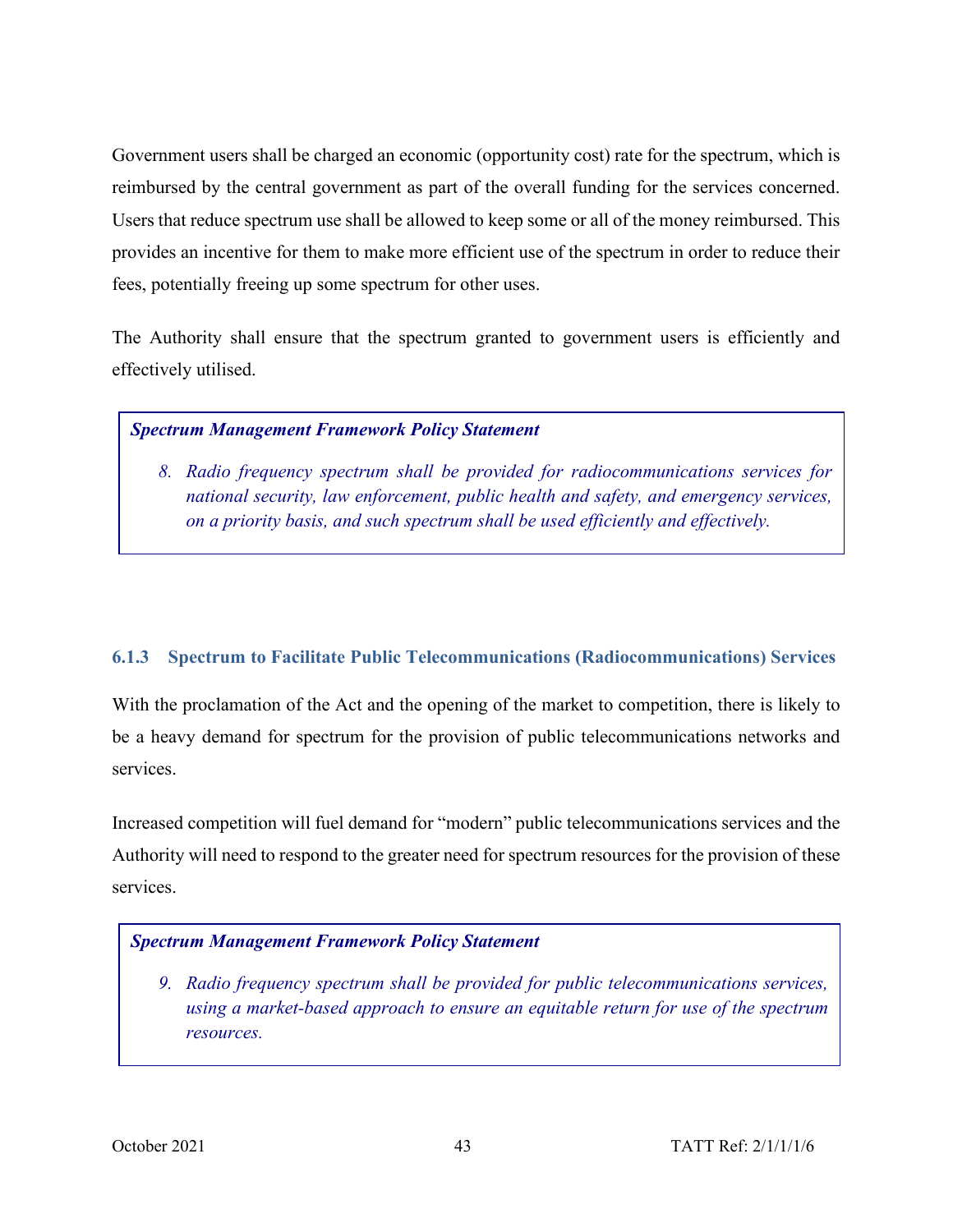Government users shall be charged an economic (opportunity cost) rate for the spectrum, which is reimbursed by the central government as part of the overall funding for the services concerned. Users that reduce spectrum use shall be allowed to keep some or all of the money reimbursed. This provides an incentive for them to make more efficient use of the spectrum in order to reduce their fees, potentially freeing up some spectrum for other uses.

The Authority shall ensure that the spectrum granted to government users is efficiently and effectively utilised.

> ***Spectrum Management Framework Policy Statement***
>
> 8. *Radio frequency spectrum shall be provided for radiocommunications services for national security, law enforcement, public health and safety, and emergency services, on a priority basis, and such spectrum shall be used efficiently and effectively.*

#### 6.1.3 Spectrum to Facilitate Public Telecommunications (Radiocommunications) Services

With the proclamation of the Act and the opening of the market to competition, there is likely to be a heavy demand for spectrum for the provision of public telecommunications networks and services.

Increased competition will fuel demand for "modern" public telecommunications services and the Authority will need to respond to the greater need for spectrum resources for the provision of these services.

> ***Spectrum Management Framework Policy Statement***
>
> 9. *Radio frequency spectrum shall be provided for public telecommunications services, using a market-based approach to ensure an equitable return for use of the spectrum resources.*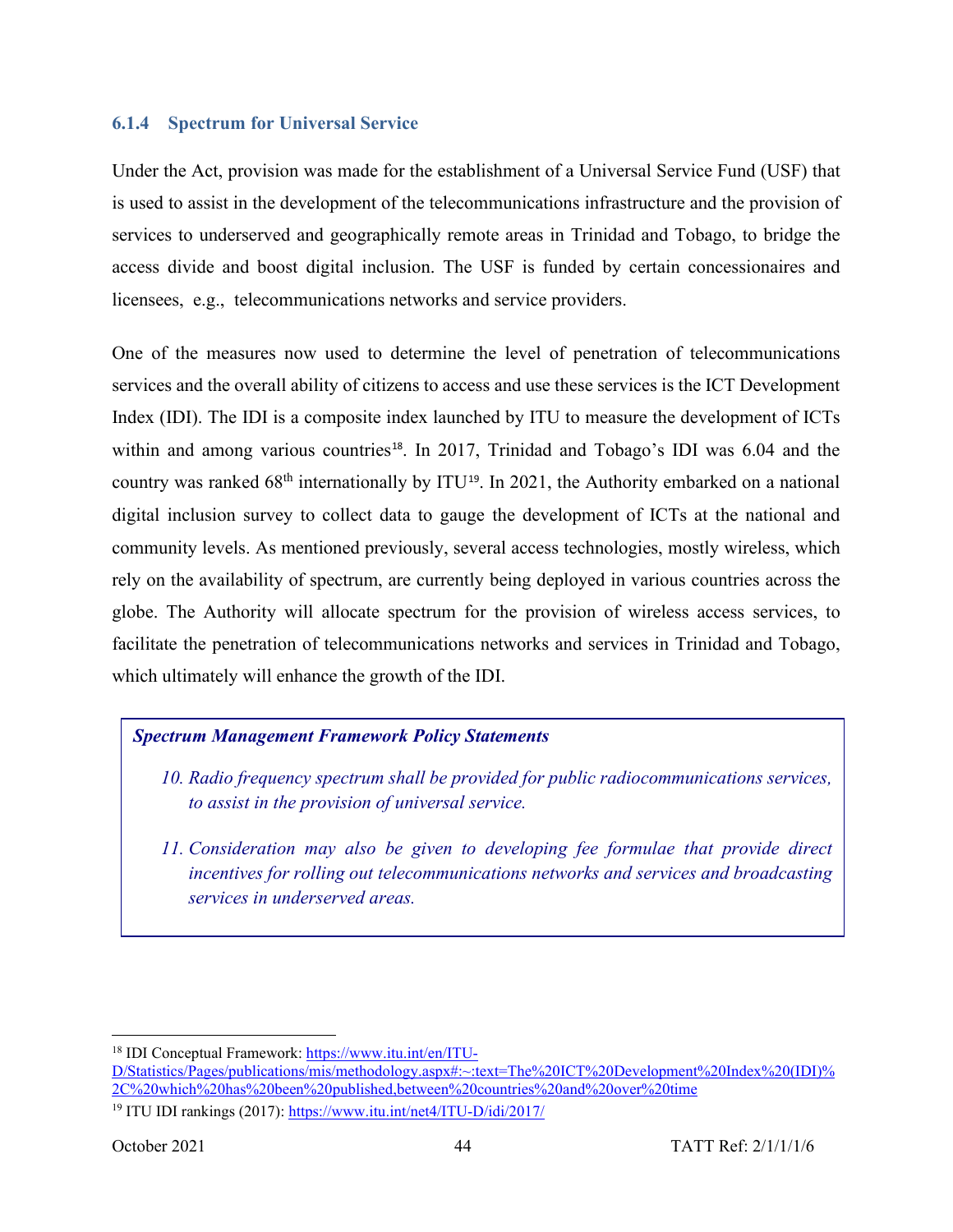### 6.1.4 Spectrum for Universal Service

Under the Act, provision was made for the establishment of a Universal Service Fund (USF) that is used to assist in the development of the telecommunications infrastructure and the provision of services to underserved and geographically remote areas in Trinidad and Tobago, to bridge the access divide and boost digital inclusion. The USF is funded by certain concessionaires and licensees, e.g., telecommunications networks and service providers.

One of the measures now used to determine the level of penetration of telecommunications services and the overall ability of citizens to access and use these services is the ICT Development Index (IDI). The IDI is a composite index launched by ITU to measure the development of ICTs within and among various countries[18]. In 2017, Trinidad and Tobago's IDI was 6.04 and the country was ranked 68th internationally by ITU[19]. In 2021, the Authority embarked on a national digital inclusion survey to collect data to gauge the development of ICTs at the national and community levels. As mentioned previously, several access technologies, mostly wireless, which rely on the availability of spectrum, are currently being deployed in various countries across the globe. The Authority will allocate spectrum for the provision of wireless access services, to facilitate the penetration of telecommunications networks and services in Trinidad and Tobago, which ultimately will enhance the growth of the IDI.

***Spectrum Management Framework Policy Statements***

10. *Radio frequency spectrum shall be provided for public radiocommunications services, to assist in the provision of universal service.*
11. *Consideration may also be given to developing fee formulae that provide direct incentives for rolling out telecommunications networks and services and broadcasting services in underserved areas.*

---

[18] IDI Conceptual Framework: https://www.itu.int/en/ITU-D/Statistics/Pages/publications/mis/methodology.aspx#:~:text=The%20ICT%20Development%20Index%20(IDI)%2C%20which%20has%20been%20published,between%20countries%20and%20over%20time

[19] ITU IDI rankings (2017): https://www.itu.int/net4/ITU-D/idi/2017/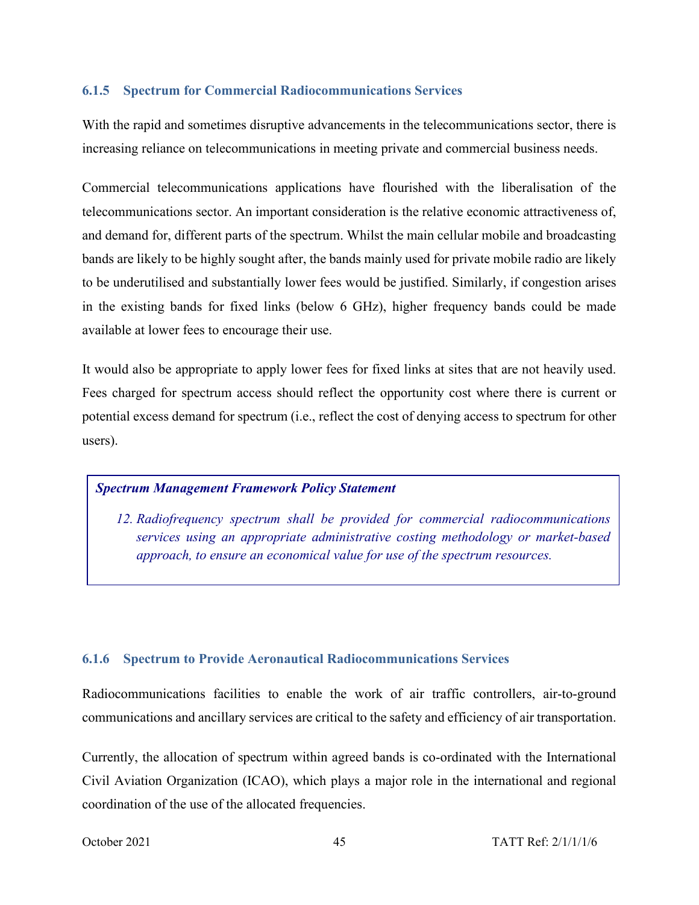### 6.1.5 Spectrum for Commercial Radiocommunications Services

With the rapid and sometimes disruptive advancements in the telecommunications sector, there is increasing reliance on telecommunications in meeting private and commercial business needs.

Commercial telecommunications applications have flourished with the liberalisation of the telecommunications sector. An important consideration is the relative economic attractiveness of, and demand for, different parts of the spectrum. Whilst the main cellular mobile and broadcasting bands are likely to be highly sought after, the bands mainly used for private mobile radio are likely to be underutilised and substantially lower fees would be justified. Similarly, if congestion arises in the existing bands for fixed links (below 6 GHz), higher frequency bands could be made available at lower fees to encourage their use.

It would also be appropriate to apply lower fees for fixed links at sites that are not heavily used. Fees charged for spectrum access should reflect the opportunity cost where there is current or potential excess demand for spectrum (i.e., reflect the cost of denying access to spectrum for other users).

> ***Spectrum Management Framework Policy Statement***
>
> *12. Radiofrequency spectrum shall be provided for commercial radiocommunications services using an appropriate administrative costing methodology or market-based approach, to ensure an economical value for use of the spectrum resources.*

### 6.1.6 Spectrum to Provide Aeronautical Radiocommunications Services

Radiocommunications facilities to enable the work of air traffic controllers, air-to-ground communications and ancillary services are critical to the safety and efficiency of air transportation.

Currently, the allocation of spectrum within agreed bands is co-ordinated with the International Civil Aviation Organization (ICAO), which plays a major role in the international and regional coordination of the use of the allocated frequencies.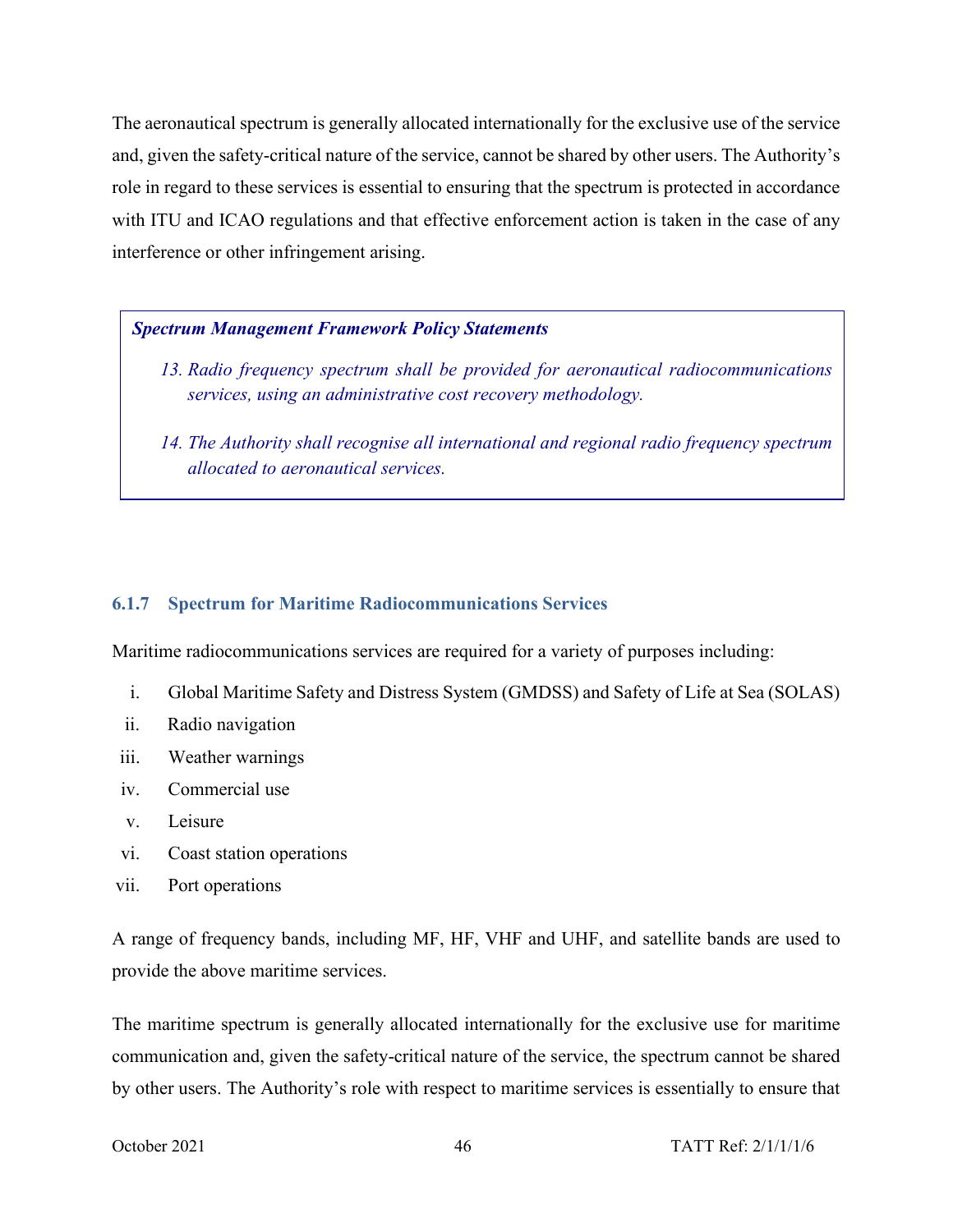The aeronautical spectrum is generally allocated internationally for the exclusive use of the service and, given the safety-critical nature of the service, cannot be shared by other users. The Authority's role in regard to these services is essential to ensuring that the spectrum is protected in accordance with ITU and ICAO regulations and that effective enforcement action is taken in the case of any interference or other infringement arising.

> ***Spectrum Management Framework Policy Statements***
>
> 13. *Radio frequency spectrum shall be provided for aeronautical radiocommunications services, using an administrative cost recovery methodology.*
>
> 14. *The Authority shall recognise all international and regional radio frequency spectrum allocated to aeronautical services.*

### 6.1.7 Spectrum for Maritime Radiocommunications Services

Maritime radiocommunications services are required for a variety of purposes including:

i. Global Maritime Safety and Distress System (GMDSS) and Safety of Life at Sea (SOLAS)
ii. Radio navigation
iii. Weather warnings
iv. Commercial use
v. Leisure
vi. Coast station operations
vii. Port operations

A range of frequency bands, including MF, HF, VHF and UHF, and satellite bands are used to provide the above maritime services.

The maritime spectrum is generally allocated internationally for the exclusive use for maritime communication and, given the safety-critical nature of the service, the spectrum cannot be shared by other users. The Authority's role with respect to maritime services is essentially to ensure that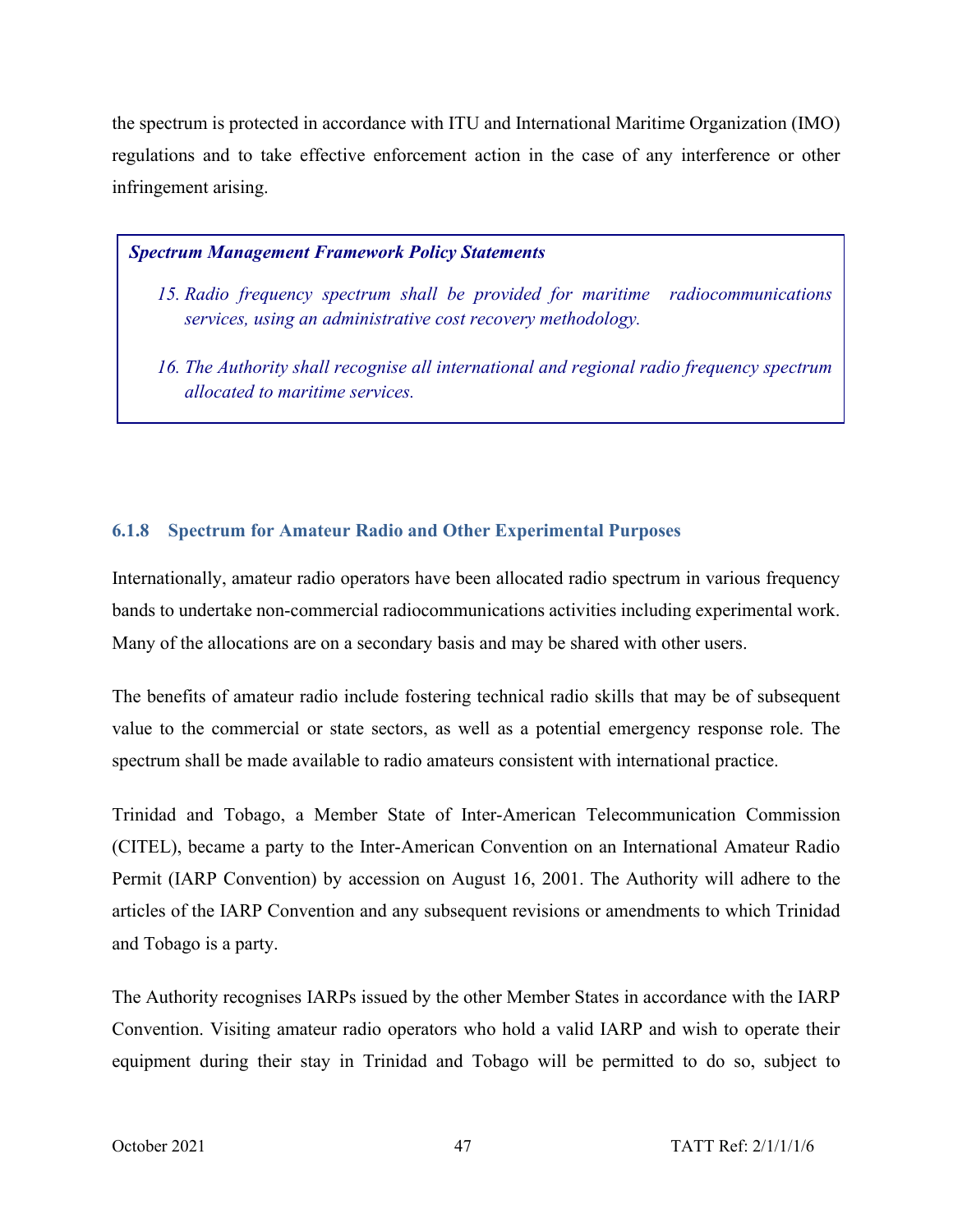the spectrum is protected in accordance with ITU and International Maritime Organization (IMO) regulations and to take effective enforcement action in the case of any interference or other infringement arising.

> ***Spectrum Management Framework Policy Statements***
>
> 15. *Radio frequency spectrum shall be provided for maritime radiocommunications services, using an administrative cost recovery methodology.*
> 16. *The Authority shall recognise all international and regional radio frequency spectrum allocated to maritime services.*

### 6.1.8 Spectrum for Amateur Radio and Other Experimental Purposes

Internationally, amateur radio operators have been allocated radio spectrum in various frequency bands to undertake non-commercial radiocommunications activities including experimental work. Many of the allocations are on a secondary basis and may be shared with other users.

The benefits of amateur radio include fostering technical radio skills that may be of subsequent value to the commercial or state sectors, as well as a potential emergency response role. The spectrum shall be made available to radio amateurs consistent with international practice.

Trinidad and Tobago, a Member State of Inter-American Telecommunication Commission (CITEL), became a party to the Inter-American Convention on an International Amateur Radio Permit (IARP Convention) by accession on August 16, 2001. The Authority will adhere to the articles of the IARP Convention and any subsequent revisions or amendments to which Trinidad and Tobago is a party.

The Authority recognises IARPs issued by the other Member States in accordance with the IARP Convention. Visiting amateur radio operators who hold a valid IARP and wish to operate their equipment during their stay in Trinidad and Tobago will be permitted to do so, subject to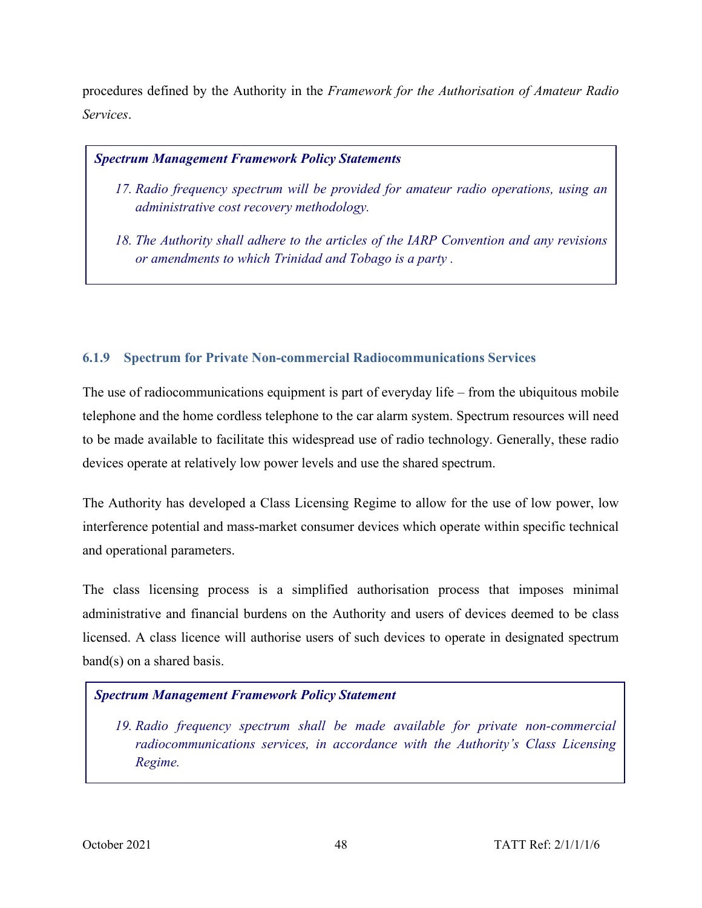procedures defined by the Authority in the *Framework for the Authorisation of Amateur Radio Services*.

> ***Spectrum Management Framework Policy Statements***
>
> 17. *Radio frequency spectrum will be provided for amateur radio operations, using an administrative cost recovery methodology.*
> 18. *The Authority shall adhere to the articles of the IARP Convention and any revisions or amendments to which Trinidad and Tobago is a party .*

### 6.1.9 Spectrum for Private Non-commercial Radiocommunications Services

The use of radiocommunications equipment is part of everyday life – from the ubiquitous mobile telephone and the home cordless telephone to the car alarm system. Spectrum resources will need to be made available to facilitate this widespread use of radio technology. Generally, these radio devices operate at relatively low power levels and use the shared spectrum.

The Authority has developed a Class Licensing Regime to allow for the use of low power, low interference potential and mass-market consumer devices which operate within specific technical and operational parameters.

The class licensing process is a simplified authorisation process that imposes minimal administrative and financial burdens on the Authority and users of devices deemed to be class licensed. A class licence will authorise users of such devices to operate in designated spectrum band(s) on a shared basis.

> ***Spectrum Management Framework Policy Statement***
>
> 19. *Radio frequency spectrum shall be made available for private non-commercial radiocommunications services, in accordance with the Authority's Class Licensing Regime.*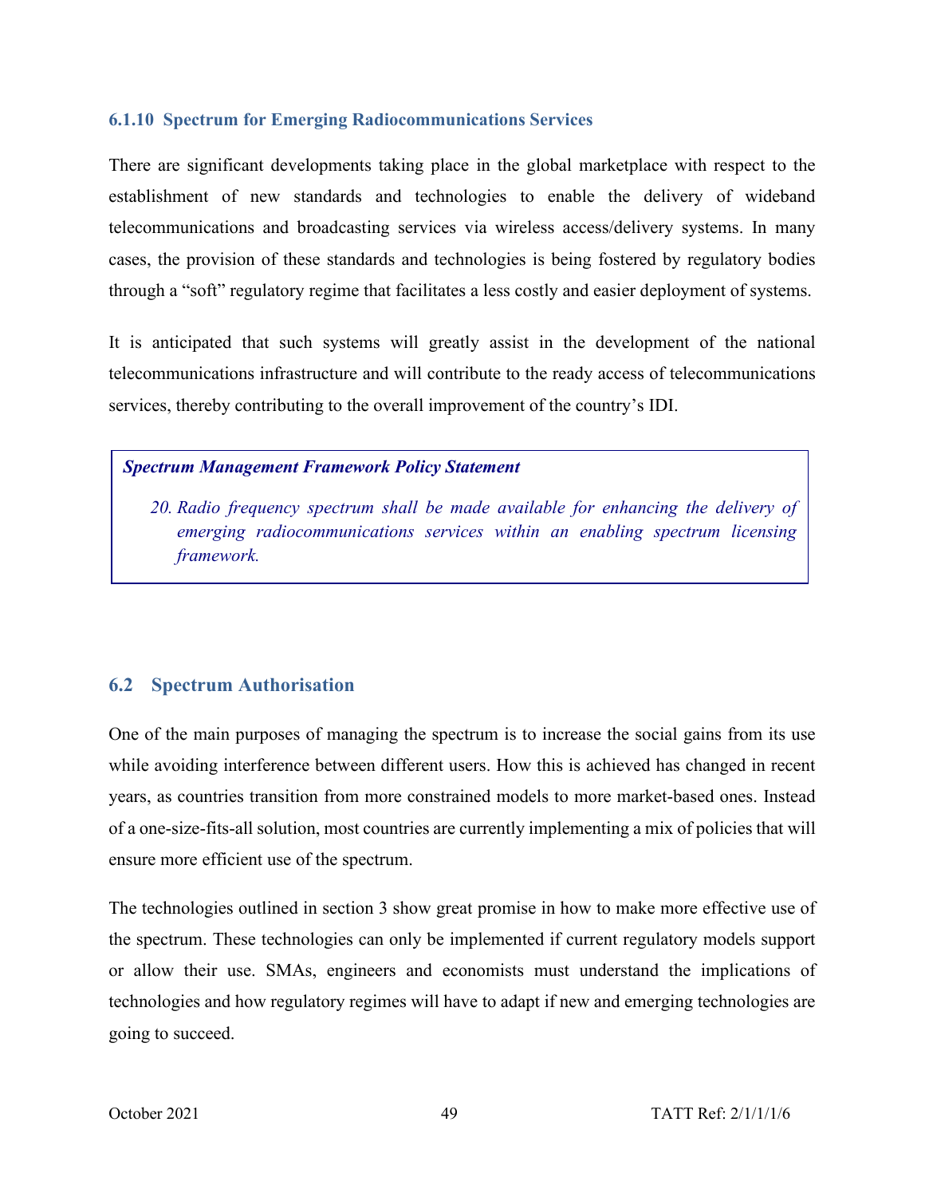### 6.1.10 Spectrum for Emerging Radiocommunications Services

There are significant developments taking place in the global marketplace with respect to the establishment of new standards and technologies to enable the delivery of wideband telecommunications and broadcasting services via wireless access/delivery systems. In many cases, the provision of these standards and technologies is being fostered by regulatory bodies through a "soft" regulatory regime that facilitates a less costly and easier deployment of systems.

It is anticipated that such systems will greatly assist in the development of the national telecommunications infrastructure and will contribute to the ready access of telecommunications services, thereby contributing to the overall improvement of the country's IDI.

> ***Spectrum Management Framework Policy Statement***
>
> *20. Radio frequency spectrum shall be made available for enhancing the delivery of emerging radiocommunications services within an enabling spectrum licensing framework.*

## 6.2 Spectrum Authorisation

One of the main purposes of managing the spectrum is to increase the social gains from its use while avoiding interference between different users. How this is achieved has changed in recent years, as countries transition from more constrained models to more market-based ones. Instead of a one-size-fits-all solution, most countries are currently implementing a mix of policies that will ensure more efficient use of the spectrum.

The technologies outlined in section 3 show great promise in how to make more effective use of the spectrum. These technologies can only be implemented if current regulatory models support or allow their use. SMAs, engineers and economists must understand the implications of technologies and how regulatory regimes will have to adapt if new and emerging technologies are going to succeed.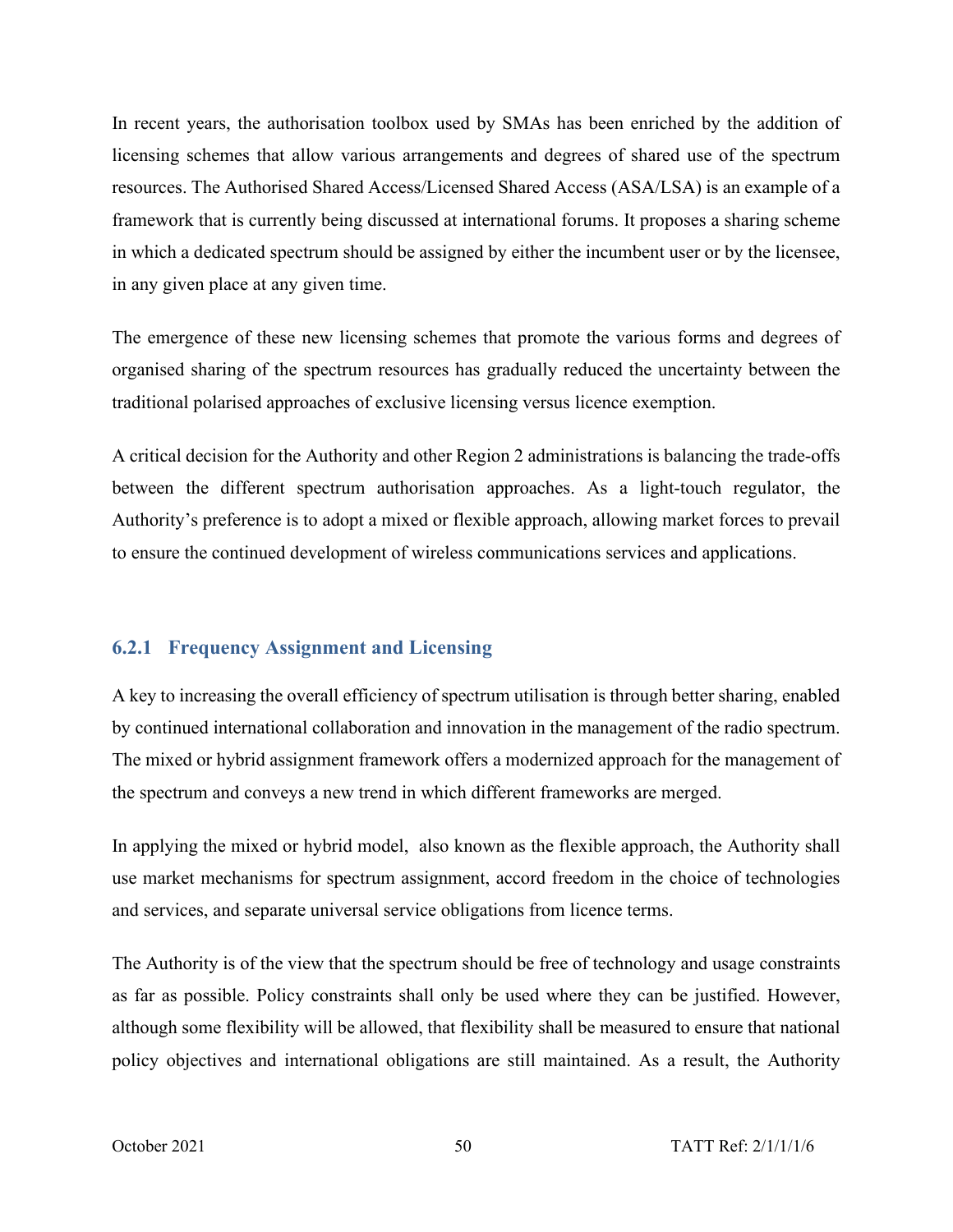In recent years, the authorisation toolbox used by SMAs has been enriched by the addition of licensing schemes that allow various arrangements and degrees of shared use of the spectrum resources. The Authorised Shared Access/Licensed Shared Access (ASA/LSA) is an example of a framework that is currently being discussed at international forums. It proposes a sharing scheme in which a dedicated spectrum should be assigned by either the incumbent user or by the licensee, in any given place at any given time.

The emergence of these new licensing schemes that promote the various forms and degrees of organised sharing of the spectrum resources has gradually reduced the uncertainty between the traditional polarised approaches of exclusive licensing versus licence exemption.

A critical decision for the Authority and other Region 2 administrations is balancing the trade-offs between the different spectrum authorisation approaches. As a light-touch regulator, the Authority's preference is to adopt a mixed or flexible approach, allowing market forces to prevail to ensure the continued development of wireless communications services and applications.

### 6.2.1 Frequency Assignment and Licensing

A key to increasing the overall efficiency of spectrum utilisation is through better sharing, enabled by continued international collaboration and innovation in the management of the radio spectrum. The mixed or hybrid assignment framework offers a modernized approach for the management of the spectrum and conveys a new trend in which different frameworks are merged.

In applying the mixed or hybrid model, also known as the flexible approach, the Authority shall use market mechanisms for spectrum assignment, accord freedom in the choice of technologies and services, and separate universal service obligations from licence terms.

The Authority is of the view that the spectrum should be free of technology and usage constraints as far as possible. Policy constraints shall only be used where they can be justified. However, although some flexibility will be allowed, that flexibility shall be measured to ensure that national policy objectives and international obligations are still maintained. As a result, the Authority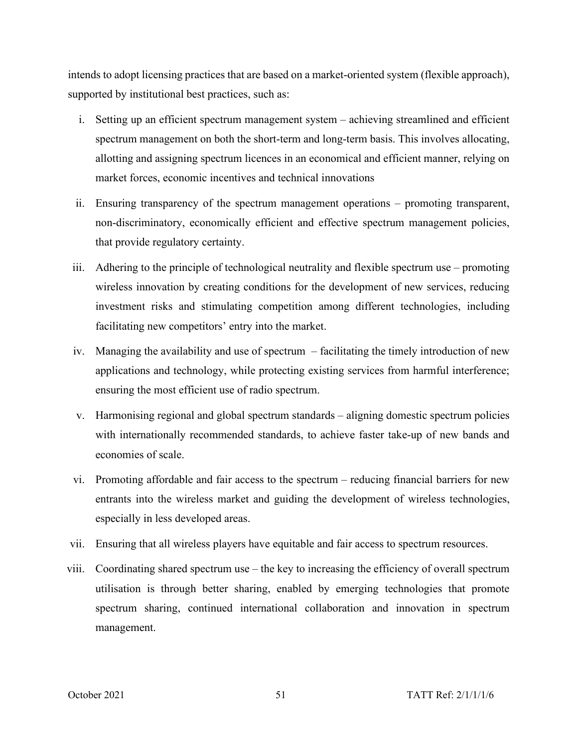intends to adopt licensing practices that are based on a market-oriented system (flexible approach), supported by institutional best practices, such as:

i. Setting up an efficient spectrum management system – achieving streamlined and efficient spectrum management on both the short-term and long-term basis. This involves allocating, allotting and assigning spectrum licences in an economical and efficient manner, relying on market forces, economic incentives and technical innovations

ii. Ensuring transparency of the spectrum management operations – promoting transparent, non-discriminatory, economically efficient and effective spectrum management policies, that provide regulatory certainty.

iii. Adhering to the principle of technological neutrality and flexible spectrum use – promoting wireless innovation by creating conditions for the development of new services, reducing investment risks and stimulating competition among different technologies, including facilitating new competitors' entry into the market.

iv. Managing the availability and use of spectrum – facilitating the timely introduction of new applications and technology, while protecting existing services from harmful interference; ensuring the most efficient use of radio spectrum.

v. Harmonising regional and global spectrum standards – aligning domestic spectrum policies with internationally recommended standards, to achieve faster take-up of new bands and economies of scale.

vi. Promoting affordable and fair access to the spectrum – reducing financial barriers for new entrants into the wireless market and guiding the development of wireless technologies, especially in less developed areas.

vii. Ensuring that all wireless players have equitable and fair access to spectrum resources.

viii. Coordinating shared spectrum use – the key to increasing the efficiency of overall spectrum utilisation is through better sharing, enabled by emerging technologies that promote spectrum sharing, continued international collaboration and innovation in spectrum management.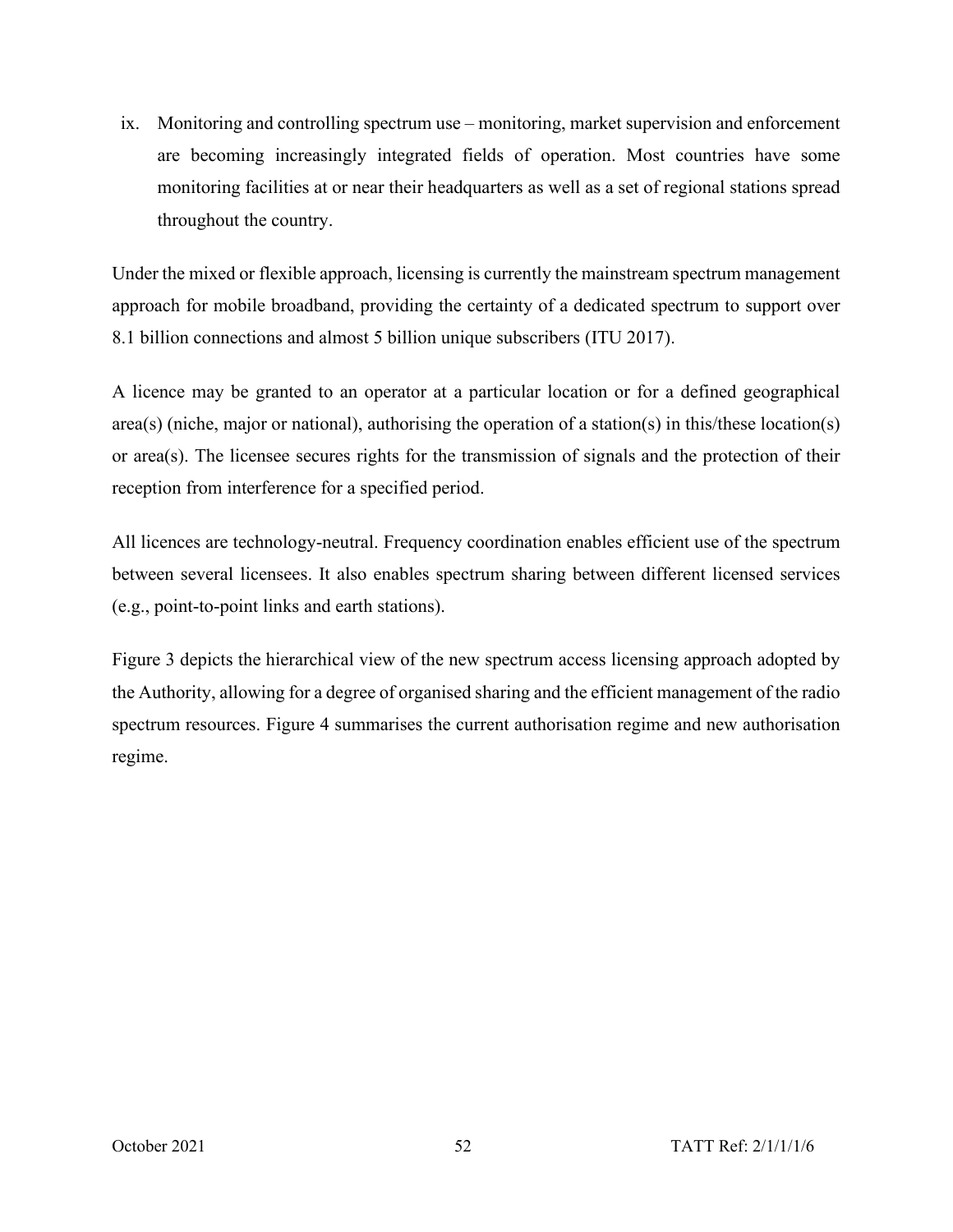ix. Monitoring and controlling spectrum use – monitoring, market supervision and enforcement are becoming increasingly integrated fields of operation. Most countries have some monitoring facilities at or near their headquarters as well as a set of regional stations spread throughout the country.

Under the mixed or flexible approach, licensing is currently the mainstream spectrum management approach for mobile broadband, providing the certainty of a dedicated spectrum to support over 8.1 billion connections and almost 5 billion unique subscribers (ITU 2017).

A licence may be granted to an operator at a particular location or for a defined geographical area(s) (niche, major or national), authorising the operation of a station(s) in this/these location(s) or area(s). The licensee secures rights for the transmission of signals and the protection of their reception from interference for a specified period.

All licences are technology-neutral. Frequency coordination enables efficient use of the spectrum between several licensees. It also enables spectrum sharing between different licensed services (e.g., point-to-point links and earth stations).

Figure 3 depicts the hierarchical view of the new spectrum access licensing approach adopted by the Authority, allowing for a degree of organised sharing and the efficient management of the radio spectrum resources. Figure 4 summarises the current authorisation regime and new authorisation regime.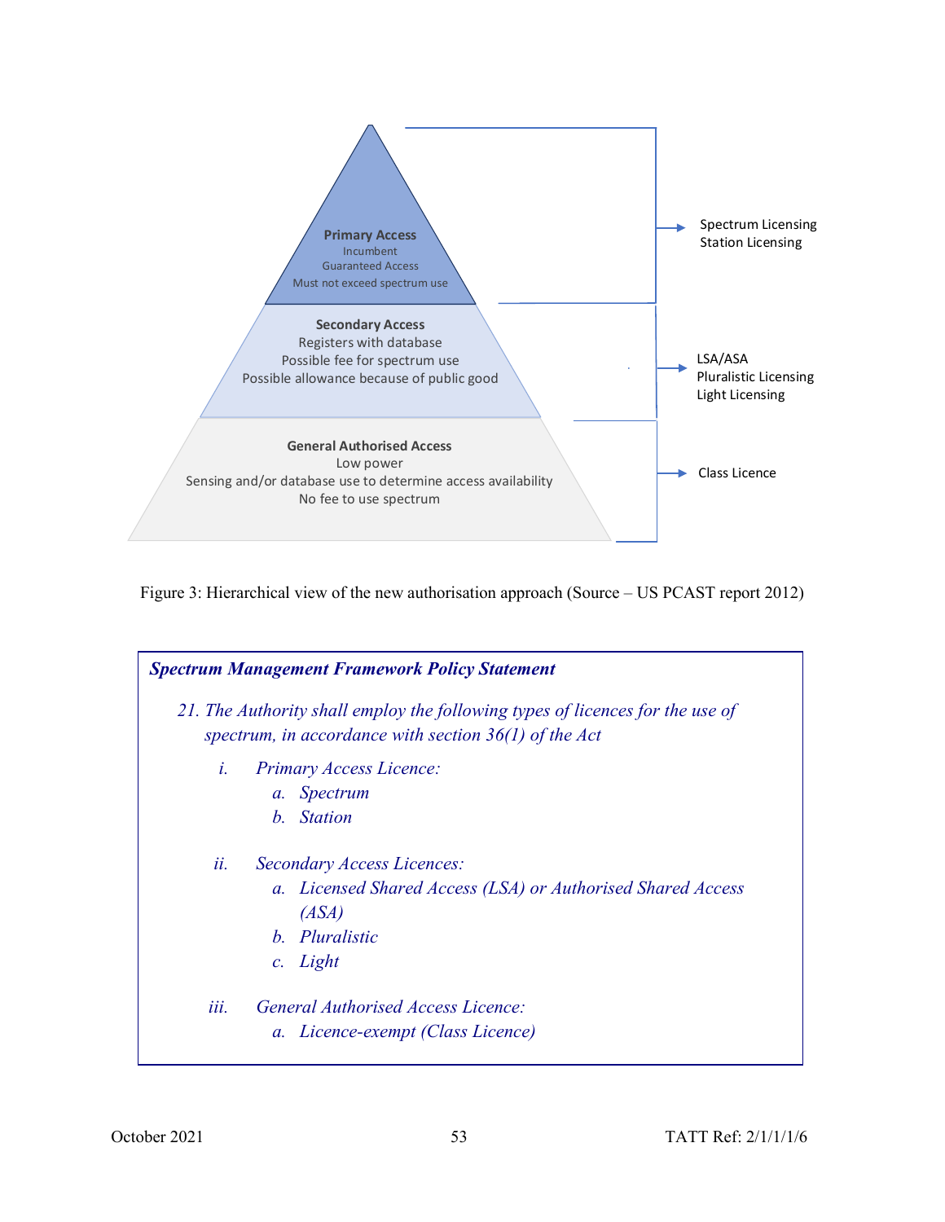**Primary Access**
Incumbent
Guaranteed Access
Must not exceed spectrum use

→ Spectrum Licensing
Station Licensing

**Secondary Access**
Registers with database
Possible fee for spectrum use
Possible allowance because of public good

→ LSA/ASA
Pluralistic Licensing
Light Licensing

**General Authorised Access**
Low power
Sensing and/or database use to determine access availability
No fee to use spectrum

→ Class Licence

Figure 3: Hierarchical view of the new authorisation approach (Source – US PCAST report 2012)

> ***Spectrum Management Framework Policy Statement***
>
> *21. The Authority shall employ the following types of licences for the use of spectrum, in accordance with section 36(1) of the Act*
>
> *i. Primary Access Licence:*
> - *a. Spectrum*
> - *b. Station*
>
> *ii. Secondary Access Licences:*
> - *a. Licensed Shared Access (LSA) or Authorised Shared Access (ASA)*
> - *b. Pluralistic*
> - *c. Light*
>
> *iii. General Authorised Access Licence:*
> - *a. Licence-exempt (Class Licence)*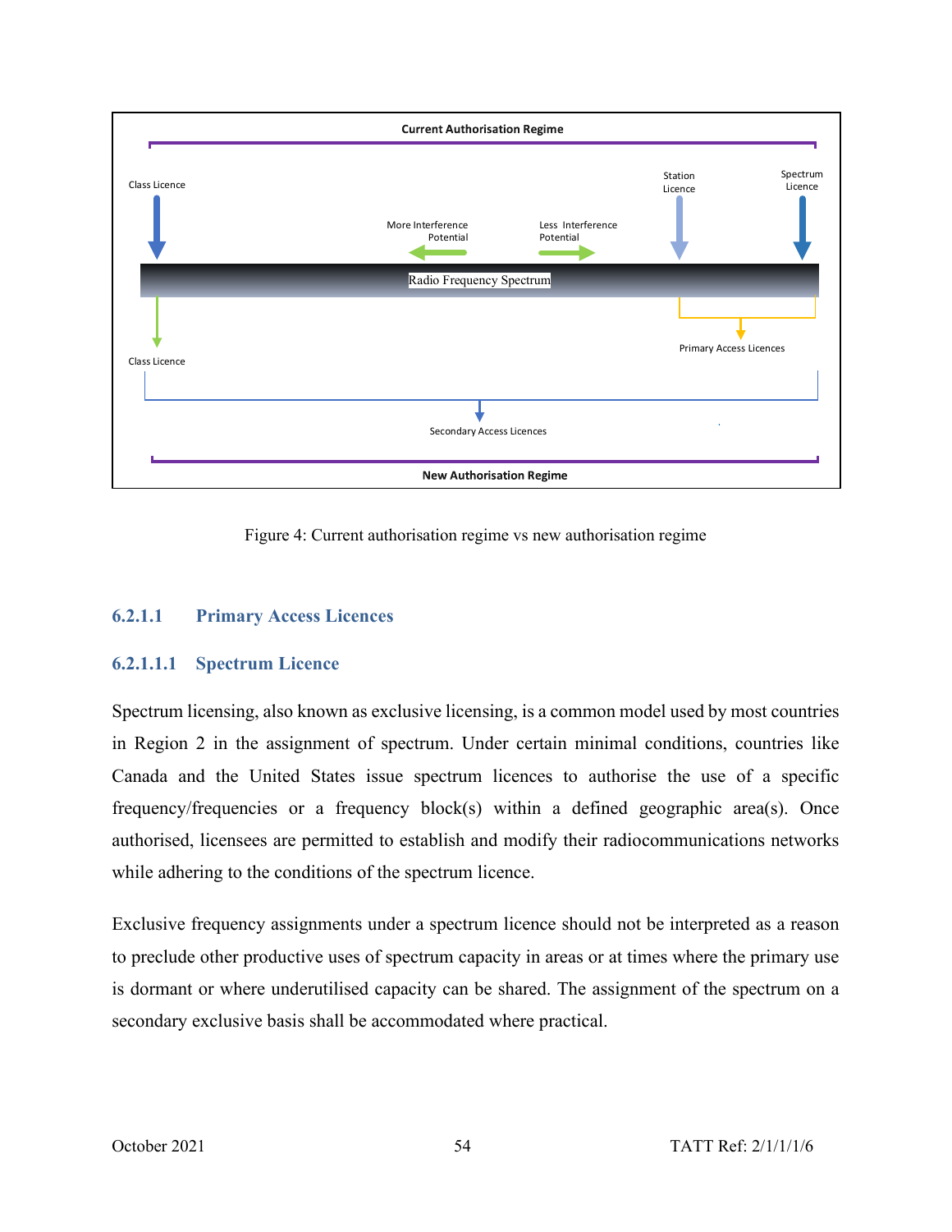Figure 4: Current authorisation regime vs new authorisation regime

#### 6.2.1.1 Primary Access Licences

##### 6.2.1.1.1 Spectrum Licence

Spectrum licensing, also known as exclusive licensing, is a common model used by most countries in Region 2 in the assignment of spectrum. Under certain minimal conditions, countries like Canada and the United States issue spectrum licences to authorise the use of a specific frequency/frequencies or a frequency block(s) within a defined geographic area(s). Once authorised, licensees are permitted to establish and modify their radiocommunications networks while adhering to the conditions of the spectrum licence.

Exclusive frequency assignments under a spectrum licence should not be interpreted as a reason to preclude other productive uses of spectrum capacity in areas or at times where the primary use is dormant or where underutilised capacity can be shared. The assignment of the spectrum on a secondary exclusive basis shall be accommodated where practical.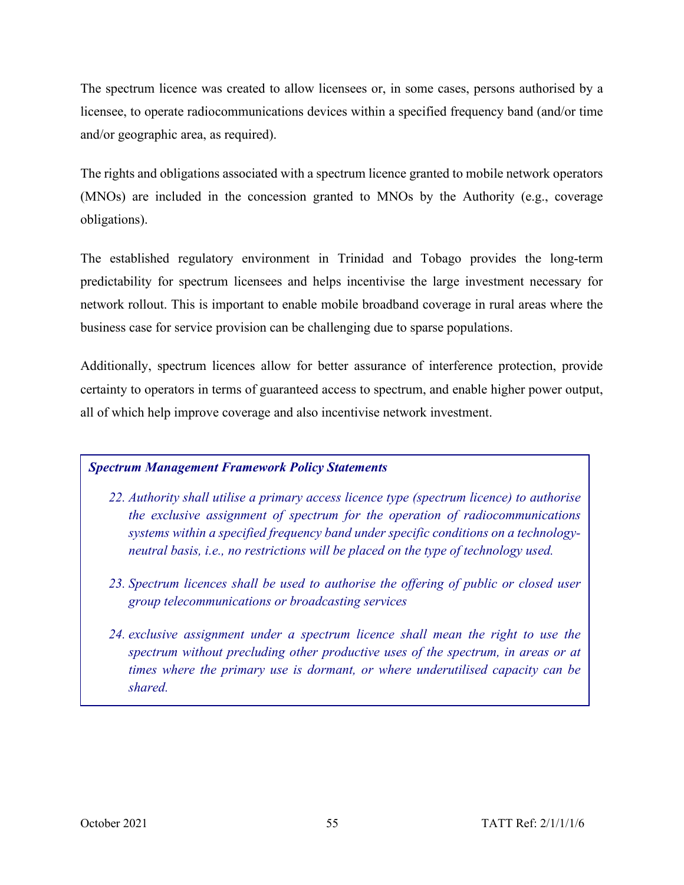The spectrum licence was created to allow licensees or, in some cases, persons authorised by a licensee, to operate radiocommunications devices within a specified frequency band (and/or time and/or geographic area, as required).

The rights and obligations associated with a spectrum licence granted to mobile network operators (MNOs) are included in the concession granted to MNOs by the Authority (e.g., coverage obligations).

The established regulatory environment in Trinidad and Tobago provides the long-term predictability for spectrum licensees and helps incentivise the large investment necessary for network rollout. This is important to enable mobile broadband coverage in rural areas where the business case for service provision can be challenging due to sparse populations.

Additionally, spectrum licences allow for better assurance of interference protection, provide certainty to operators in terms of guaranteed access to spectrum, and enable higher power output, all of which help improve coverage and also incentivise network investment.

***Spectrum Management Framework Policy Statements***

22. *Authority shall utilise a primary access licence type (spectrum licence) to authorise the exclusive assignment of spectrum for the operation of radiocommunications systems within a specified frequency band under specific conditions on a technology-neutral basis, i.e., no restrictions will be placed on the type of technology used.*

23. *Spectrum licences shall be used to authorise the offering of public or closed user group telecommunications or broadcasting services*

24. *exclusive assignment under a spectrum licence shall mean the right to use the spectrum without precluding other productive uses of the spectrum, in areas or at times where the primary use is dormant, or where underutilised capacity can be shared.*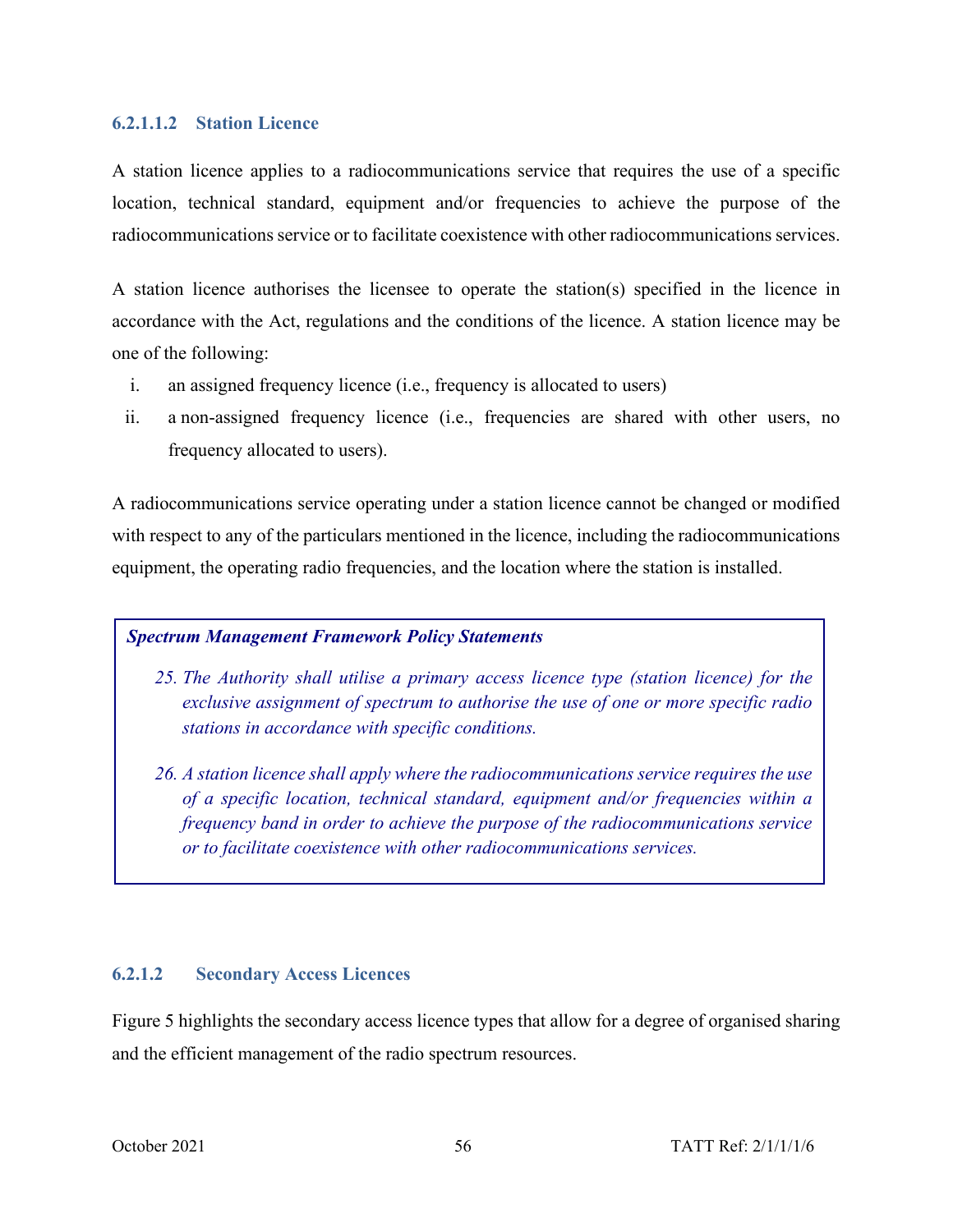#### 6.2.1.1.2 Station Licence

A station licence applies to a radiocommunications service that requires the use of a specific location, technical standard, equipment and/or frequencies to achieve the purpose of the radiocommunications service or to facilitate coexistence with other radiocommunications services.

A station licence authorises the licensee to operate the station(s) specified in the licence in accordance with the Act, regulations and the conditions of the licence. A station licence may be one of the following:

i. an assigned frequency licence (i.e., frequency is allocated to users)
ii. a non-assigned frequency licence (i.e., frequencies are shared with other users, no frequency allocated to users).

A radiocommunications service operating under a station licence cannot be changed or modified with respect to any of the particulars mentioned in the licence, including the radiocommunications equipment, the operating radio frequencies, and the location where the station is installed.

> ***Spectrum Management Framework Policy Statements***
>
> 25. *The Authority shall utilise a primary access licence type (station licence) for the exclusive assignment of spectrum to authorise the use of one or more specific radio stations in accordance with specific conditions.*
>
> 26. *A station licence shall apply where the radiocommunications service requires the use of a specific location, technical standard, equipment and/or frequencies within a frequency band in order to achieve the purpose of the radiocommunications service or to facilitate coexistence with other radiocommunications services.*

#### 6.2.1.2 Secondary Access Licences

Figure 5 highlights the secondary access licence types that allow for a degree of organised sharing and the efficient management of the radio spectrum resources.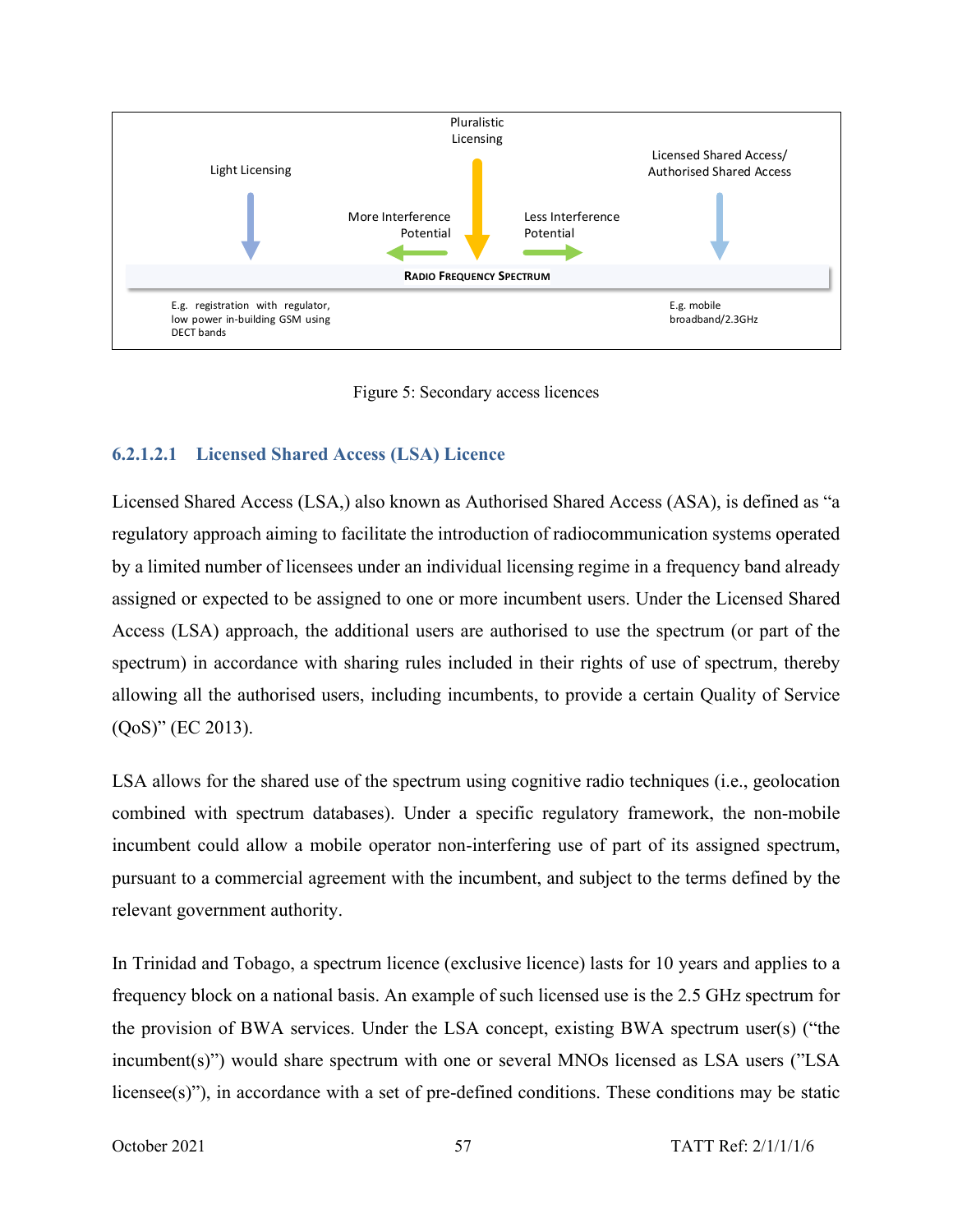Pluralistic Licensing

Light Licensing

Licensed Shared Access/ Authorised Shared Access

More Interference Potential

Less Interference Potential

RADIO FREQUENCY SPECTRUM

E.g. registration with regulator, low power in-building GSM using DECT bands

E.g. mobile broadband/2.3GHz

Figure 5: Secondary access licences

#### 6.2.1.2.1 Licensed Shared Access (LSA) Licence

Licensed Shared Access (LSA,) also known as Authorised Shared Access (ASA), is defined as "a regulatory approach aiming to facilitate the introduction of radiocommunication systems operated by a limited number of licensees under an individual licensing regime in a frequency band already assigned or expected to be assigned to one or more incumbent users. Under the Licensed Shared Access (LSA) approach, the additional users are authorised to use the spectrum (or part of the spectrum) in accordance with sharing rules included in their rights of use of spectrum, thereby allowing all the authorised users, including incumbents, to provide a certain Quality of Service (QoS)" (EC 2013).

LSA allows for the shared use of the spectrum using cognitive radio techniques (i.e., geolocation combined with spectrum databases). Under a specific regulatory framework, the non-mobile incumbent could allow a mobile operator non-interfering use of part of its assigned spectrum, pursuant to a commercial agreement with the incumbent, and subject to the terms defined by the relevant government authority.

In Trinidad and Tobago, a spectrum licence (exclusive licence) lasts for 10 years and applies to a frequency block on a national basis. An example of such licensed use is the 2.5 GHz spectrum for the provision of BWA services. Under the LSA concept, existing BWA spectrum user(s) ("the incumbent(s)") would share spectrum with one or several MNOs licensed as LSA users ("LSA licensee(s)"), in accordance with a set of pre-defined conditions. These conditions may be static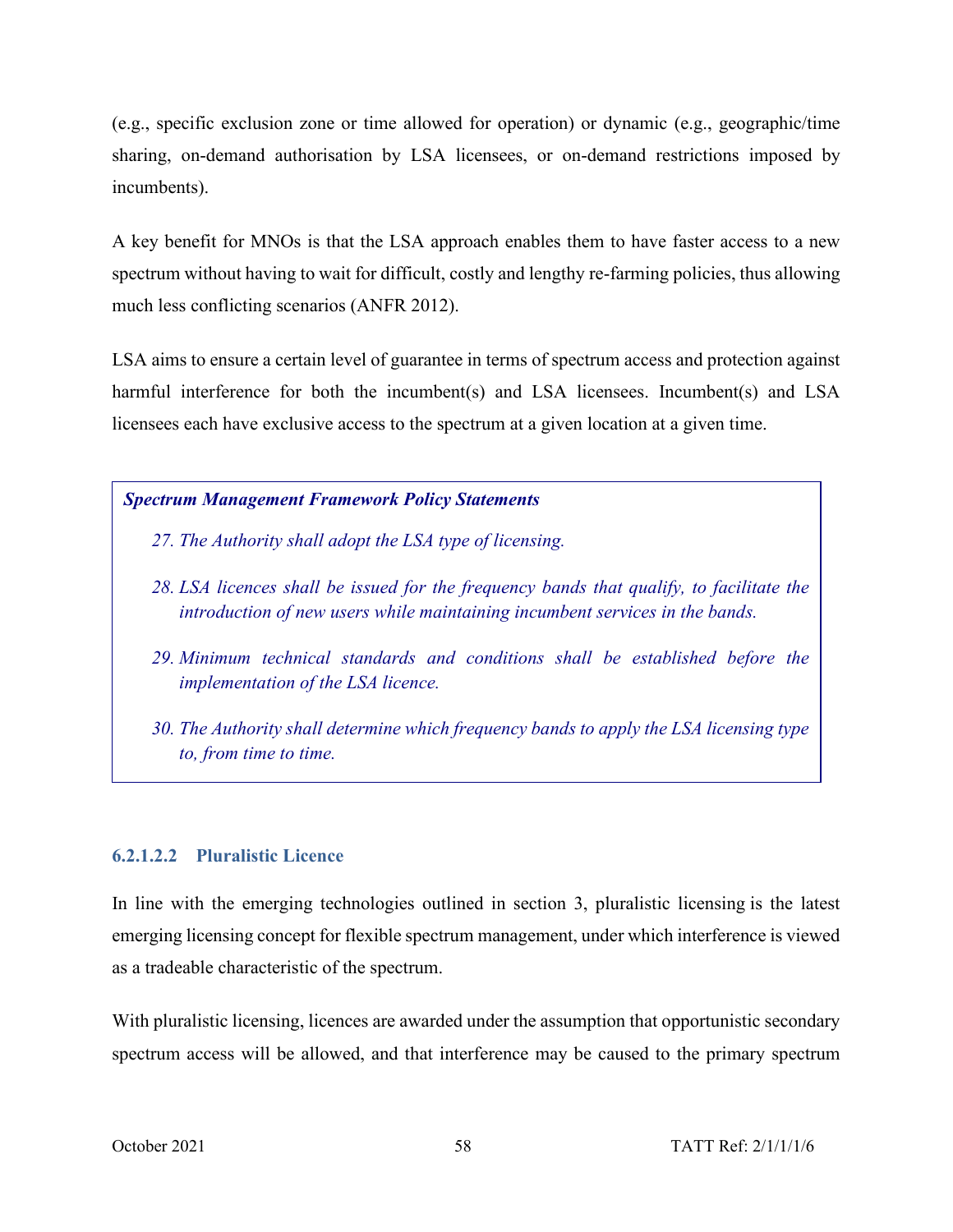(e.g., specific exclusion zone or time allowed for operation) or dynamic (e.g., geographic/time sharing, on-demand authorisation by LSA licensees, or on-demand restrictions imposed by incumbents).

A key benefit for MNOs is that the LSA approach enables them to have faster access to a new spectrum without having to wait for difficult, costly and lengthy re-farming policies, thus allowing much less conflicting scenarios (ANFR 2012).

LSA aims to ensure a certain level of guarantee in terms of spectrum access and protection against harmful interference for both the incumbent(s) and LSA licensees. Incumbent(s) and LSA licensees each have exclusive access to the spectrum at a given location at a given time.

> ***Spectrum Management Framework Policy Statements***
>
> 27. *The Authority shall adopt the LSA type of licensing.*
> 28. *LSA licences shall be issued for the frequency bands that qualify, to facilitate the introduction of new users while maintaining incumbent services in the bands.*
> 29. *Minimum technical standards and conditions shall be established before the implementation of the LSA licence.*
> 30. *The Authority shall determine which frequency bands to apply the LSA licensing type to, from time to time.*

#### 6.2.1.2.2 Pluralistic Licence

In line with the emerging technologies outlined in section 3, pluralistic licensing is the latest emerging licensing concept for flexible spectrum management, under which interference is viewed as a tradeable characteristic of the spectrum.

With pluralistic licensing, licences are awarded under the assumption that opportunistic secondary spectrum access will be allowed, and that interference may be caused to the primary spectrum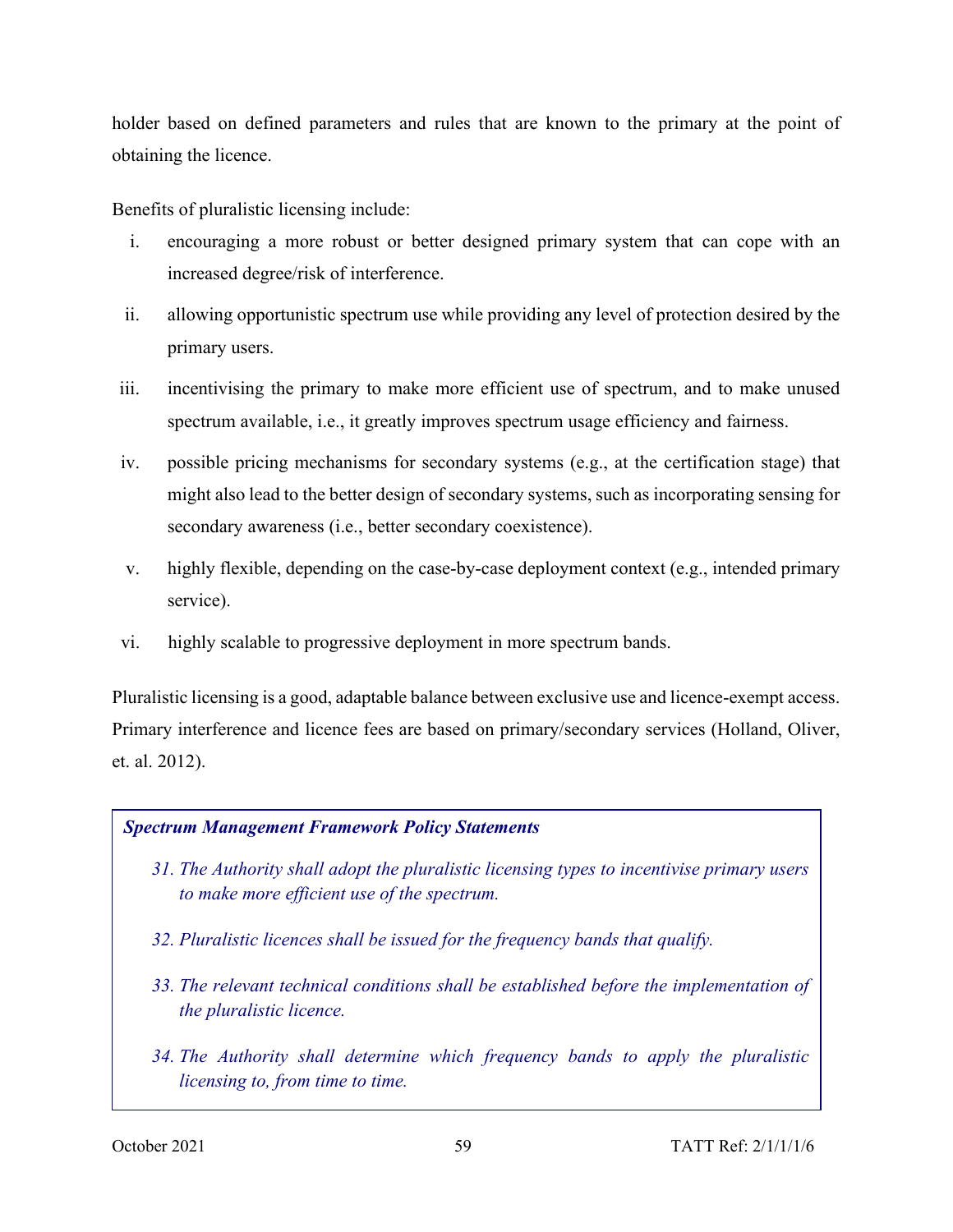holder based on defined parameters and rules that are known to the primary at the point of obtaining the licence.

Benefits of pluralistic licensing include:

i. encouraging a more robust or better designed primary system that can cope with an increased degree/risk of interference.

ii. allowing opportunistic spectrum use while providing any level of protection desired by the primary users.

iii. incentivising the primary to make more efficient use of spectrum, and to make unused spectrum available, i.e., it greatly improves spectrum usage efficiency and fairness.

iv. possible pricing mechanisms for secondary systems (e.g., at the certification stage) that might also lead to the better design of secondary systems, such as incorporating sensing for secondary awareness (i.e., better secondary coexistence).

v. highly flexible, depending on the case-by-case deployment context (e.g., intended primary service).

vi. highly scalable to progressive deployment in more spectrum bands.

Pluralistic licensing is a good, adaptable balance between exclusive use and licence-exempt access. Primary interference and licence fees are based on primary/secondary services (Holland, Oliver, et. al. 2012).

> ***Spectrum Management Framework Policy Statements***
>
> *31. The Authority shall adopt the pluralistic licensing types to incentivise primary users to make more efficient use of the spectrum.*
>
> *32. Pluralistic licences shall be issued for the frequency bands that qualify.*
>
> *33. The relevant technical conditions shall be established before the implementation of the pluralistic licence.*
>
> *34. The Authority shall determine which frequency bands to apply the pluralistic licensing to, from time to time.*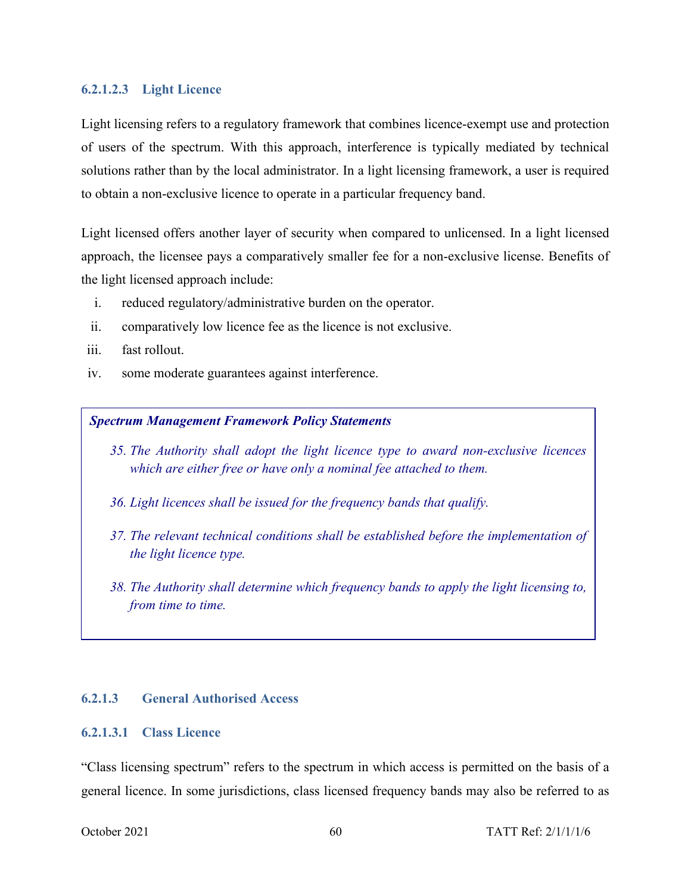#### 6.2.1.2.3 Light Licence

Light licensing refers to a regulatory framework that combines licence-exempt use and protection of users of the spectrum. With this approach, interference is typically mediated by technical solutions rather than by the local administrator. In a light licensing framework, a user is required to obtain a non-exclusive licence to operate in a particular frequency band.

Light licensed offers another layer of security when compared to unlicensed. In a light licensed approach, the licensee pays a comparatively smaller fee for a non-exclusive license. Benefits of the light licensed approach include:

i. reduced regulatory/administrative burden on the operator.
ii. comparatively low licence fee as the licence is not exclusive.
iii. fast rollout.
iv. some moderate guarantees against interference.

> ***Spectrum Management Framework Policy Statements***
>
> *35. The Authority shall adopt the light licence type to award non-exclusive licences which are either free or have only a nominal fee attached to them.*
>
> *36. Light licences shall be issued for the frequency bands that qualify.*
>
> *37. The relevant technical conditions shall be established before the implementation of the light licence type.*
>
> *38. The Authority shall determine which frequency bands to apply the light licensing to, from time to time.*

### 6.2.1.3 General Authorised Access

#### 6.2.1.3.1 Class Licence

"Class licensing spectrum" refers to the spectrum in which access is permitted on the basis of a general licence. In some jurisdictions, class licensed frequency bands may also be referred to as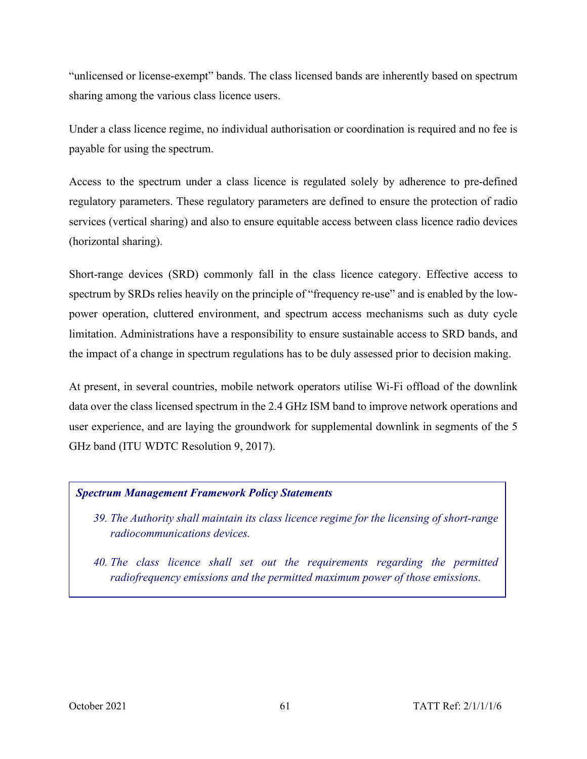"unlicensed or license-exempt" bands. The class licensed bands are inherently based on spectrum sharing among the various class licence users.

Under a class licence regime, no individual authorisation or coordination is required and no fee is payable for using the spectrum.

Access to the spectrum under a class licence is regulated solely by adherence to pre-defined regulatory parameters. These regulatory parameters are defined to ensure the protection of radio services (vertical sharing) and also to ensure equitable access between class licence radio devices (horizontal sharing).

Short-range devices (SRD) commonly fall in the class licence category. Effective access to spectrum by SRDs relies heavily on the principle of "frequency re-use" and is enabled by the low-power operation, cluttered environment, and spectrum access mechanisms such as duty cycle limitation. Administrations have a responsibility to ensure sustainable access to SRD bands, and the impact of a change in spectrum regulations has to be duly assessed prior to decision making.

At present, in several countries, mobile network operators utilise Wi-Fi offload of the downlink data over the class licensed spectrum in the 2.4 GHz ISM band to improve network operations and user experience, and are laying the groundwork for supplemental downlink in segments of the 5 GHz band (ITU WDTC Resolution 9, 2017).

> ***Spectrum Management Framework Policy Statements***
>
> 39. *The Authority shall maintain its class licence regime for the licensing of short-range radiocommunications devices.*
> 40. *The class licence shall set out the requirements regarding the permitted radiofrequency emissions and the permitted maximum power of those emissions.*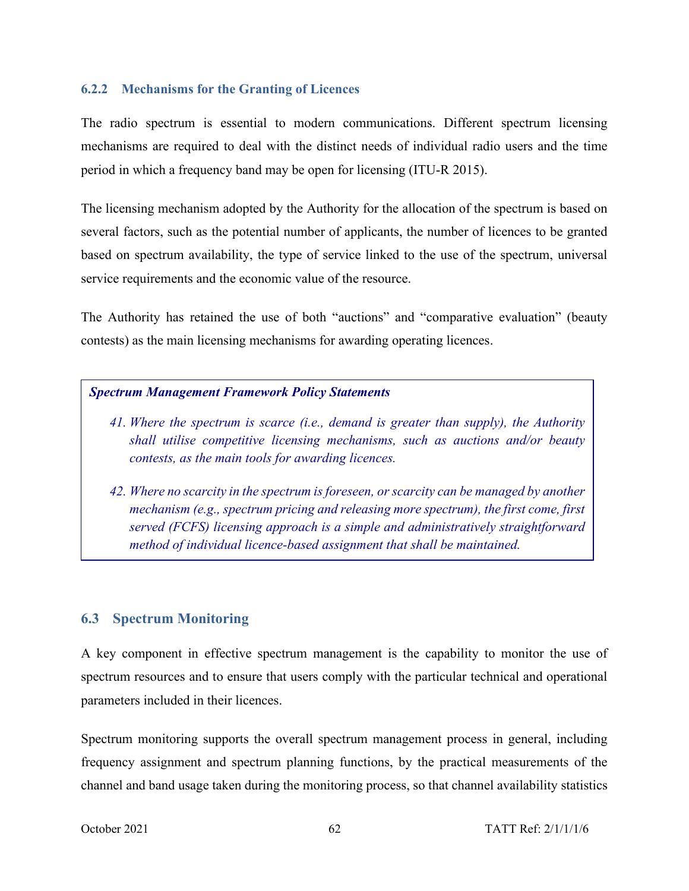### 6.2.2 Mechanisms for the Granting of Licences

The radio spectrum is essential to modern communications. Different spectrum licensing mechanisms are required to deal with the distinct needs of individual radio users and the time period in which a frequency band may be open for licensing (ITU-R 2015).

The licensing mechanism adopted by the Authority for the allocation of the spectrum is based on several factors, such as the potential number of applicants, the number of licences to be granted based on spectrum availability, the type of service linked to the use of the spectrum, universal service requirements and the economic value of the resource.

The Authority has retained the use of both “auctions” and “comparative evaluation” (beauty contests) as the main licensing mechanisms for awarding operating licences.

> ***Spectrum Management Framework Policy Statements***
>
> 41. *Where the spectrum is scarce (i.e., demand is greater than supply), the Authority shall utilise competitive licensing mechanisms, such as auctions and/or beauty contests, as the main tools for awarding licences.*
> 42. *Where no scarcity in the spectrum is foreseen, or scarcity can be managed by another mechanism (e.g., spectrum pricing and releasing more spectrum), the first come, first served (FCFS) licensing approach is a simple and administratively straightforward method of individual licence-based assignment that shall be maintained.*

## 6.3 Spectrum Monitoring

A key component in effective spectrum management is the capability to monitor the use of spectrum resources and to ensure that users comply with the particular technical and operational parameters included in their licences.

Spectrum monitoring supports the overall spectrum management process in general, including frequency assignment and spectrum planning functions, by the practical measurements of the channel and band usage taken during the monitoring process, so that channel availability statistics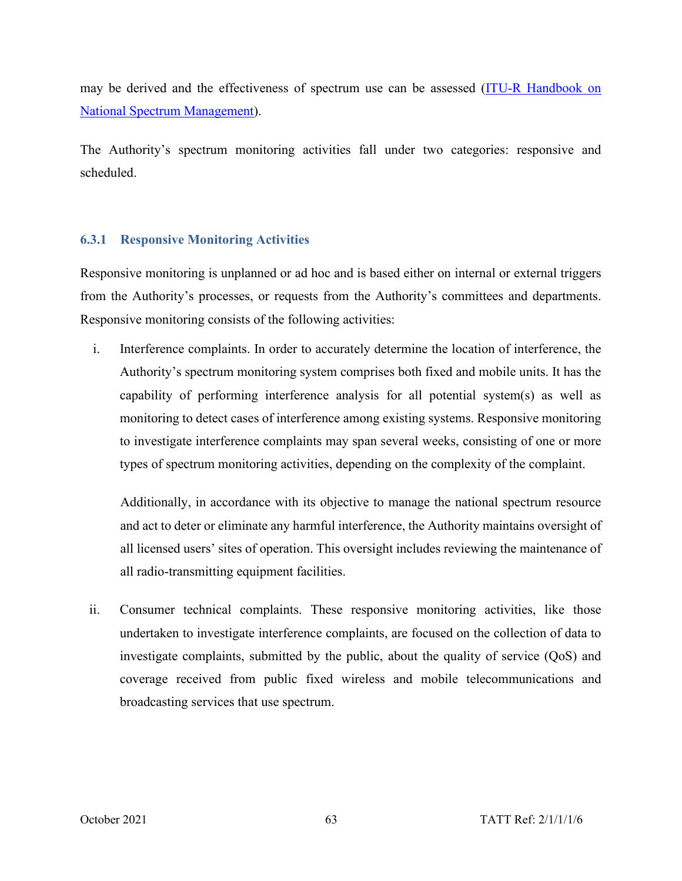may be derived and the effectiveness of spectrum use can be assessed ([ITU-R Handbook on National Spectrum Management](ITU-R Handbook on National Spectrum Management)).

The Authority's spectrum monitoring activities fall under two categories: responsive and scheduled.

### 6.3.1 Responsive Monitoring Activities

Responsive monitoring is unplanned or ad hoc and is based either on internal or external triggers from the Authority's processes, or requests from the Authority's committees and departments. Responsive monitoring consists of the following activities:

i. Interference complaints. In order to accurately determine the location of interference, the Authority's spectrum monitoring system comprises both fixed and mobile units. It has the capability of performing interference analysis for all potential system(s) as well as monitoring to detect cases of interference among existing systems. Responsive monitoring to investigate interference complaints may span several weeks, consisting of one or more types of spectrum monitoring activities, depending on the complexity of the complaint.

   Additionally, in accordance with its objective to manage the national spectrum resource and act to deter or eliminate any harmful interference, the Authority maintains oversight of all licensed users' sites of operation. This oversight includes reviewing the maintenance of all radio-transmitting equipment facilities.

ii. Consumer technical complaints. These responsive monitoring activities, like those undertaken to investigate interference complaints, are focused on the collection of data to investigate complaints, submitted by the public, about the quality of service (QoS) and coverage received from public fixed wireless and mobile telecommunications and broadcasting services that use spectrum.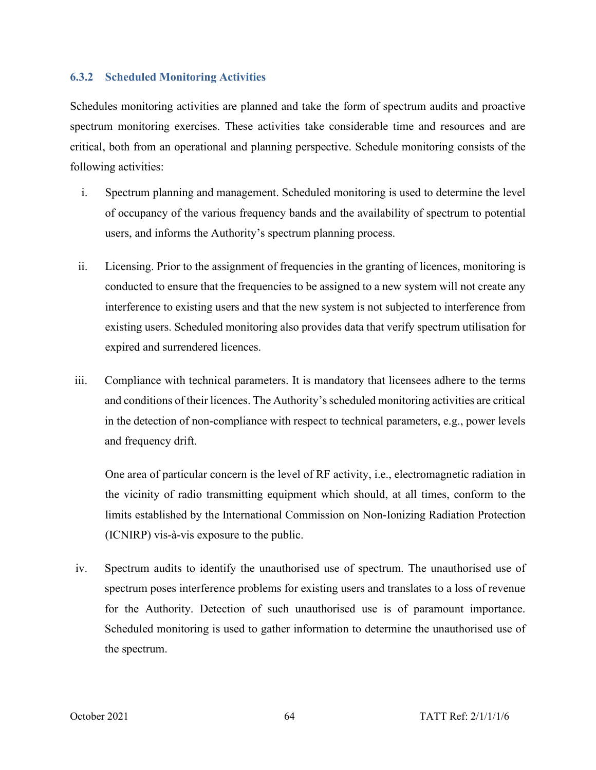### 6.3.2 Scheduled Monitoring Activities

Schedules monitoring activities are planned and take the form of spectrum audits and proactive spectrum monitoring exercises. These activities take considerable time and resources and are critical, both from an operational and planning perspective. Schedule monitoring consists of the following activities:

i. Spectrum planning and management. Scheduled monitoring is used to determine the level of occupancy of the various frequency bands and the availability of spectrum to potential users, and informs the Authority's spectrum planning process.

ii. Licensing. Prior to the assignment of frequencies in the granting of licences, monitoring is conducted to ensure that the frequencies to be assigned to a new system will not create any interference to existing users and that the new system is not subjected to interference from existing users. Scheduled monitoring also provides data that verify spectrum utilisation for expired and surrendered licences.

iii. Compliance with technical parameters. It is mandatory that licensees adhere to the terms and conditions of their licences. The Authority's scheduled monitoring activities are critical in the detection of non-compliance with respect to technical parameters, e.g., power levels and frequency drift.

   One area of particular concern is the level of RF activity, i.e., electromagnetic radiation in the vicinity of radio transmitting equipment which should, at all times, conform to the limits established by the International Commission on Non-Ionizing Radiation Protection (ICNIRP) vis-à-vis exposure to the public.

iv. Spectrum audits to identify the unauthorised use of spectrum. The unauthorised use of spectrum poses interference problems for existing users and translates to a loss of revenue for the Authority. Detection of such unauthorised use is of paramount importance. Scheduled monitoring is used to gather information to determine the unauthorised use of the spectrum.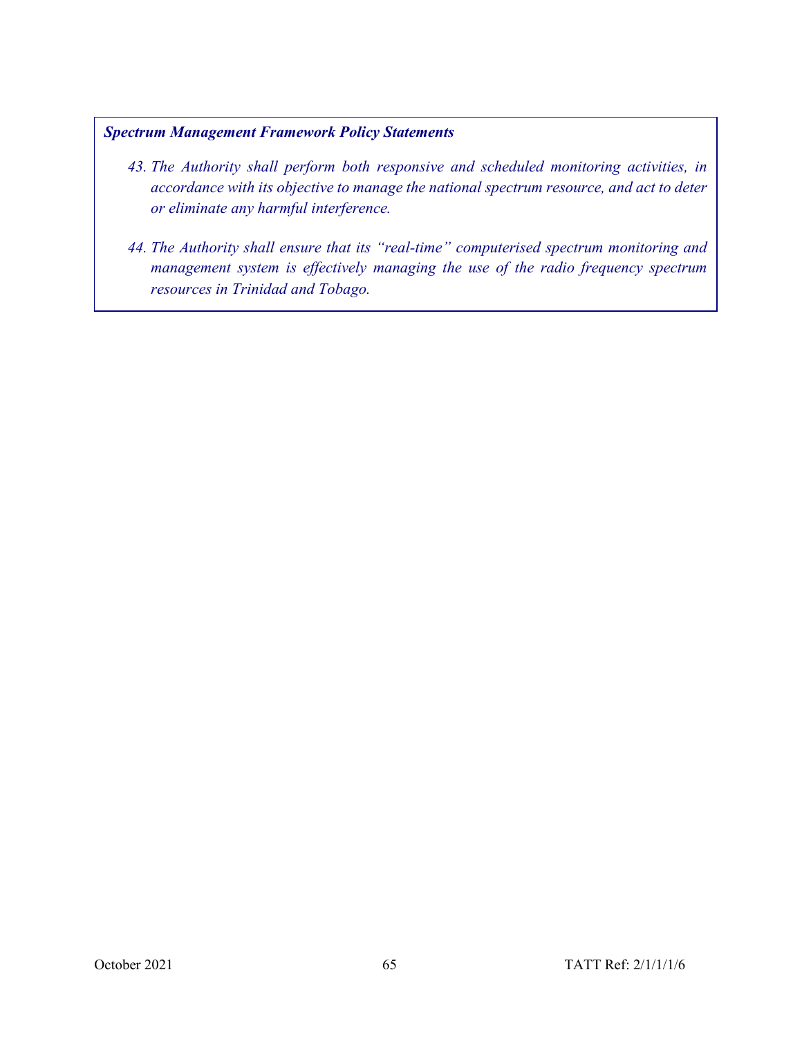***Spectrum Management Framework Policy Statements***

43. *The Authority shall perform both responsive and scheduled monitoring activities, in accordance with its objective to manage the national spectrum resource, and act to deter or eliminate any harmful interference.*

44. *The Authority shall ensure that its "real-time" computerised spectrum monitoring and management system is effectively managing the use of the radio frequency spectrum resources in Trinidad and Tobago.*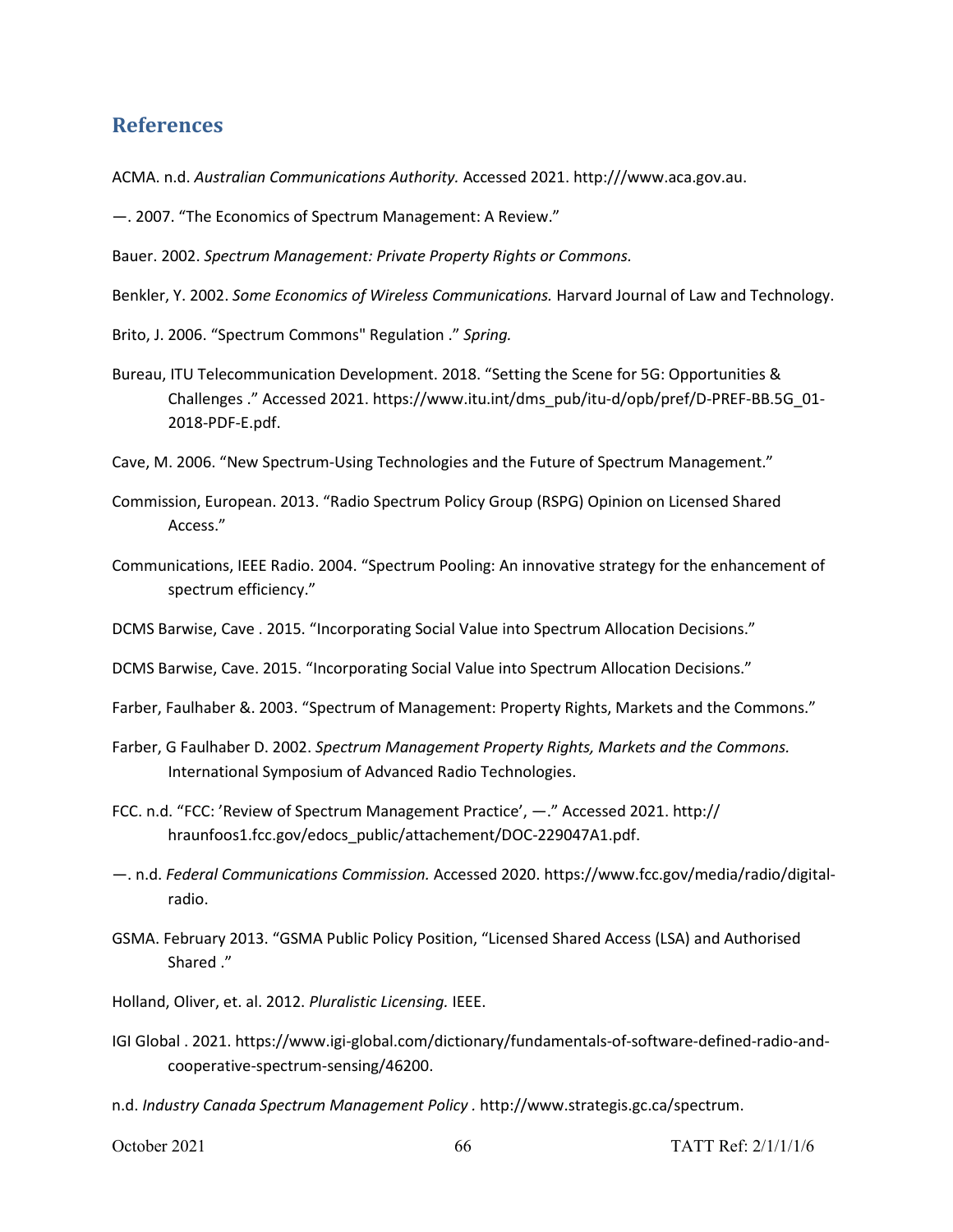## References

ACMA. n.d. *Australian Communications Authority.* Accessed 2021. http:///www.aca.gov.au.

—. 2007. "The Economics of Spectrum Management: A Review."

Bauer. 2002. *Spectrum Management: Private Property Rights or Commons.*

Benkler, Y. 2002. *Some Economics of Wireless Communications.* Harvard Journal of Law and Technology.

Brito, J. 2006. "Spectrum Commons" Regulation ." *Spring.*

Bureau, ITU Telecommunication Development. 2018. "Setting the Scene for 5G: Opportunities & Challenges ." Accessed 2021. https://www.itu.int/dms_pub/itu-d/opb/pref/D-PREF-BB.5G_01-2018-PDF-E.pdf.

Cave, M. 2006. "New Spectrum-Using Technologies and the Future of Spectrum Management."

Commission, European. 2013. "Radio Spectrum Policy Group (RSPG) Opinion on Licensed Shared Access."

Communications, IEEE Radio. 2004. "Spectrum Pooling: An innovative strategy for the enhancement of spectrum efficiency."

DCMS Barwise, Cave . 2015. "Incorporating Social Value into Spectrum Allocation Decisions."

DCMS Barwise, Cave. 2015. "Incorporating Social Value into Spectrum Allocation Decisions."

Farber, Faulhaber &. 2003. "Spectrum of Management: Property Rights, Markets and the Commons."

Farber, G Faulhaber D. 2002. *Spectrum Management Property Rights, Markets and the Commons.* International Symposium of Advanced Radio Technologies.

FCC. n.d. "FCC: 'Review of Spectrum Management Practice', —." Accessed 2021. http:// hraunfoos1.fcc.gov/edocs_public/attachement/DOC-229047A1.pdf.

—. n.d. *Federal Communications Commission.* Accessed 2020. https://www.fcc.gov/media/radio/digital-radio.

GSMA. February 2013. "GSMA Public Policy Position, "Licensed Shared Access (LSA) and Authorised Shared ."

Holland, Oliver, et. al. 2012. *Pluralistic Licensing.* IEEE.

IGI Global . 2021. https://www.igi-global.com/dictionary/fundamentals-of-software-defined-radio-and-cooperative-spectrum-sensing/46200.

n.d. *Industry Canada Spectrum Management Policy .* http://www.strategis.gc.ca/spectrum.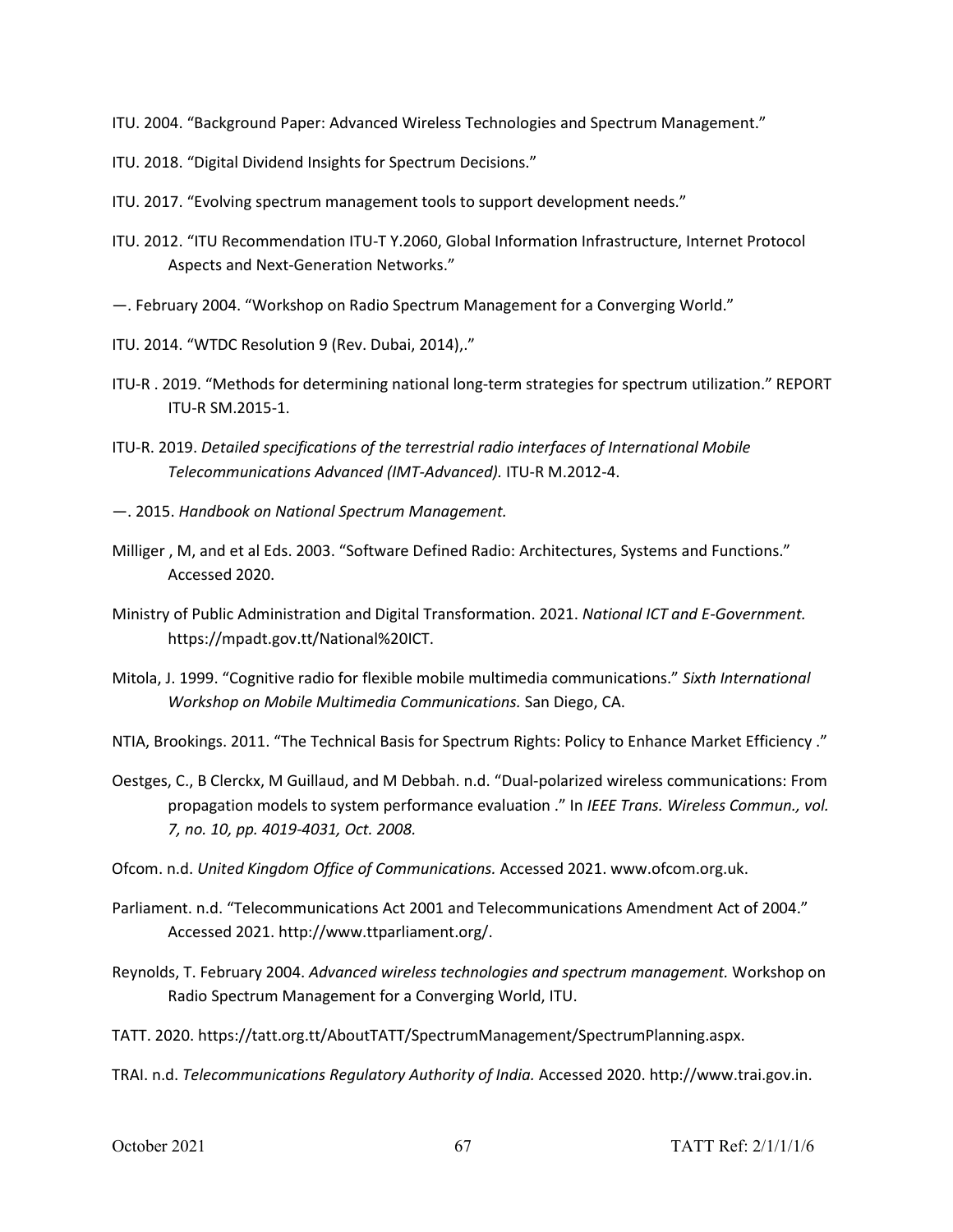ITU. 2004. "Background Paper: Advanced Wireless Technologies and Spectrum Management."

ITU. 2018. "Digital Dividend Insights for Spectrum Decisions."

ITU. 2017. "Evolving spectrum management tools to support development needs."

ITU. 2012. "ITU Recommendation ITU-T Y.2060, Global Information Infrastructure, Internet Protocol Aspects and Next-Generation Networks."

—. February 2004. "Workshop on Radio Spectrum Management for a Converging World."

ITU. 2014. "WTDC Resolution 9 (Rev. Dubai, 2014),."

ITU-R . 2019. "Methods for determining national long-term strategies for spectrum utilization." REPORT ITU-R SM.2015-1.

ITU-R. 2019. *Detailed specifications of the terrestrial radio interfaces of International Mobile Telecommunications Advanced (IMT-Advanced).* ITU-R M.2012-4.

—. 2015. *Handbook on National Spectrum Management.*

Milliger , M, and et al Eds. 2003. "Software Defined Radio: Architectures, Systems and Functions." Accessed 2020.

Ministry of Public Administration and Digital Transformation. 2021. *National ICT and E-Government.* https://mpadt.gov.tt/National%20ICT.

Mitola, J. 1999. "Cognitive radio for flexible mobile multimedia communications." *Sixth International Workshop on Mobile Multimedia Communications.* San Diego, CA.

NTIA, Brookings. 2011. "The Technical Basis for Spectrum Rights: Policy to Enhance Market Efficiency ."

Oestges, C., B Clerckx, M Guillaud, and M Debbah. n.d. "Dual-polarized wireless communications: From propagation models to system performance evaluation ." In *IEEE Trans. Wireless Commun., vol. 7, no. 10, pp. 4019-4031, Oct. 2008.*

Ofcom. n.d. *United Kingdom Office of Communications.* Accessed 2021. www.ofcom.org.uk.

Parliament. n.d. "Telecommunications Act 2001 and Telecommunications Amendment Act of 2004." Accessed 2021. http://www.ttparliament.org/.

Reynolds, T. February 2004. *Advanced wireless technologies and spectrum management.* Workshop on Radio Spectrum Management for a Converging World, ITU.

TATT. 2020. https://tatt.org.tt/AboutTATT/SpectrumManagement/SpectrumPlanning.aspx.

TRAI. n.d. *Telecommunications Regulatory Authority of India.* Accessed 2020. http://www.trai.gov.in.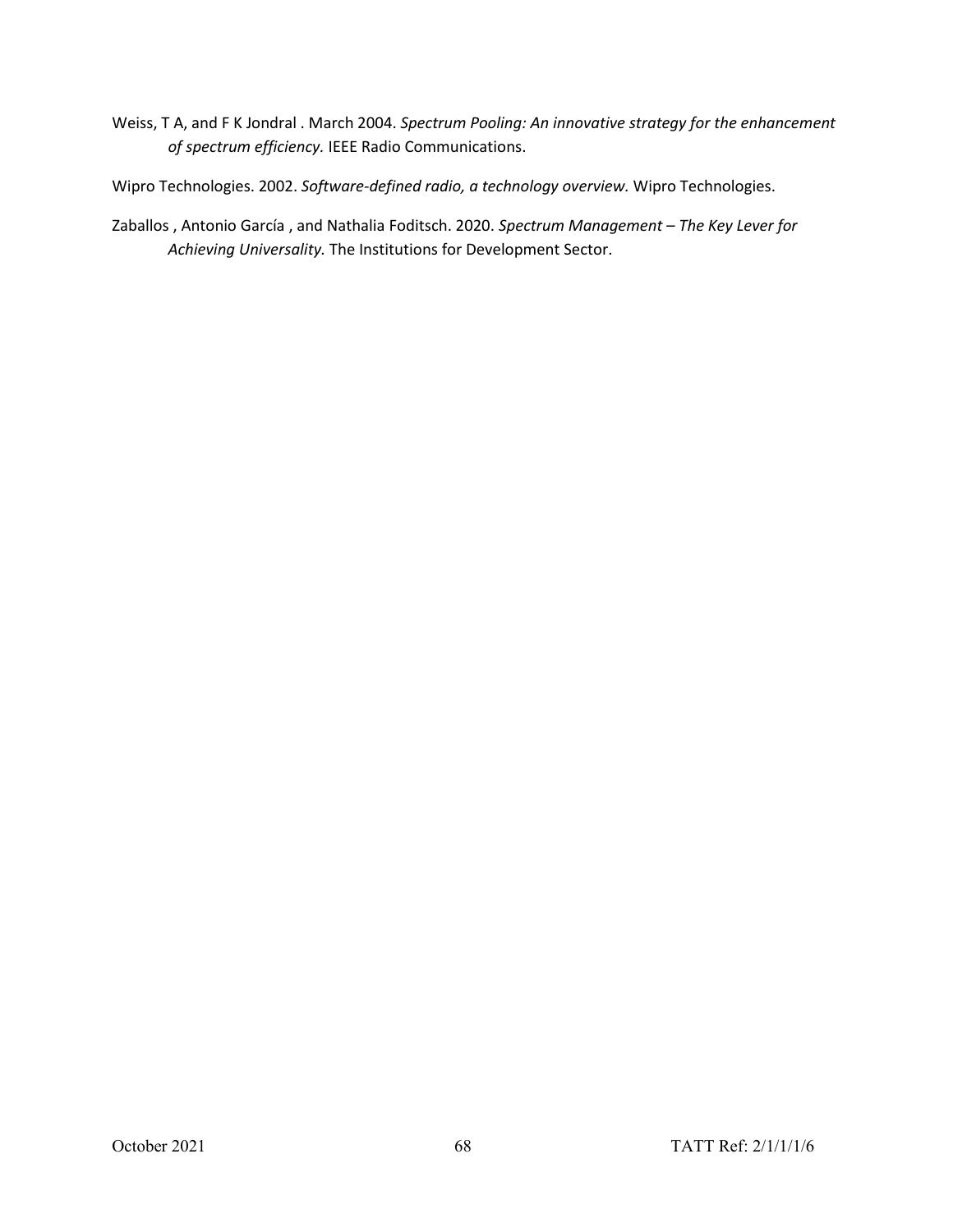Weiss, T A, and F K Jondral . March 2004. *Spectrum Pooling: An innovative strategy for the enhancement of spectrum efficiency.* IEEE Radio Communications.

Wipro Technologies. 2002. *Software-defined radio, a technology overview.* Wipro Technologies.

Zaballos , Antonio García , and Nathalia Foditsch. 2020. *Spectrum Management – The Key Lever for Achieving Universality.* The Institutions for Development Sector.